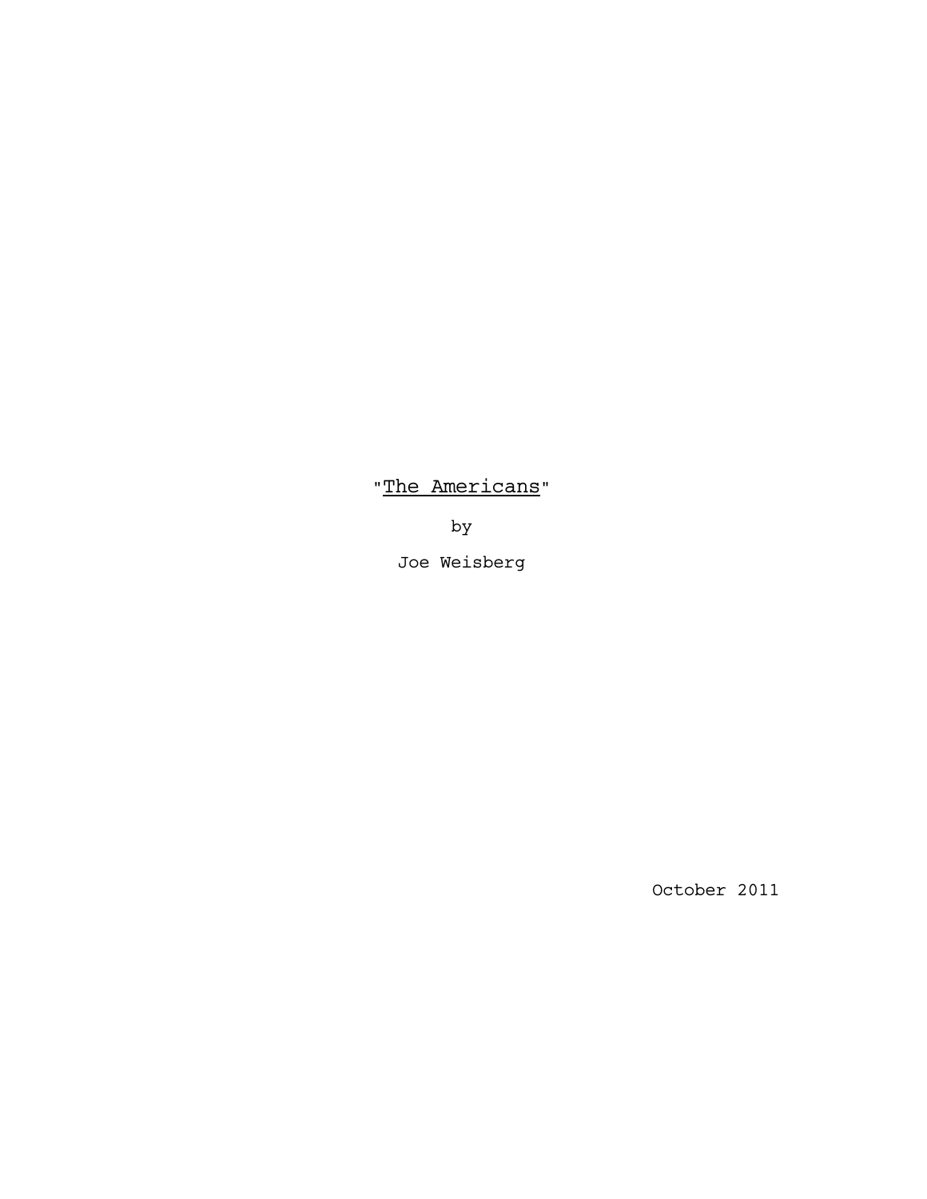"The Americans"

by

Joe Weisberg

October 2011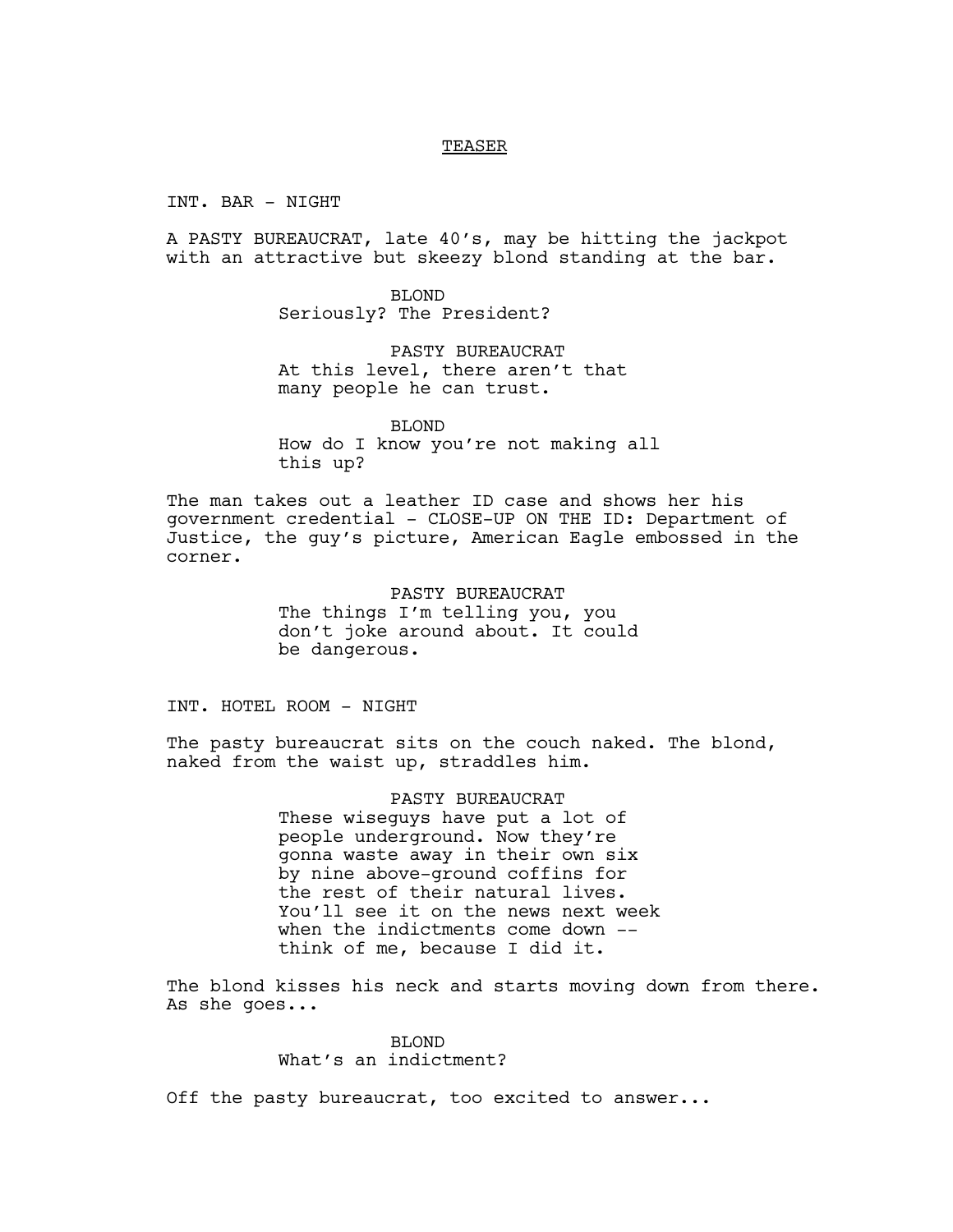# TEASER

INT. BAR - NIGHT

A PASTY BUREAUCRAT, late 40's, may be hitting the jackpot with an attractive but skeezy blond standing at the bar.

BLOND
Seriously? The President?

PASTY BUREAUCRAT
At this level, there aren't that many people he can trust.

BLOND
How do I know you're not making all this up?

The man takes out a leather ID case and shows her his government credential - CLOSE-UP ON THE ID: Department of Justice, the guy's picture, American Eagle embossed in the corner.

PASTY BUREAUCRAT
The things I'm telling you, you don't joke around about. It could be dangerous.

INT. HOTEL ROOM - NIGHT

The pasty bureaucrat sits on the couch naked. The blond, naked from the waist up, straddles him.

PASTY BUREAUCRAT
These wiseguys have put a lot of people underground. Now they're gonna waste away in their own six by nine above-ground coffins for the rest of their natural lives. You'll see it on the news next week when the indictments come down -- think of me, because I did it.

The blond kisses his neck and starts moving down from there. As she goes...

BLOND
What's an indictment?

Off the pasty bureaucrat, too excited to answer...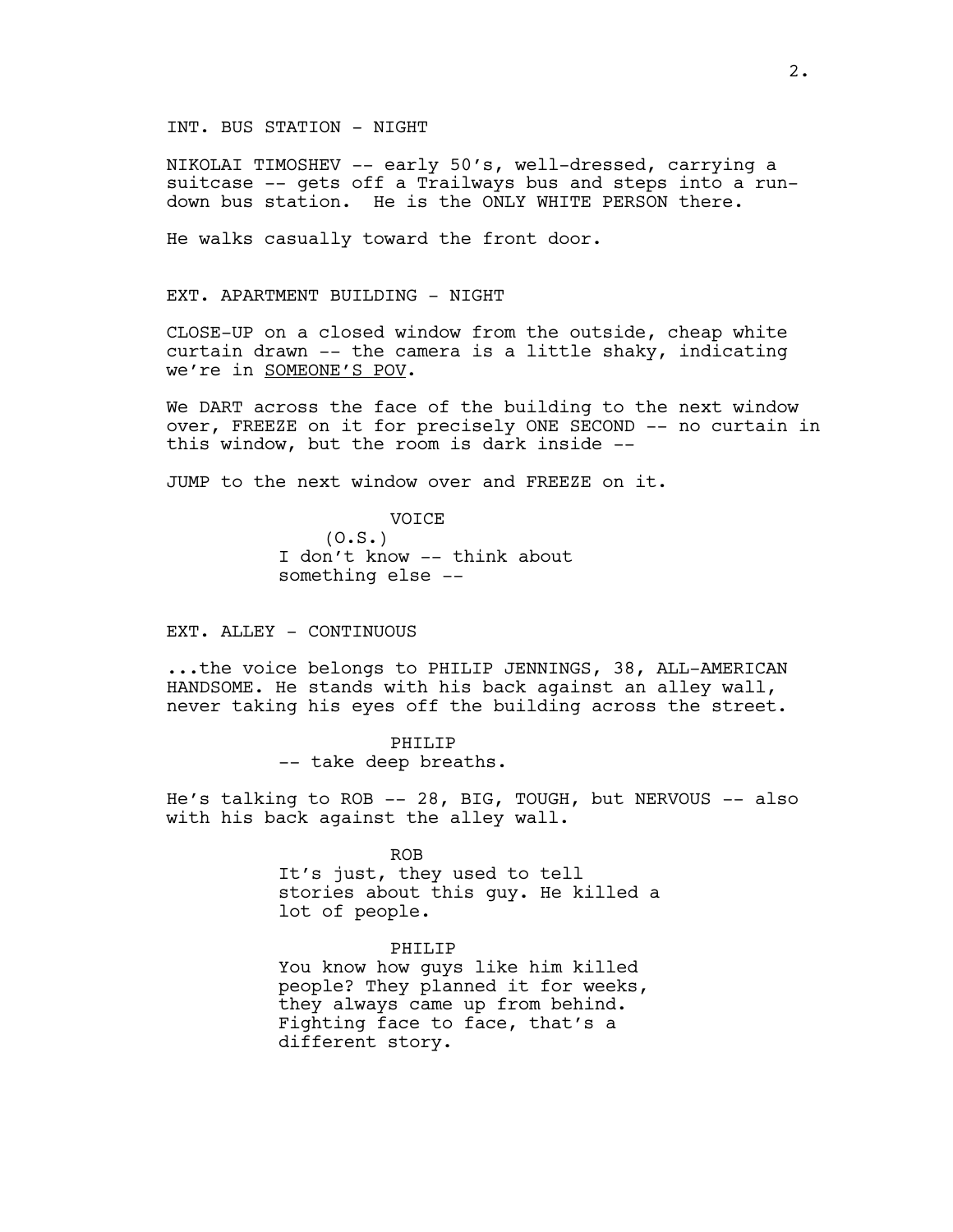INT. BUS STATION - NIGHT

NIKOLAI TIMOSHEV -- early 50's, well-dressed, carrying a suitcase -- gets off a Trailways bus and steps into a run-down bus station. He is the ONLY WHITE PERSON there.

He walks casually toward the front door.

EXT. APARTMENT BUILDING - NIGHT

CLOSE-UP on a closed window from the outside, cheap white curtain drawn -- the camera is a little shaky, indicating we're in <u>SOMEONE'S POV</u>.

We DART across the face of the building to the next window over, FREEZE on it for precisely ONE SECOND -- no curtain in this window, but the room is dark inside --

JUMP to the next window over and FREEZE on it.

VOICE
(O.S.)
I don't know -- think about something else --

EXT. ALLEY - CONTINUOUS

...the voice belongs to PHILIP JENNINGS, 38, ALL-AMERICAN HANDSOME. He stands with his back against an alley wall, never taking his eyes off the building across the street.

PHILIP
-- take deep breaths.

He's talking to ROB -- 28, BIG, TOUGH, but NERVOUS -- also with his back against the alley wall.

ROB
It's just, they used to tell stories about this guy. He killed a lot of people.

PHILIP
You know how guys like him killed people? They planned it for weeks, they always came up from behind. Fighting face to face, that's a different story.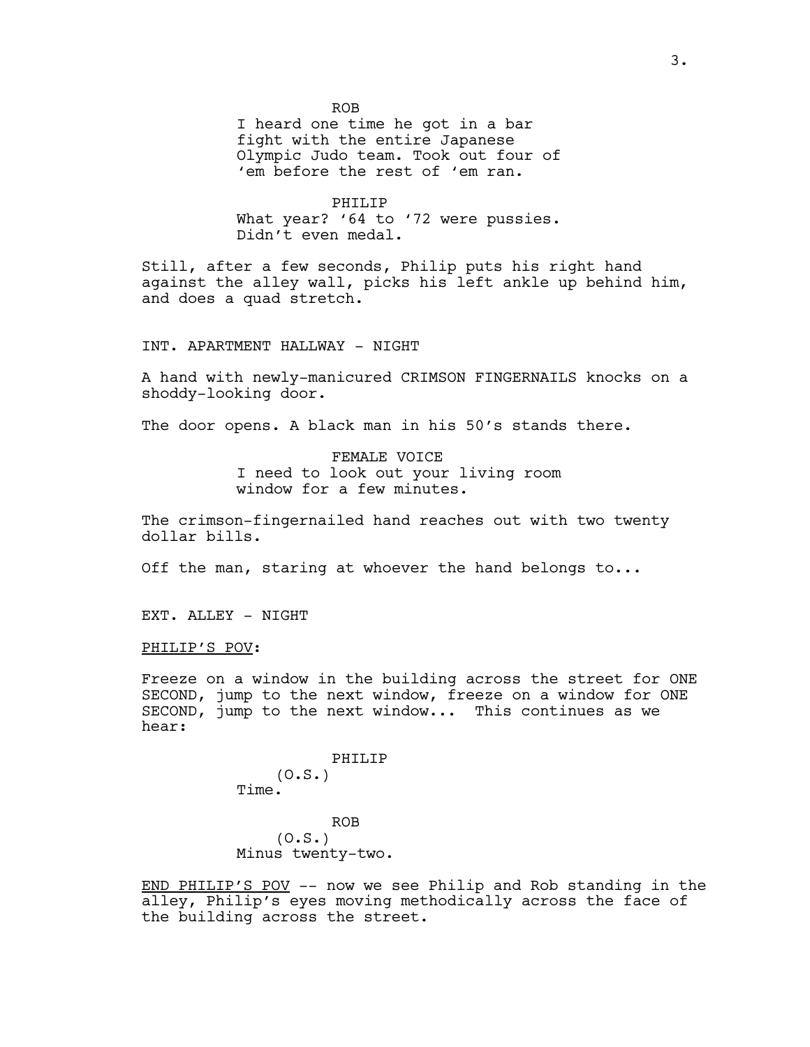ROB
I heard one time he got in a bar fight with the entire Japanese Olympic Judo team. Took out four of 'em before the rest of 'em ran.

PHILIP
What year? '64 to '72 were pussies. Didn't even medal.

Still, after a few seconds, Philip puts his right hand against the alley wall, picks his left ankle up behind him, and does a quad stretch.

INT. APARTMENT HALLWAY - NIGHT

A hand with newly-manicured CRIMSON FINGERNAILS knocks on a shoddy-looking door.

The door opens. A black man in his 50's stands there.

FEMALE VOICE
I need to look out your living room window for a few minutes.

The crimson-fingernailed hand reaches out with two twenty dollar bills.

Off the man, staring at whoever the hand belongs to...

EXT. ALLEY - NIGHT

<u>PHILIP'S POV</u>:

Freeze on a window in the building across the street for ONE SECOND, jump to the next window, freeze on a window for ONE SECOND, jump to the next window... This continues as we hear:

PHILIP
(O.S.)
Time.

ROB
(O.S.)
Minus twenty-two.

<u>END PHILIP'S POV</u> -- now we see Philip and Rob standing in the alley, Philip's eyes moving methodically across the face of the building across the street.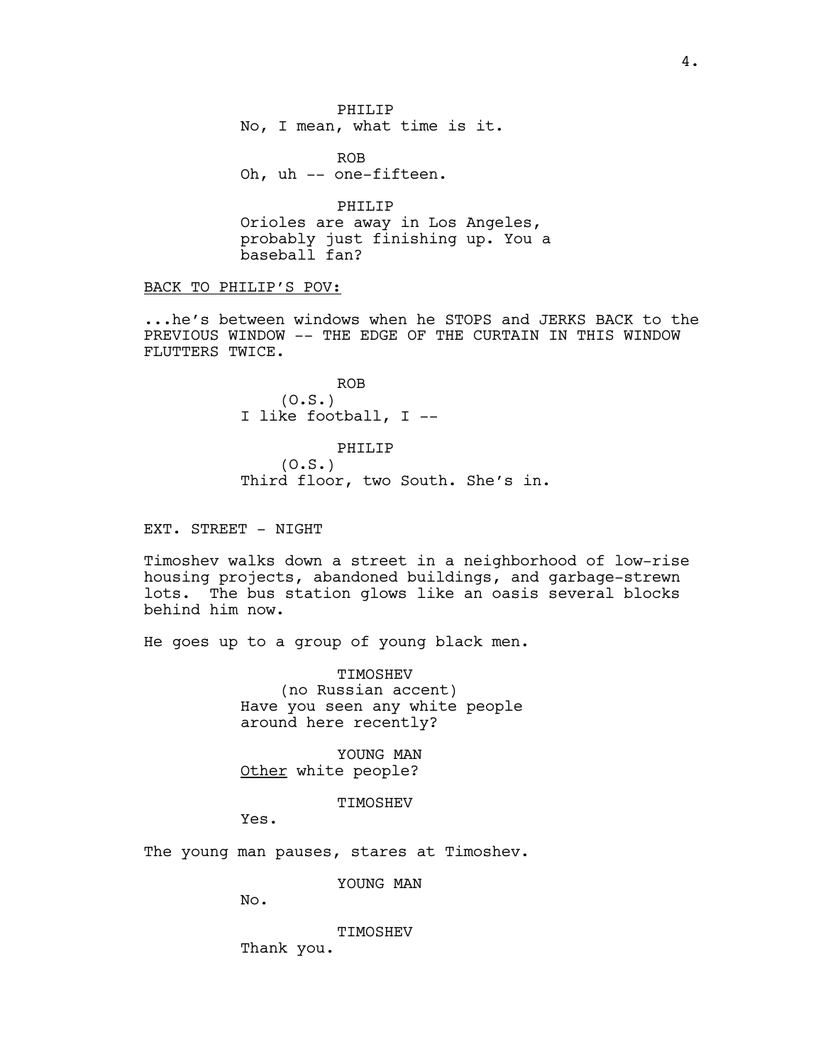PHILIP
No, I mean, what time is it.

ROB
Oh, uh -- one-fifteen.

PHILIP
Orioles are away in Los Angeles, probably just finishing up. You a baseball fan?

<u>BACK TO PHILIP'S POV:</u>

...he's between windows when he STOPS and JERKS BACK to the PREVIOUS WINDOW -- THE EDGE OF THE CURTAIN IN THIS WINDOW FLUTTERS TWICE.

ROB
(O.S.)
I like football, I --

PHILIP
(O.S.)
Third floor, two South. She's in.

EXT. STREET - NIGHT

Timoshev walks down a street in a neighborhood of low-rise housing projects, abandoned buildings, and garbage-strewn lots. The bus station glows like an oasis several blocks behind him now.

He goes up to a group of young black men.

TIMOSHEV
(no Russian accent)
Have you seen any white people around here recently?

YOUNG MAN
<u>Other</u> white people?

TIMOSHEV
Yes.

The young man pauses, stares at Timoshev.

YOUNG MAN
No.

TIMOSHEV
Thank you.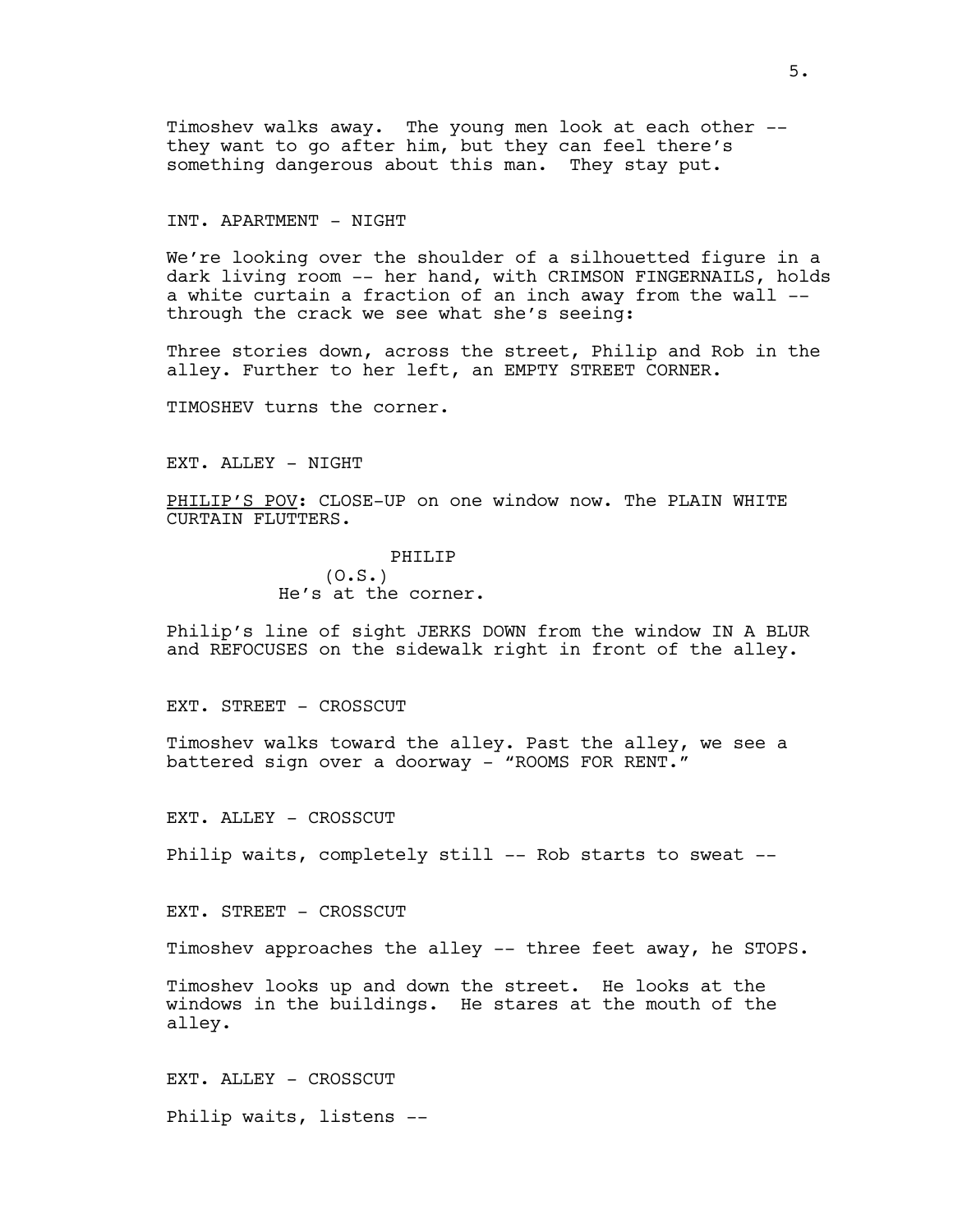Timoshev walks away. The young men look at each other -- they want to go after him, but they can feel there's something dangerous about this man. They stay put.

INT. APARTMENT - NIGHT

We're looking over the shoulder of a silhouetted figure in a dark living room -- her hand, with CRIMSON FINGERNAILS, holds a white curtain a fraction of an inch away from the wall -- through the crack we see what she's seeing:

Three stories down, across the street, Philip and Rob in the alley. Further to her left, an EMPTY STREET CORNER.

TIMOSHEV turns the corner.

EXT. ALLEY - NIGHT

PHILIP'S POV: CLOSE-UP on one window now. The PLAIN WHITE CURTAIN FLUTTERS.

PHILIP
(O.S.)
He's at the corner.

Philip's line of sight JERKS DOWN from the window IN A BLUR and REFOCUSES on the sidewalk right in front of the alley.

EXT. STREET - CROSSCUT

Timoshev walks toward the alley. Past the alley, we see a battered sign over a doorway - "ROOMS FOR RENT."

EXT. ALLEY - CROSSCUT

Philip waits, completely still -- Rob starts to sweat --

EXT. STREET - CROSSCUT

Timoshev approaches the alley -- three feet away, he STOPS.

Timoshev looks up and down the street. He looks at the windows in the buildings. He stares at the mouth of the alley.

EXT. ALLEY - CROSSCUT

Philip waits, listens --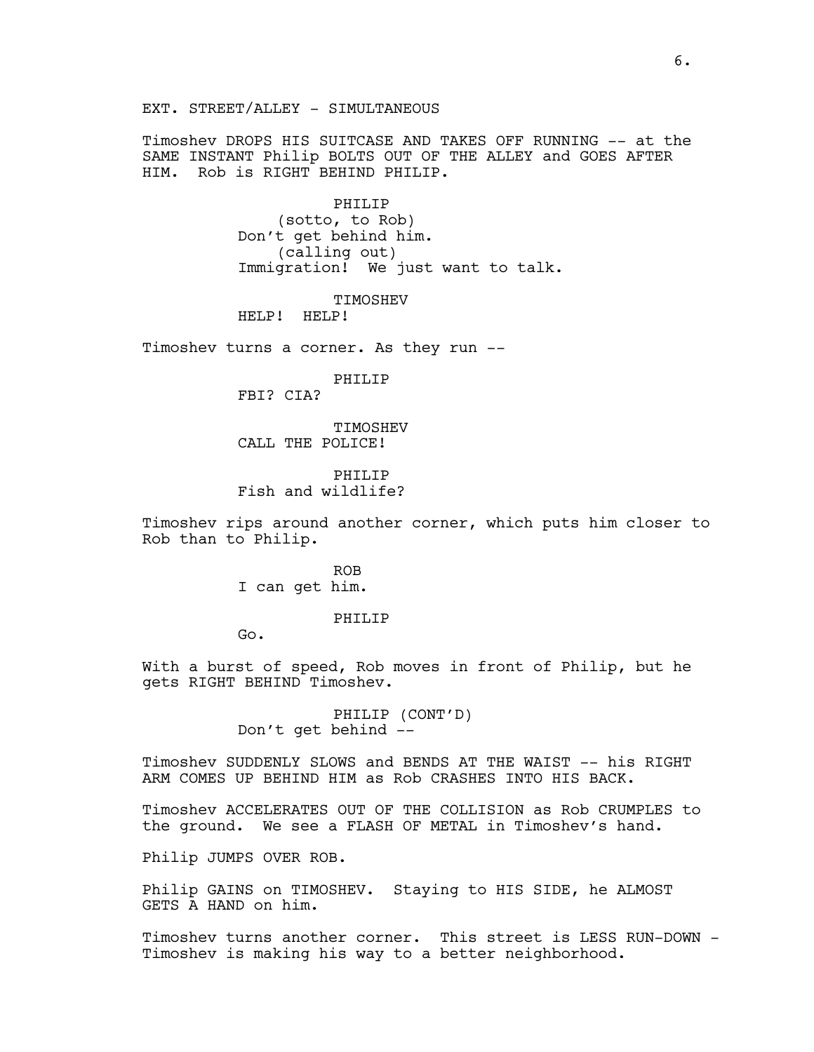EXT. STREET/ALLEY - SIMULTANEOUS

Timoshev DROPS HIS SUITCASE AND TAKES OFF RUNNING -- at the SAME INSTANT Philip BOLTS OUT OF THE ALLEY and GOES AFTER HIM. Rob is RIGHT BEHIND PHILIP.

PHILIP
(sotto, to Rob)
Don't get behind him.
(calling out)
Immigration! We just want to talk.

TIMOSHEV
HELP! HELP!

Timoshev turns a corner. As they run --

PHILIP
FBI? CIA?

TIMOSHEV
CALL THE POLICE!

PHILIP
Fish and wildlife?

Timoshev rips around another corner, which puts him closer to Rob than to Philip.

ROB
I can get him.

PHILIP
Go.

With a burst of speed, Rob moves in front of Philip, but he gets RIGHT BEHIND Timoshev.

PHILIP (CONT'D)
Don't get behind --

Timoshev SUDDENLY SLOWS and BENDS AT THE WAIST -- his RIGHT ARM COMES UP BEHIND HIM as Rob CRASHES INTO HIS BACK.

Timoshev ACCELERATES OUT OF THE COLLISION as Rob CRUMPLES to the ground. We see a FLASH OF METAL in Timoshev's hand.

Philip JUMPS OVER ROB.

Philip GAINS on TIMOSHEV. Staying to HIS SIDE, he ALMOST GETS A HAND on him.

Timoshev turns another corner. This street is LESS RUN-DOWN - Timoshev is making his way to a better neighborhood.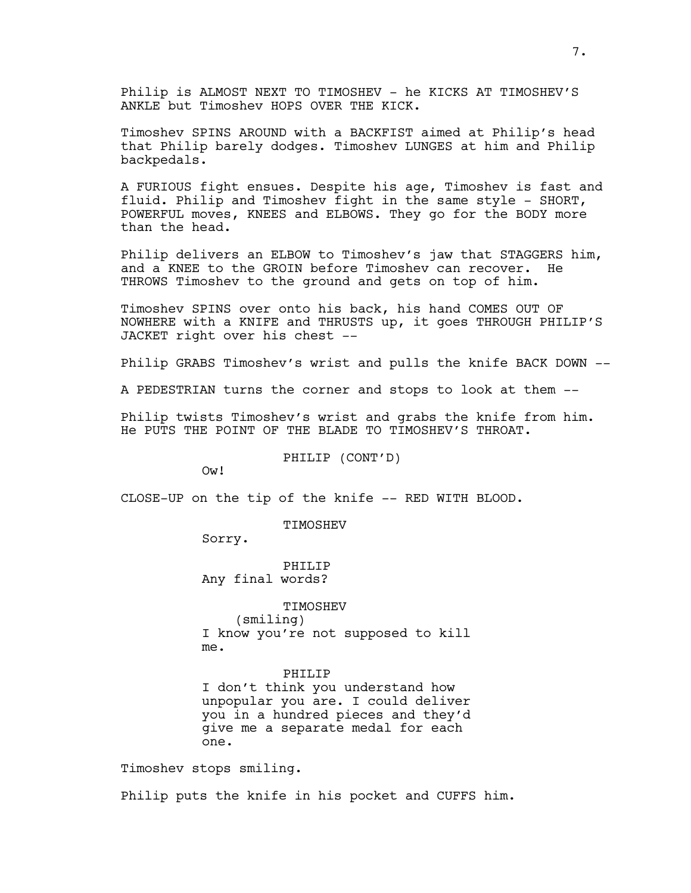Philip is ALMOST NEXT TO TIMOSHEV - he KICKS AT TIMOSHEV'S ANKLE but Timoshev HOPS OVER THE KICK.

Timoshev SPINS AROUND with a BACKFIST aimed at Philip's head that Philip barely dodges. Timoshev LUNGES at him and Philip backpedals.

A FURIOUS fight ensues. Despite his age, Timoshev is fast and fluid. Philip and Timoshev fight in the same style - SHORT, POWERFUL moves, KNEES and ELBOWS. They go for the BODY more than the head.

Philip delivers an ELBOW to Timoshev's jaw that STAGGERS him, and a KNEE to the GROIN before Timoshev can recover. He THROWS Timoshev to the ground and gets on top of him.

Timoshev SPINS over onto his back, his hand COMES OUT OF NOWHERE with a KNIFE and THRUSTS up, it goes THROUGH PHILIP'S JACKET right over his chest --

Philip GRABS Timoshev's wrist and pulls the knife BACK DOWN --

A PEDESTRIAN turns the corner and stops to look at them --

Philip twists Timoshev's wrist and grabs the knife from him. He PUTS THE POINT OF THE BLADE TO TIMOSHEV'S THROAT.

PHILIP (CONT'D)
Ow!

CLOSE-UP on the tip of the knife -- RED WITH BLOOD.

TIMOSHEV
Sorry.

PHILIP
Any final words?

TIMOSHEV
(smiling)
I know you're not supposed to kill me.

PHILIP
I don't think you understand how unpopular you are. I could deliver you in a hundred pieces and they'd give me a separate medal for each one.

Timoshev stops smiling.

Philip puts the knife in his pocket and CUFFS him.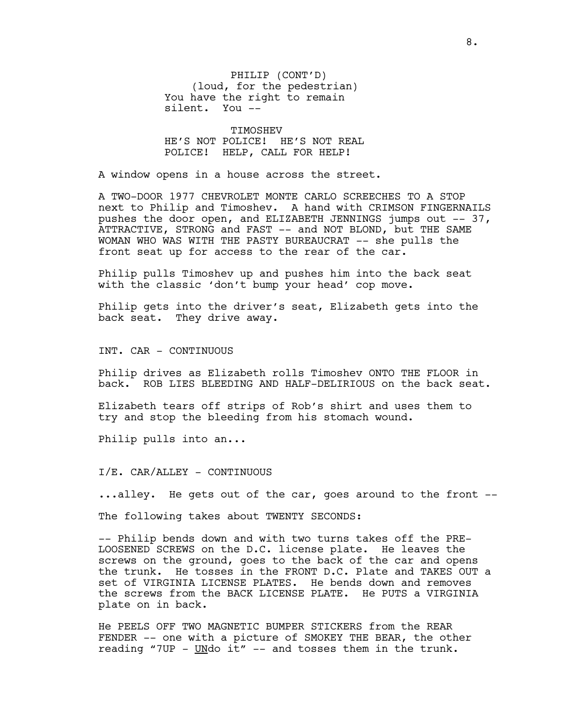PHILIP (CONT'D)
(loud, for the pedestrian)
You have the right to remain silent. You --

TIMOSHEV
HE'S NOT POLICE! HE'S NOT REAL POLICE! HELP, CALL FOR HELP!

A window opens in a house across the street.

A TWO-DOOR 1977 CHEVROLET MONTE CARLO SCREECHES TO A STOP next to Philip and Timoshev. A hand with CRIMSON FINGERNAILS pushes the door open, and ELIZABETH JENNINGS jumps out -- 37, ATTRACTIVE, STRONG and FAST -- and NOT BLOND, but THE SAME WOMAN WHO WAS WITH THE PASTY BUREAUCRAT -- she pulls the front seat up for access to the rear of the car.

Philip pulls Timoshev up and pushes him into the back seat with the classic 'don't bump your head' cop move.

Philip gets into the driver's seat, Elizabeth gets into the back seat. They drive away.

INT. CAR - CONTINUOUS

Philip drives as Elizabeth rolls Timoshev ONTO THE FLOOR in back. ROB LIES BLEEDING AND HALF-DELIRIOUS on the back seat.

Elizabeth tears off strips of Rob's shirt and uses them to try and stop the bleeding from his stomach wound.

Philip pulls into an...

I/E. CAR/ALLEY - CONTINUOUS

...alley. He gets out of the car, goes around to the front --

The following takes about TWENTY SECONDS:

-- Philip bends down and with two turns takes off the PRE-LOOSENED SCREWS on the D.C. license plate. He leaves the screws on the ground, goes to the back of the car and opens the trunk. He tosses in the FRONT D.C. Plate and TAKES OUT a set of VIRGINIA LICENSE PLATES. He bends down and removes the screws from the BACK LICENSE PLATE. He PUTS a VIRGINIA plate on in back.

He PEELS OFF TWO MAGNETIC BUMPER STICKERS from the REAR FENDER -- one with a picture of SMOKEY THE BEAR, the other reading "7UP - <u>UN</u>do it" -- and tosses them in the trunk.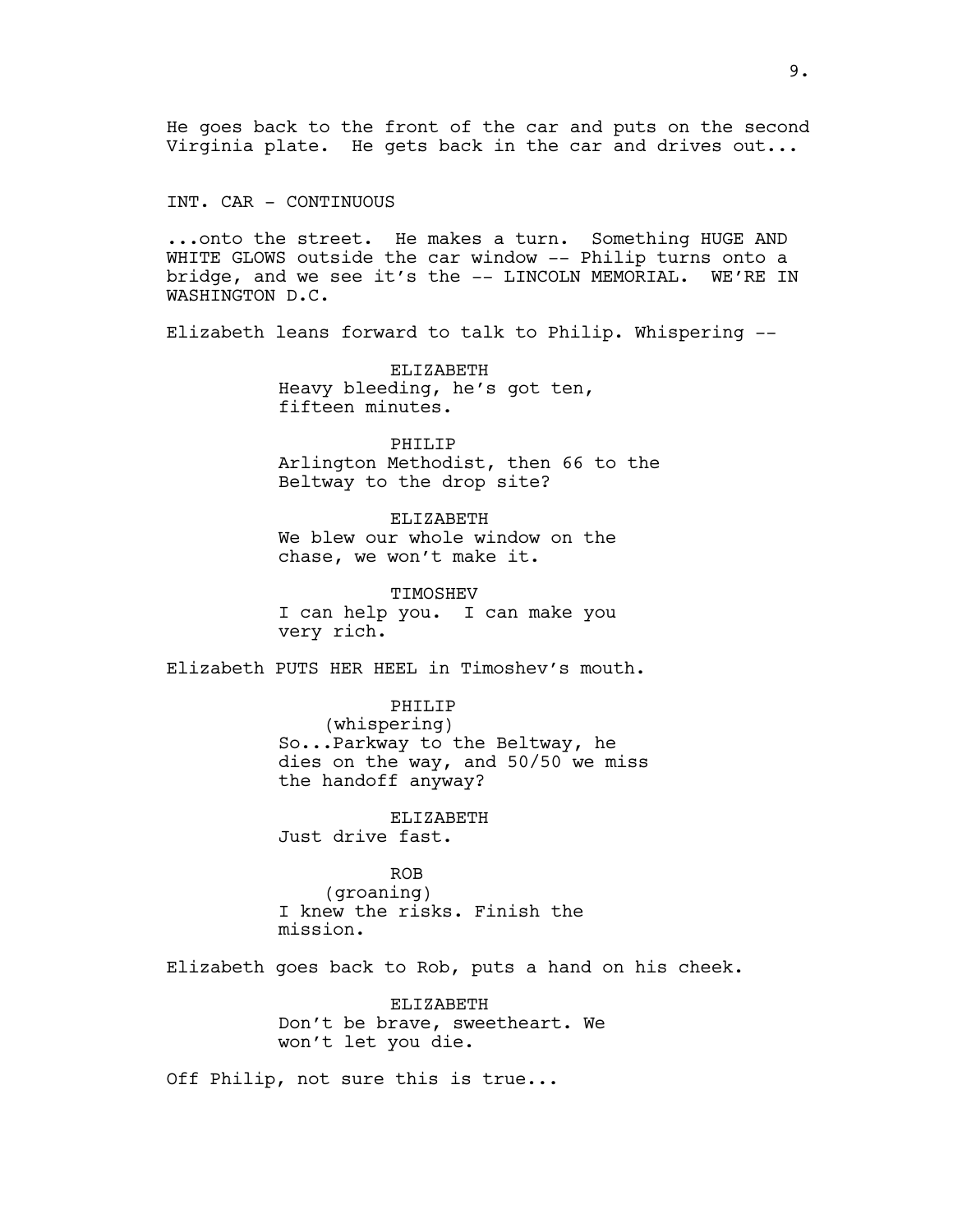He goes back to the front of the car and puts on the second Virginia plate. He gets back in the car and drives out...

INT. CAR - CONTINUOUS

...onto the street. He makes a turn. Something HUGE AND WHITE GLOWS outside the car window -- Philip turns onto a bridge, and we see it's the -- LINCOLN MEMORIAL. WE'RE IN WASHINGTON D.C.

Elizabeth leans forward to talk to Philip. Whispering --

ELIZABETH
Heavy bleeding, he's got ten, fifteen minutes.

PHILIP
Arlington Methodist, then 66 to the Beltway to the drop site?

ELIZABETH
We blew our whole window on the chase, we won't make it.

TIMOSHEV
I can help you. I can make you very rich.

Elizabeth PUTS HER HEEL in Timoshev's mouth.

PHILIP
(whispering)
So...Parkway to the Beltway, he dies on the way, and 50/50 we miss the handoff anyway?

ELIZABETH
Just drive fast.

ROB
(groaning)
I knew the risks. Finish the mission.

Elizabeth goes back to Rob, puts a hand on his cheek.

ELIZABETH
Don't be brave, sweetheart. We won't let you die.

Off Philip, not sure this is true...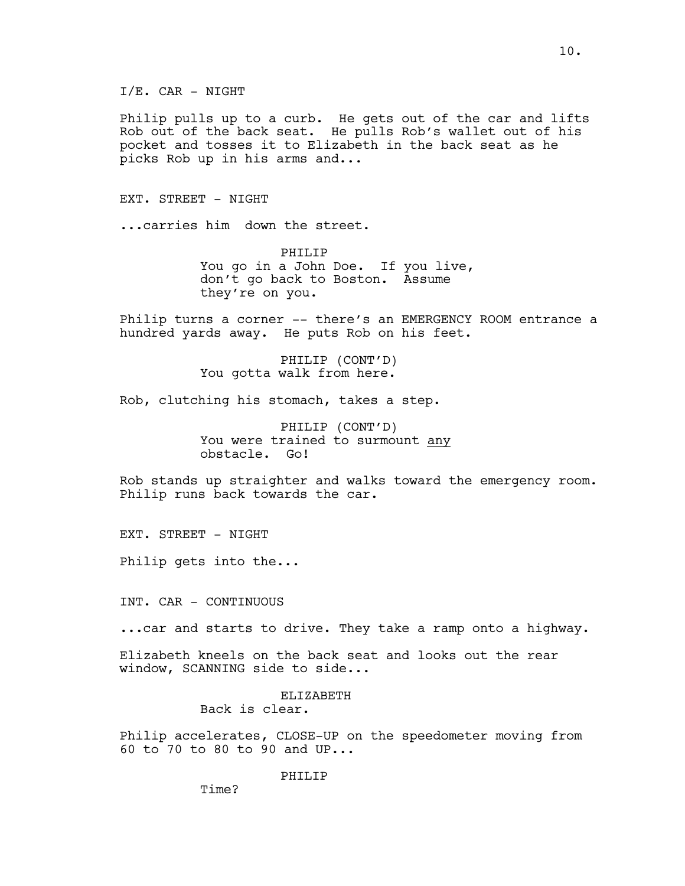I/E. CAR - NIGHT

Philip pulls up to a curb. He gets out of the car and lifts Rob out of the back seat. He pulls Rob's wallet out of his pocket and tosses it to Elizabeth in the back seat as he picks Rob up in his arms and...

EXT. STREET - NIGHT

...carries him down the street.

PHILIP
You go in a John Doe. If you live, don't go back to Boston. Assume they're on you.

Philip turns a corner -- there's an EMERGENCY ROOM entrance a hundred yards away. He puts Rob on his feet.

PHILIP (CONT'D)
You gotta walk from here.

Rob, clutching his stomach, takes a step.

PHILIP (CONT'D)
You were trained to surmount <u>any</u> obstacle. Go!

Rob stands up straighter and walks toward the emergency room. Philip runs back towards the car.

EXT. STREET - NIGHT

Philip gets into the...

INT. CAR - CONTINUOUS

...car and starts to drive. They take a ramp onto a highway.

Elizabeth kneels on the back seat and looks out the rear window, SCANNING side to side...

ELIZABETH
Back is clear.

Philip accelerates, CLOSE-UP on the speedometer moving from 60 to 70 to 80 to 90 and UP...

PHILIP
Time?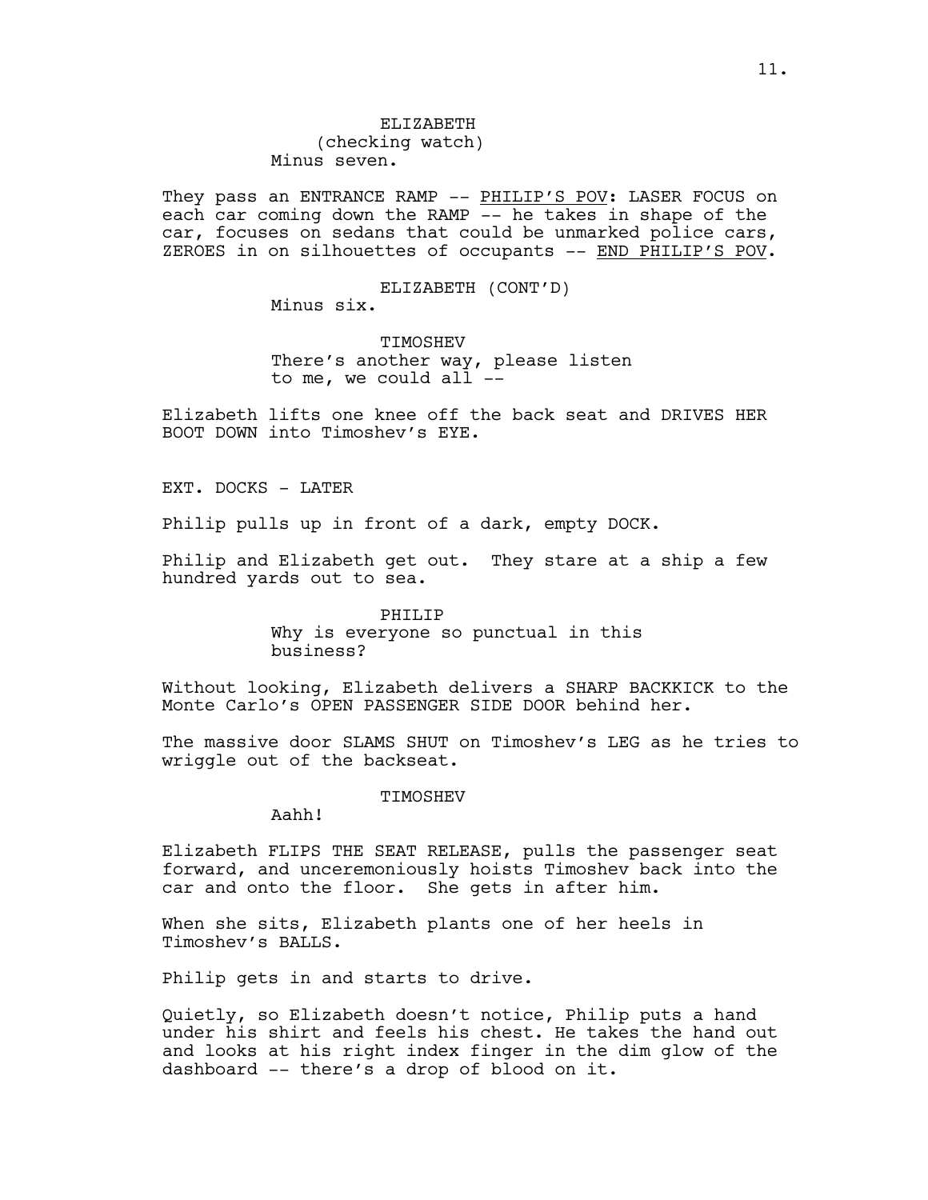ELIZABETH
(checking watch)
Minus seven.

They pass an ENTRANCE RAMP -- PHILIP'S POV: LASER FOCUS on each car coming down the RAMP -- he takes in shape of the car, focuses on sedans that could be unmarked police cars, ZEROES in on silhouettes of occupants -- END PHILIP'S POV.

ELIZABETH (CONT'D)
Minus six.

TIMOSHEV
There's another way, please listen to me, we could all --

Elizabeth lifts one knee off the back seat and DRIVES HER BOOT DOWN into Timoshev's EYE.

EXT. DOCKS - LATER

Philip pulls up in front of a dark, empty DOCK.

Philip and Elizabeth get out. They stare at a ship a few hundred yards out to sea.

PHILIP
Why is everyone so punctual in this business?

Without looking, Elizabeth delivers a SHARP BACKKICK to the Monte Carlo's OPEN PASSENGER SIDE DOOR behind her.

The massive door SLAMS SHUT on Timoshev's LEG as he tries to wriggle out of the backseat.

TIMOSHEV
Aahh!

Elizabeth FLIPS THE SEAT RELEASE, pulls the passenger seat forward, and unceremoniously hoists Timoshev back into the car and onto the floor. She gets in after him.

When she sits, Elizabeth plants one of her heels in Timoshev's BALLS.

Philip gets in and starts to drive.

Quietly, so Elizabeth doesn't notice, Philip puts a hand under his shirt and feels his chest. He takes the hand out and looks at his right index finger in the dim glow of the dashboard -- there's a drop of blood on it.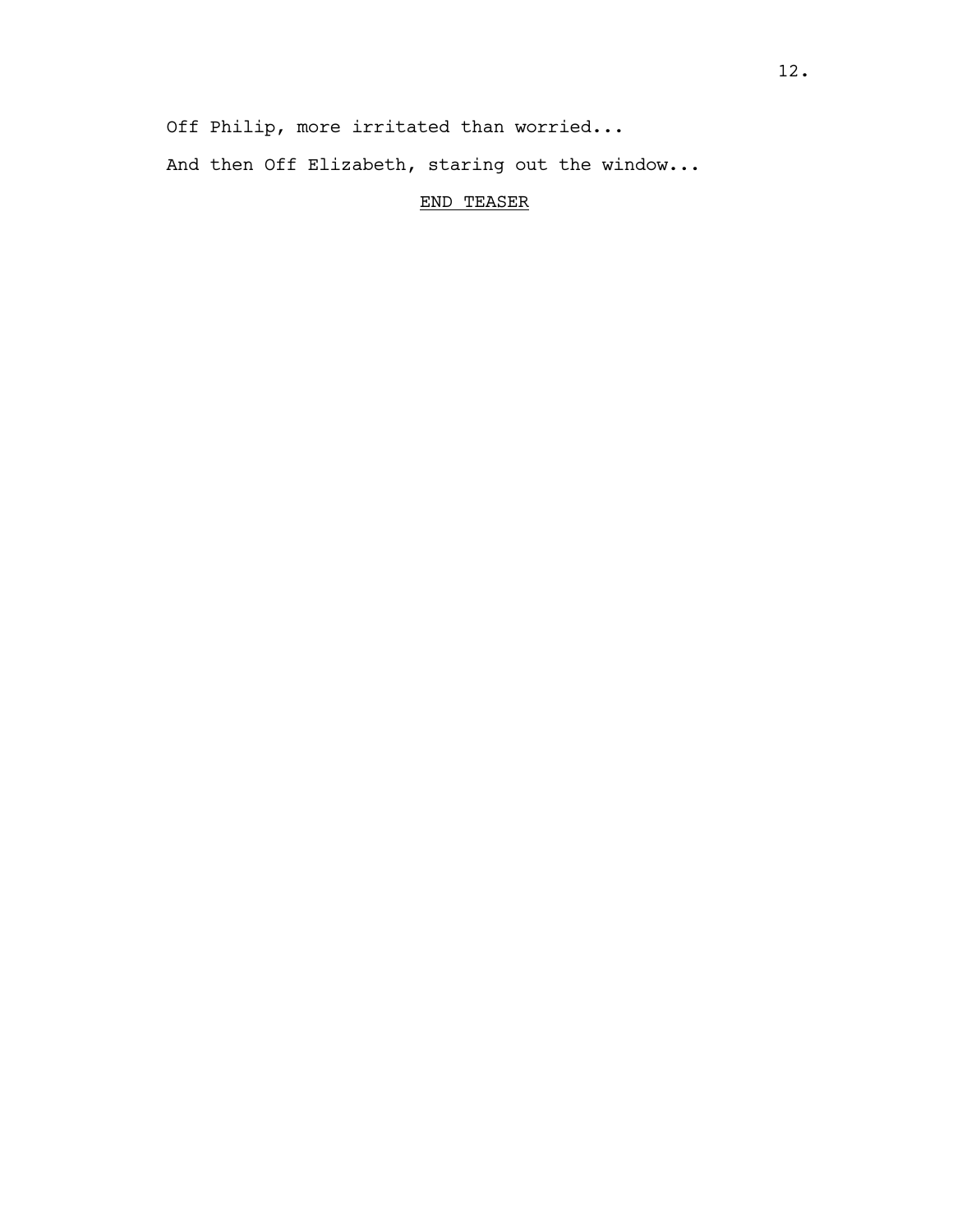Off Philip, more irritated than worried...

And then Off Elizabeth, staring out the window...

<u>END TEASER</u>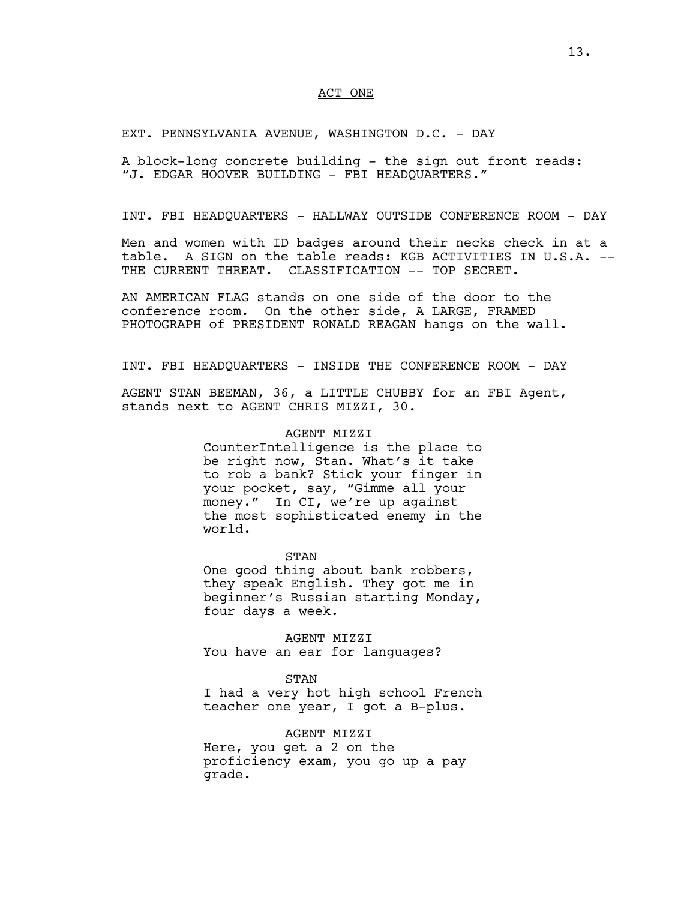ACT ONE

EXT. PENNSYLVANIA AVENUE, WASHINGTON D.C. - DAY

A block-long concrete building - the sign out front reads: "J. EDGAR HOOVER BUILDING - FBI HEADQUARTERS."

INT. FBI HEADQUARTERS - HALLWAY OUTSIDE CONFERENCE ROOM - DAY

Men and women with ID badges around their necks check in at a table. A SIGN on the table reads: KGB ACTIVITIES IN U.S.A. -- THE CURRENT THREAT. CLASSIFICATION -- TOP SECRET.

AN AMERICAN FLAG stands on one side of the door to the conference room. On the other side, A LARGE, FRAMED PHOTOGRAPH of PRESIDENT RONALD REAGAN hangs on the wall.

INT. FBI HEADQUARTERS - INSIDE THE CONFERENCE ROOM - DAY

AGENT STAN BEEMAN, 36, a LITTLE CHUBBY for an FBI Agent, stands next to AGENT CHRIS MIZZI, 30.

AGENT MIZZI
CounterIntelligence is the place to be right now, Stan. What's it take to rob a bank? Stick your finger in your pocket, say, "Gimme all your money." In CI, we're up against the most sophisticated enemy in the world.

STAN
One good thing about bank robbers, they speak English. They got me in beginner's Russian starting Monday, four days a week.

AGENT MIZZI
You have an ear for languages?

STAN
I had a very hot high school French teacher one year, I got a B-plus.

AGENT MIZZI
Here, you get a 2 on the proficiency exam, you go up a pay grade.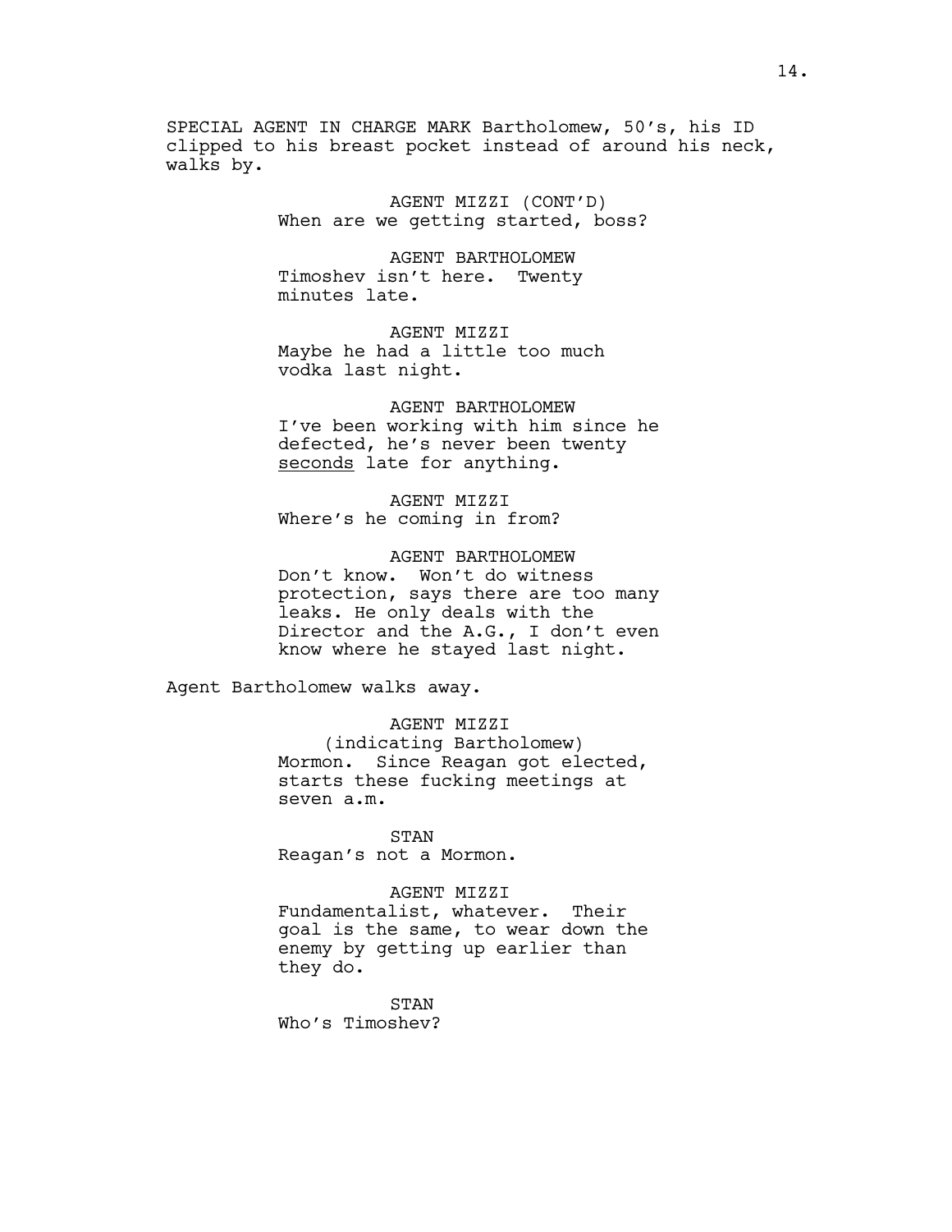SPECIAL AGENT IN CHARGE MARK Bartholomew, 50's, his ID clipped to his breast pocket instead of around his neck, walks by.

AGENT MIZZI (CONT'D)
When are we getting started, boss?

AGENT BARTHOLOMEW
Timoshev isn't here. Twenty minutes late.

AGENT MIZZI
Maybe he had a little too much vodka last night.

AGENT BARTHOLOMEW
I've been working with him since he defected, he's never been twenty <u>seconds</u> late for anything.

AGENT MIZZI
Where's he coming in from?

AGENT BARTHOLOMEW
Don't know. Won't do witness protection, says there are too many leaks. He only deals with the Director and the A.G., I don't even know where he stayed last night.

Agent Bartholomew walks away.

AGENT MIZZI
(indicating Bartholomew)
Mormon. Since Reagan got elected, starts these fucking meetings at seven a.m.

STAN
Reagan's not a Mormon.

AGENT MIZZI
Fundamentalist, whatever. Their goal is the same, to wear down the enemy by getting up earlier than they do.

STAN
Who's Timoshev?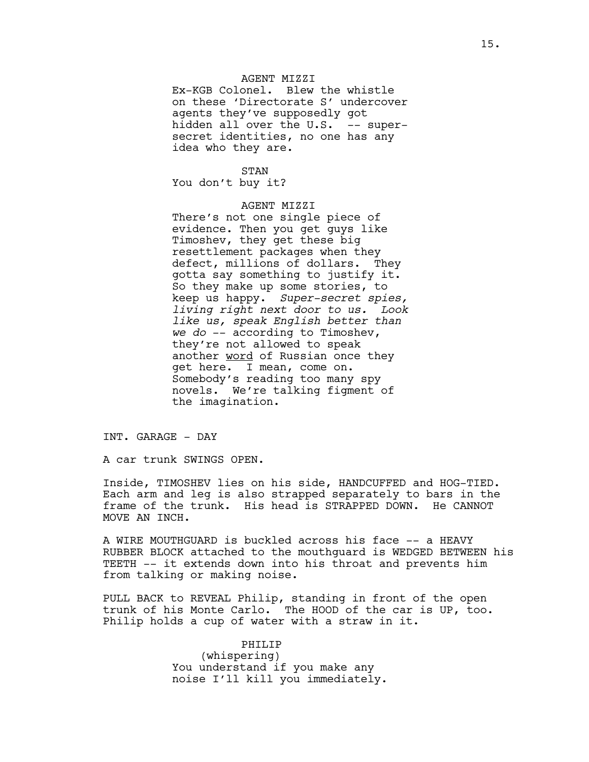AGENT MIZZI

Ex-KGB Colonel. Blew the whistle on these 'Directorate S' undercover agents they've supposedly got hidden all over the U.S. -- super-secret identities, no one has any idea who they are.

STAN

You don't buy it?

AGENT MIZZI

There's not one single piece of evidence. Then you get guys like Timoshev, they get these big resettlement packages when they defect, millions of dollars. They gotta say something to justify it. So they make up some stories, to keep us happy. *Super-secret spies, living right next door to us. Look like us, speak English better than we do* -- according to Timoshev, they're not allowed to speak another <u>word</u> of Russian once they get here. I mean, come on. Somebody's reading too many spy novels. We're talking figment of the imagination.

INT. GARAGE - DAY

A car trunk SWINGS OPEN.

Inside, TIMOSHEV lies on his side, HANDCUFFED and HOG-TIED. Each arm and leg is also strapped separately to bars in the frame of the trunk. His head is STRAPPED DOWN. He CANNOT MOVE AN INCH.

A WIRE MOUTHGUARD is buckled across his face -- a HEAVY RUBBER BLOCK attached to the mouthguard is WEDGED BETWEEN his TEETH -- it extends down into his throat and prevents him from talking or making noise.

PULL BACK to REVEAL Philip, standing in front of the open trunk of his Monte Carlo. The HOOD of the car is UP, too. Philip holds a cup of water with a straw in it.

PHILIP

(whispering)

You understand if you make any noise I'll kill you immediately.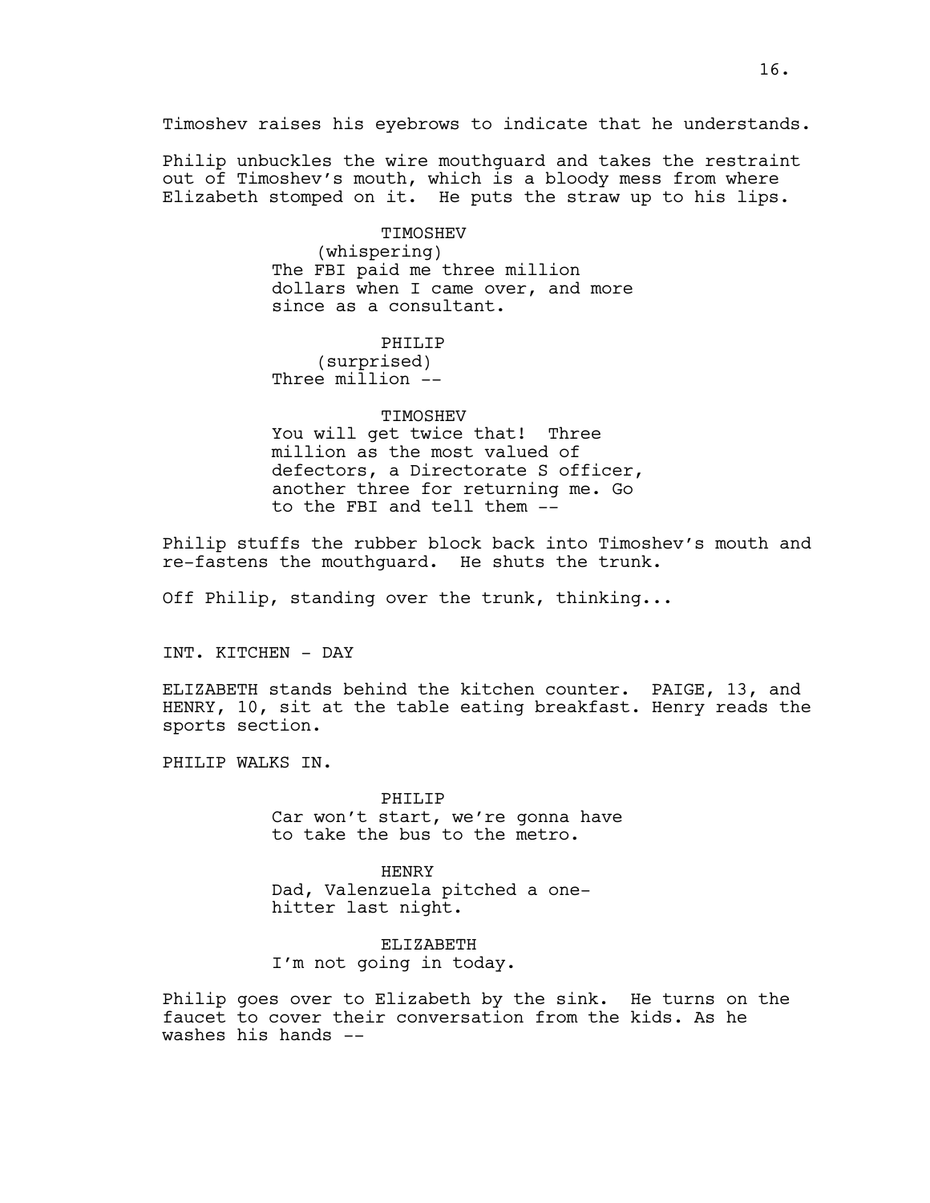Timoshev raises his eyebrows to indicate that he understands.

Philip unbuckles the wire mouthguard and takes the restraint out of Timoshev's mouth, which is a bloody mess from where Elizabeth stomped on it. He puts the straw up to his lips.

TIMOSHEV
(whispering)
The FBI paid me three million dollars when I came over, and more since as a consultant.

PHILIP
(surprised)
Three million --

TIMOSHEV
You will get twice that! Three million as the most valued of defectors, a Directorate S officer, another three for returning me. Go to the FBI and tell them --

Philip stuffs the rubber block back into Timoshev's mouth and re-fastens the mouthguard. He shuts the trunk.

Off Philip, standing over the trunk, thinking...

INT. KITCHEN - DAY

ELIZABETH stands behind the kitchen counter. PAIGE, 13, and HENRY, 10, sit at the table eating breakfast. Henry reads the sports section.

PHILIP WALKS IN.

PHILIP
Car won't start, we're gonna have to take the bus to the metro.

HENRY
Dad, Valenzuela pitched a one-hitter last night.

ELIZABETH
I'm not going in today.

Philip goes over to Elizabeth by the sink. He turns on the faucet to cover their conversation from the kids. As he washes his hands --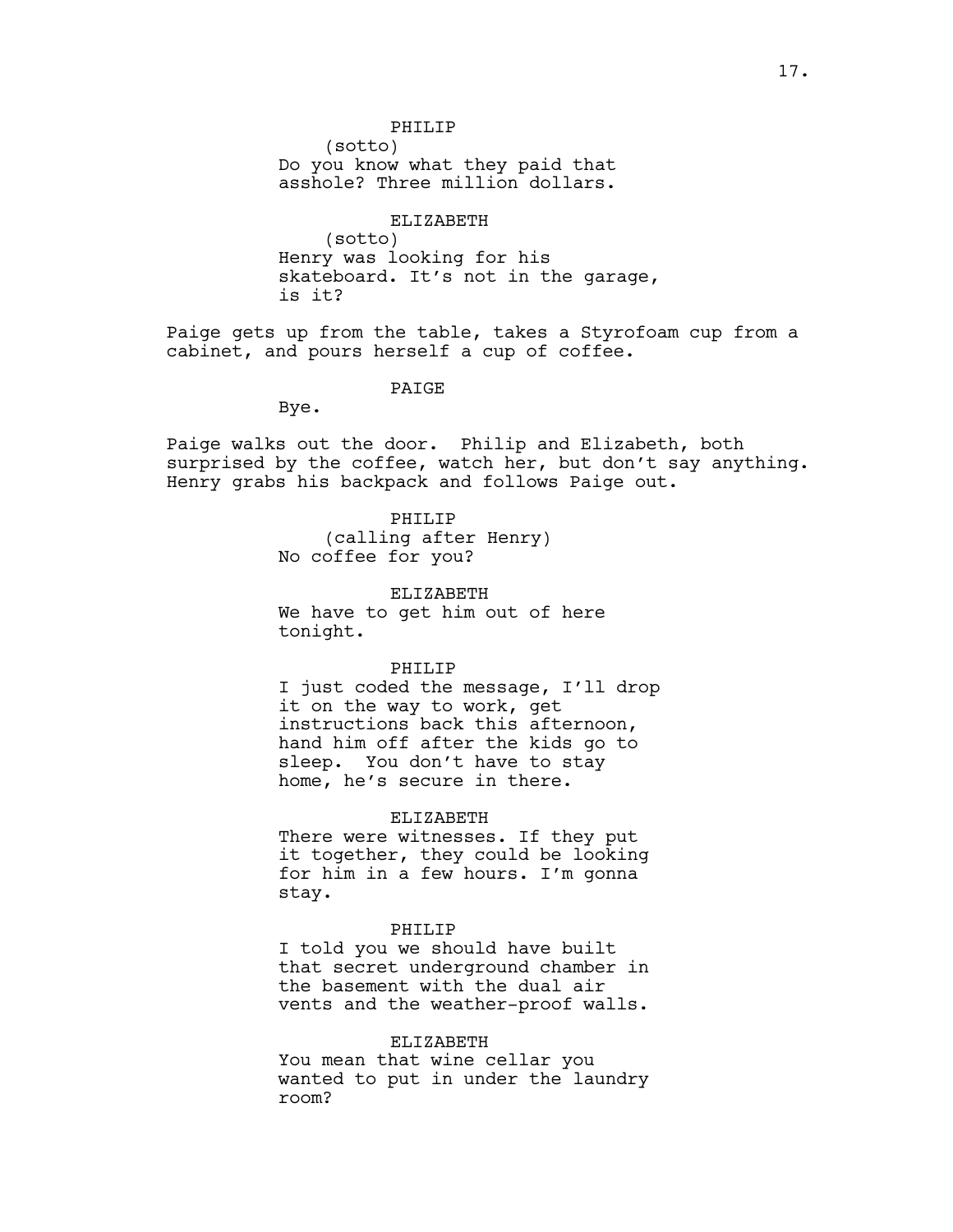PHILIP
(sotto)
Do you know what they paid that asshole? Three million dollars.

ELIZABETH
(sotto)
Henry was looking for his skateboard. It's not in the garage, is it?

Paige gets up from the table, takes a Styrofoam cup from a cabinet, and pours herself a cup of coffee.

PAIGE
Bye.

Paige walks out the door. Philip and Elizabeth, both surprised by the coffee, watch her, but don't say anything. Henry grabs his backpack and follows Paige out.

PHILIP
(calling after Henry)
No coffee for you?

ELIZABETH
We have to get him out of here tonight.

PHILIP
I just coded the message, I'll drop it on the way to work, get instructions back this afternoon, hand him off after the kids go to sleep. You don't have to stay home, he's secure in there.

ELIZABETH
There were witnesses. If they put it together, they could be looking for him in a few hours. I'm gonna stay.

PHILIP
I told you we should have built that secret underground chamber in the basement with the dual air vents and the weather-proof walls.

ELIZABETH
You mean that wine cellar you wanted to put in under the laundry room?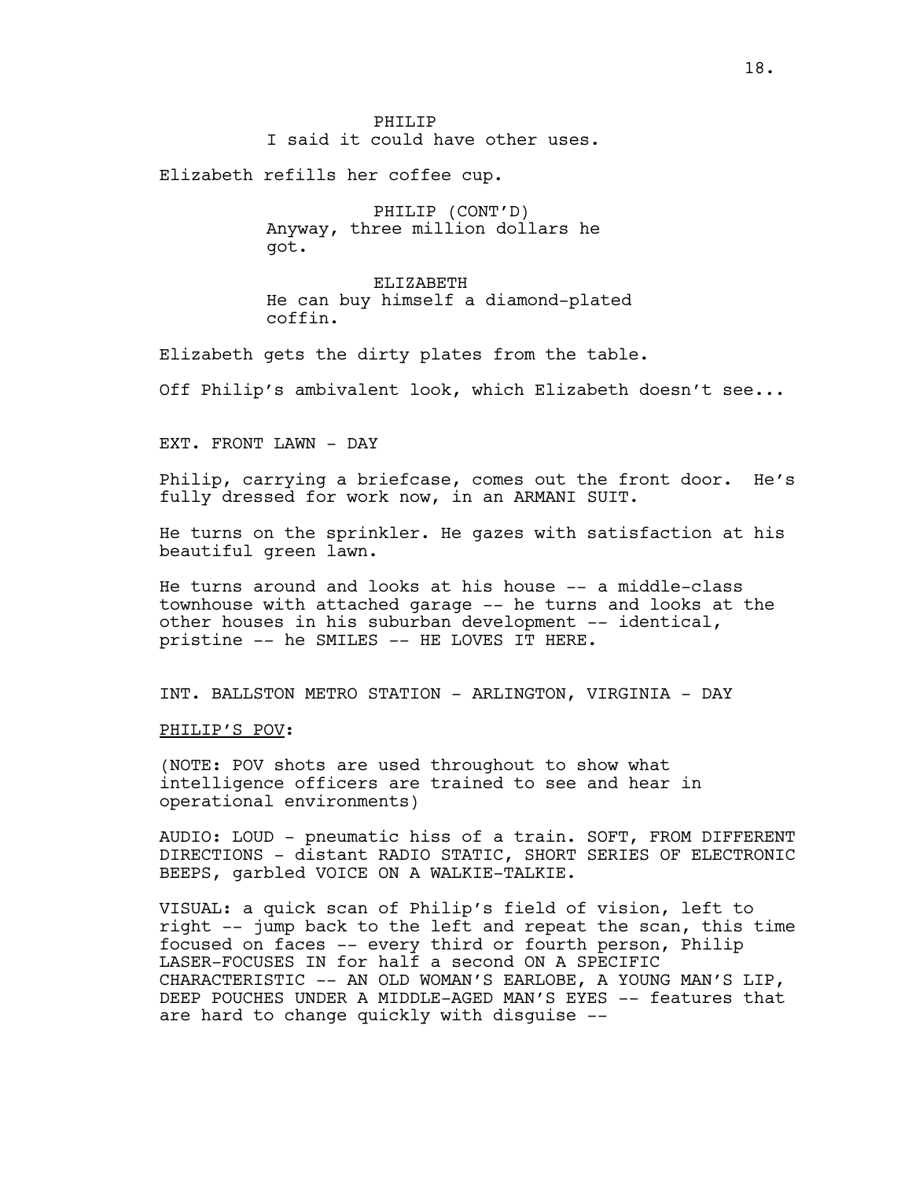PHILIP
I said it could have other uses.

Elizabeth refills her coffee cup.

PHILIP (CONT'D)
Anyway, three million dollars he got.

ELIZABETH
He can buy himself a diamond-plated coffin.

Elizabeth gets the dirty plates from the table.

Off Philip's ambivalent look, which Elizabeth doesn't see...

EXT. FRONT LAWN - DAY

Philip, carrying a briefcase, comes out the front door. He's fully dressed for work now, in an ARMANI SUIT.

He turns on the sprinkler. He gazes with satisfaction at his beautiful green lawn.

He turns around and looks at his house -- a middle-class townhouse with attached garage -- he turns and looks at the other houses in his suburban development -- identical, pristine -- he SMILES -- HE LOVES IT HERE.

INT. BALLSTON METRO STATION - ARLINGTON, VIRGINIA - DAY

<u>PHILIP'S POV</u>:

(NOTE: POV shots are used throughout to show what intelligence officers are trained to see and hear in operational environments)

AUDIO: LOUD - pneumatic hiss of a train. SOFT, FROM DIFFERENT DIRECTIONS - distant RADIO STATIC, SHORT SERIES OF ELECTRONIC BEEPS, garbled VOICE ON A WALKIE-TALKIE.

VISUAL: a quick scan of Philip's field of vision, left to right -- jump back to the left and repeat the scan, this time focused on faces -- every third or fourth person, Philip LASER-FOCUSES IN for half a second ON A SPECIFIC CHARACTERISTIC -- AN OLD WOMAN'S EARLOBE, A YOUNG MAN'S LIP, DEEP POUCHES UNDER A MIDDLE-AGED MAN'S EYES -- features that are hard to change quickly with disguise --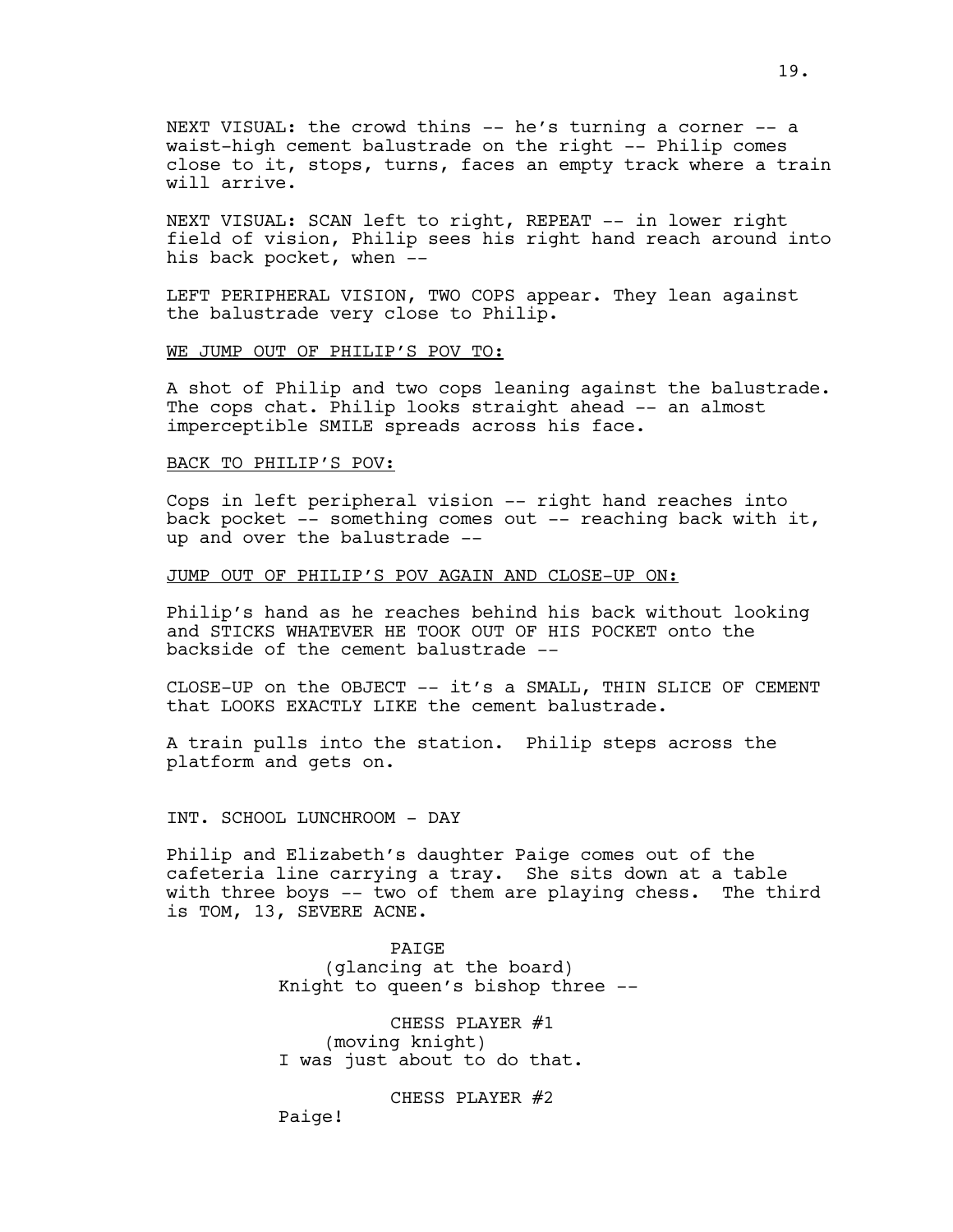NEXT VISUAL: the crowd thins -- he's turning a corner -- a waist-high cement balustrade on the right -- Philip comes close to it, stops, turns, faces an empty track where a train will arrive.

NEXT VISUAL: SCAN left to right, REPEAT -- in lower right field of vision, Philip sees his right hand reach around into his back pocket, when --

LEFT PERIPHERAL VISION, TWO COPS appear. They lean against the balustrade very close to Philip.

<u>WE JUMP OUT OF PHILIP'S POV TO:</u>

A shot of Philip and two cops leaning against the balustrade. The cops chat. Philip looks straight ahead -- an almost imperceptible SMILE spreads across his face.

<u>BACK TO PHILIP'S POV:</u>

Cops in left peripheral vision -- right hand reaches into back pocket -- something comes out -- reaching back with it, up and over the balustrade --

<u>JUMP OUT OF PHILIP'S POV AGAIN AND CLOSE-UP ON:</u>

Philip's hand as he reaches behind his back without looking and STICKS WHATEVER HE TOOK OUT OF HIS POCKET onto the backside of the cement balustrade --

CLOSE-UP on the OBJECT -- it's a SMALL, THIN SLICE OF CEMENT that LOOKS EXACTLY LIKE the cement balustrade.

A train pulls into the station. Philip steps across the platform and gets on.

INT. SCHOOL LUNCHROOM - DAY

Philip and Elizabeth's daughter Paige comes out of the cafeteria line carrying a tray. She sits down at a table with three boys -- two of them are playing chess. The third is TOM, 13, SEVERE ACNE.

PAIGE
(glancing at the board)
Knight to queen's bishop three --

CHESS PLAYER #1
(moving knight)
I was just about to do that.

CHESS PLAYER #2
Paige!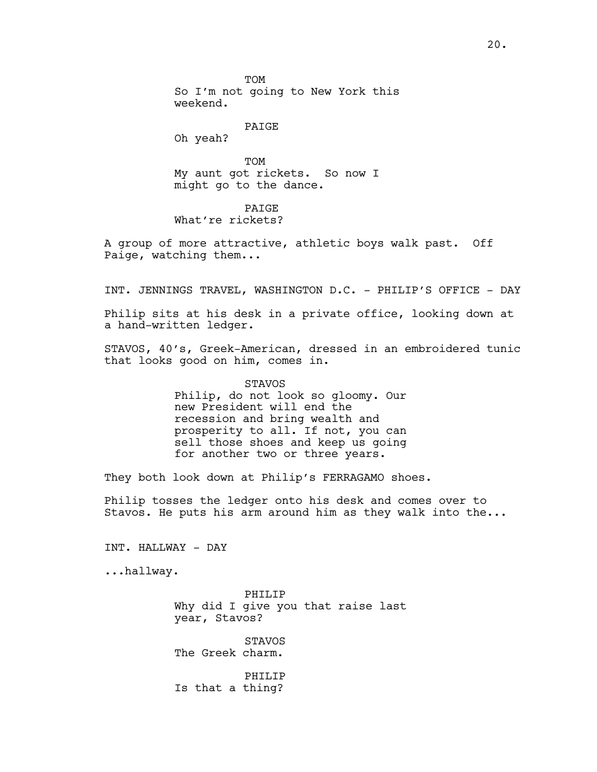TOM
So I'm not going to New York this weekend.

PAIGE
Oh yeah?

TOM
My aunt got rickets. So now I might go to the dance.

PAIGE
What're rickets?

A group of more attractive, athletic boys walk past. Off Paige, watching them...

INT. JENNINGS TRAVEL, WASHINGTON D.C. - PHILIP'S OFFICE - DAY

Philip sits at his desk in a private office, looking down at a hand-written ledger.

STAVOS, 40's, Greek-American, dressed in an embroidered tunic that looks good on him, comes in.

STAVOS
Philip, do not look so gloomy. Our new President will end the recession and bring wealth and prosperity to all. If not, you can sell those shoes and keep us going for another two or three years.

They both look down at Philip's FERRAGAMO shoes.

Philip tosses the ledger onto his desk and comes over to Stavos. He puts his arm around him as they walk into the...

INT. HALLWAY - DAY

...hallway.

PHILIP
Why did I give you that raise last year, Stavos?

STAVOS
The Greek charm.

PHILIP
Is that a thing?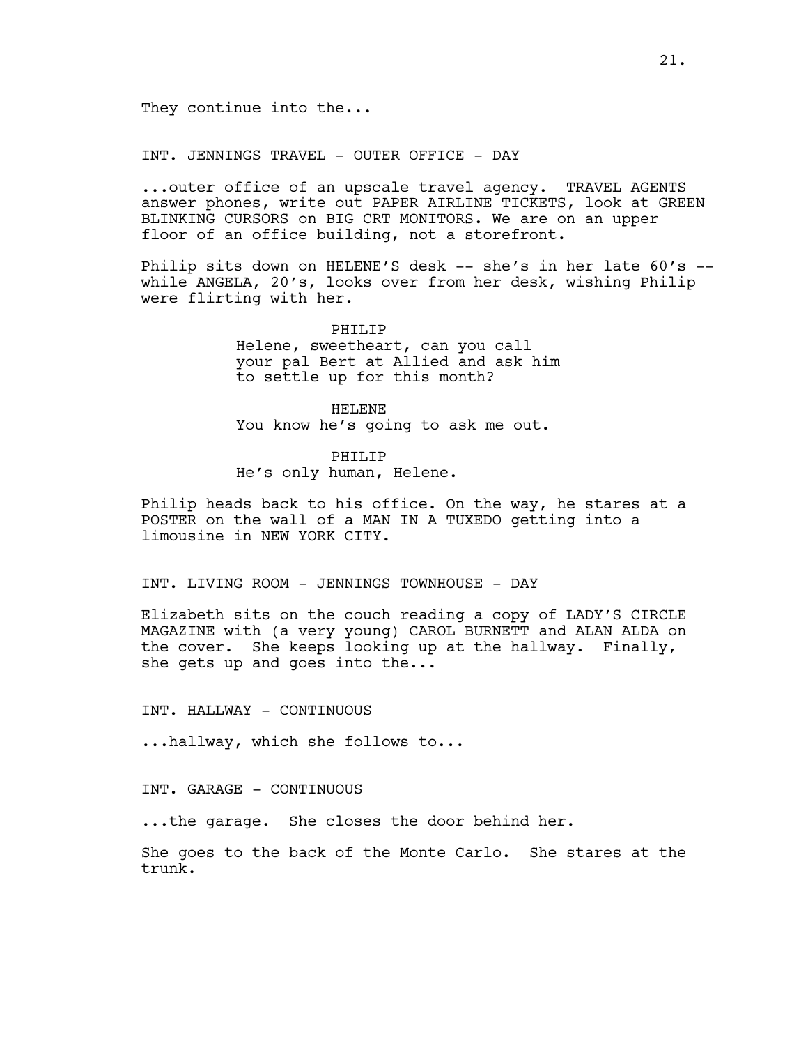They continue into the...

INT. JENNINGS TRAVEL - OUTER OFFICE - DAY

...outer office of an upscale travel agency. TRAVEL AGENTS answer phones, write out PAPER AIRLINE TICKETS, look at GREEN BLINKING CURSORS on BIG CRT MONITORS. We are on an upper floor of an office building, not a storefront.

Philip sits down on HELENE'S desk -- she's in her late 60's -- while ANGELA, 20's, looks over from her desk, wishing Philip were flirting with her.

PHILIP
Helene, sweetheart, can you call your pal Bert at Allied and ask him to settle up for this month?

HELENE
You know he's going to ask me out.

PHILIP
He's only human, Helene.

Philip heads back to his office. On the way, he stares at a POSTER on the wall of a MAN IN A TUXEDO getting into a limousine in NEW YORK CITY.

INT. LIVING ROOM - JENNINGS TOWNHOUSE - DAY

Elizabeth sits on the couch reading a copy of LADY'S CIRCLE MAGAZINE with (a very young) CAROL BURNETT and ALAN ALDA on the cover. She keeps looking up at the hallway. Finally, she gets up and goes into the...

INT. HALLWAY - CONTINUOUS

...hallway, which she follows to...

INT. GARAGE - CONTINUOUS

...the garage. She closes the door behind her.

She goes to the back of the Monte Carlo. She stares at the trunk.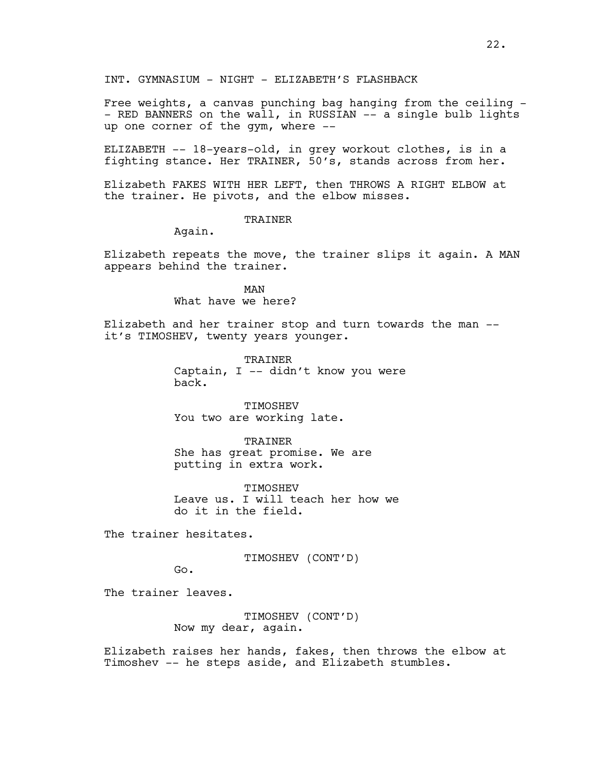INT. GYMNASIUM - NIGHT - ELIZABETH'S FLASHBACK

Free weights, a canvas punching bag hanging from the ceiling -- RED BANNERS on the wall, in RUSSIAN -- a single bulb lights up one corner of the gym, where --

ELIZABETH -- 18-years-old, in grey workout clothes, is in a fighting stance. Her TRAINER, 50's, stands across from her.

Elizabeth FAKES WITH HER LEFT, then THROWS A RIGHT ELBOW at the trainer. He pivots, and the elbow misses.

TRAINER
Again.

Elizabeth repeats the move, the trainer slips it again. A MAN appears behind the trainer.

MAN
What have we here?

Elizabeth and her trainer stop and turn towards the man -- it's TIMOSHEV, twenty years younger.

TRAINER
Captain, I -- didn't know you were back.

TIMOSHEV
You two are working late.

TRAINER
She has great promise. We are putting in extra work.

TIMOSHEV
Leave us. I will teach her how we do it in the field.

The trainer hesitates.

TIMOSHEV (CONT'D)
Go.

The trainer leaves.

TIMOSHEV (CONT'D)
Now my dear, again.

Elizabeth raises her hands, fakes, then throws the elbow at Timoshev -- he steps aside, and Elizabeth stumbles.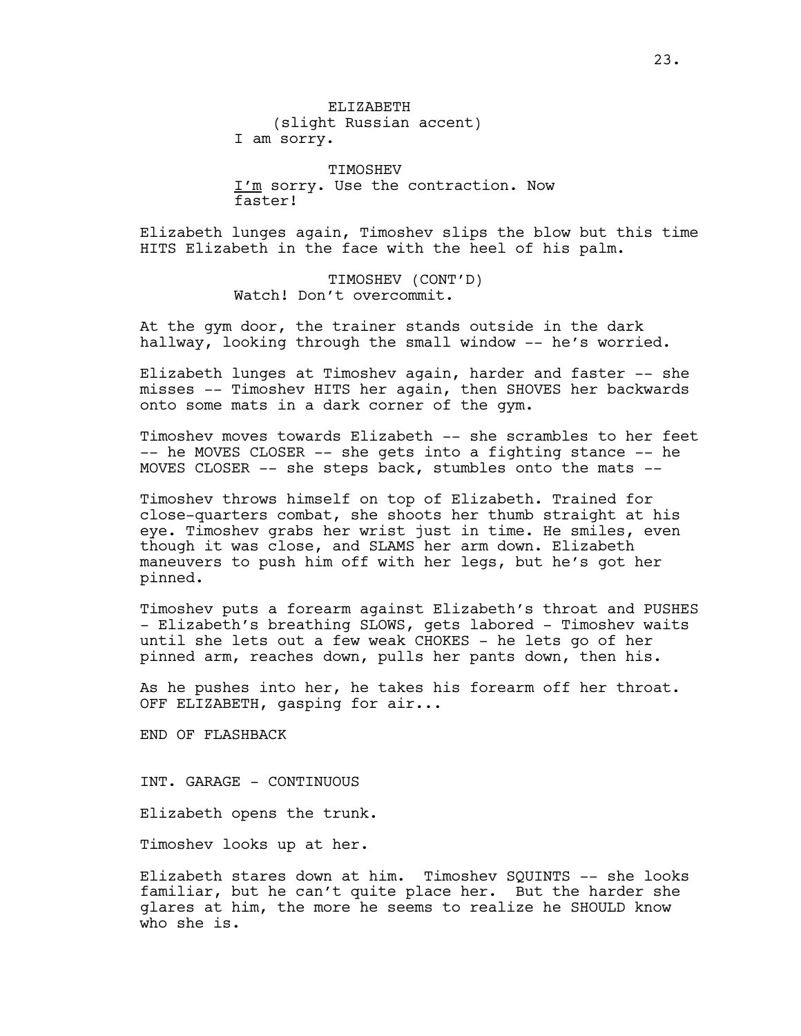ELIZABETH
(slight Russian accent)
I am sorry.

TIMOSHEV
I'm sorry. Use the contraction. Now faster!

Elizabeth lunges again, Timoshev slips the blow but this time HITS Elizabeth in the face with the heel of his palm.

TIMOSHEV (CONT'D)
Watch! Don't overcommit.

At the gym door, the trainer stands outside in the dark hallway, looking through the small window -- he's worried.

Elizabeth lunges at Timoshev again, harder and faster -- she misses -- Timoshev HITS her again, then SHOVES her backwards onto some mats in a dark corner of the gym.

Timoshev moves towards Elizabeth -- she scrambles to her feet -- he MOVES CLOSER -- she gets into a fighting stance -- he MOVES CLOSER -- she steps back, stumbles onto the mats --

Timoshev throws himself on top of Elizabeth. Trained for close-quarters combat, she shoots her thumb straight at his eye. Timoshev grabs her wrist just in time. He smiles, even though it was close, and SLAMS her arm down. Elizabeth maneuvers to push him off with her legs, but he's got her pinned.

Timoshev puts a forearm against Elizabeth's throat and PUSHES - Elizabeth's breathing SLOWS, gets labored - Timoshev waits until she lets out a few weak CHOKES - he lets go of her pinned arm, reaches down, pulls her pants down, then his.

As he pushes into her, he takes his forearm off her throat. OFF ELIZABETH, gasping for air...

END OF FLASHBACK

INT. GARAGE - CONTINUOUS

Elizabeth opens the trunk.

Timoshev looks up at her.

Elizabeth stares down at him. Timoshev SQUINTS -- she looks familiar, but he can't quite place her. But the harder she glares at him, the more he seems to realize he SHOULD know who she is.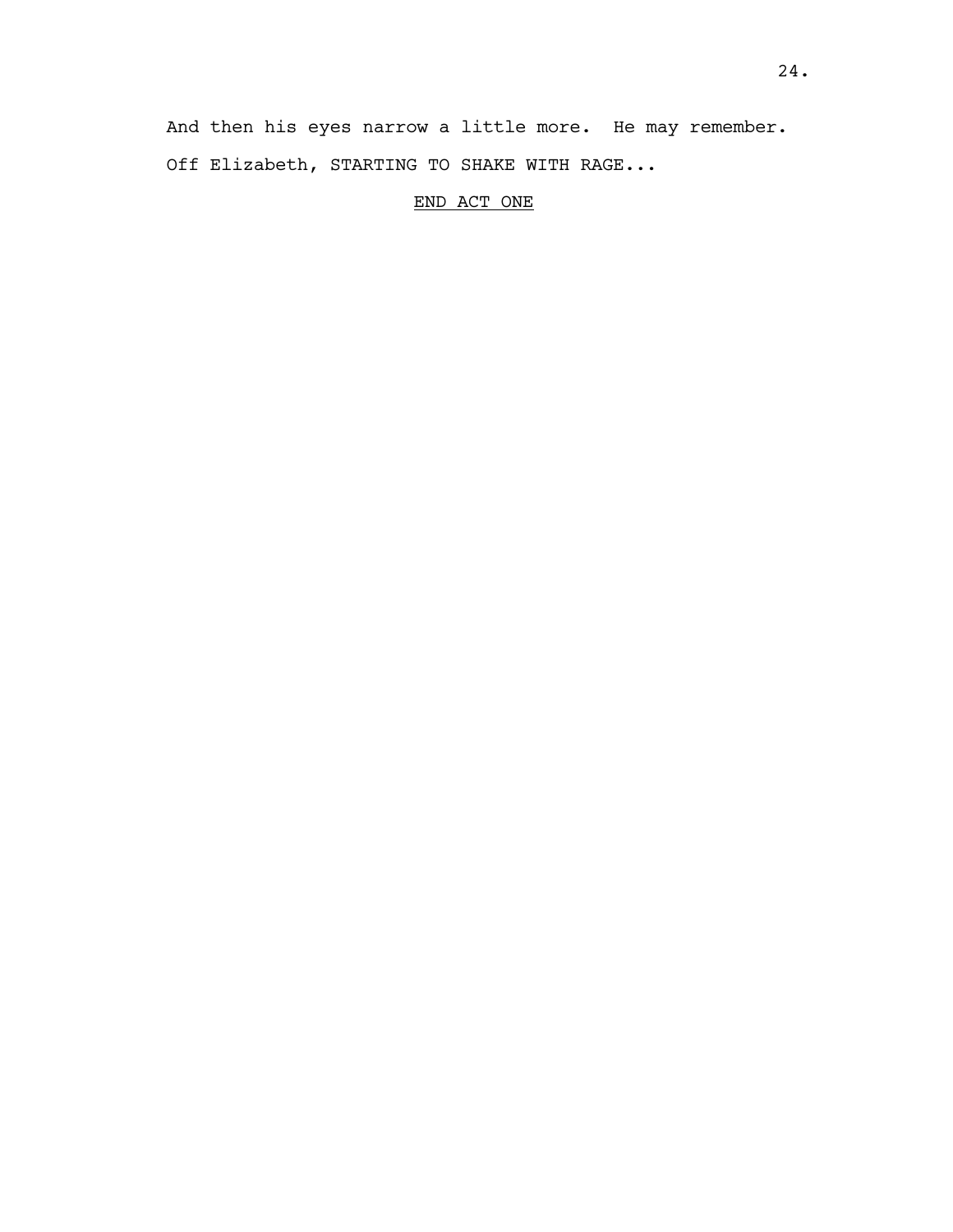And then his eyes narrow a little more. He may remember.

Off Elizabeth, STARTING TO SHAKE WITH RAGE...

<u>END ACT ONE</u>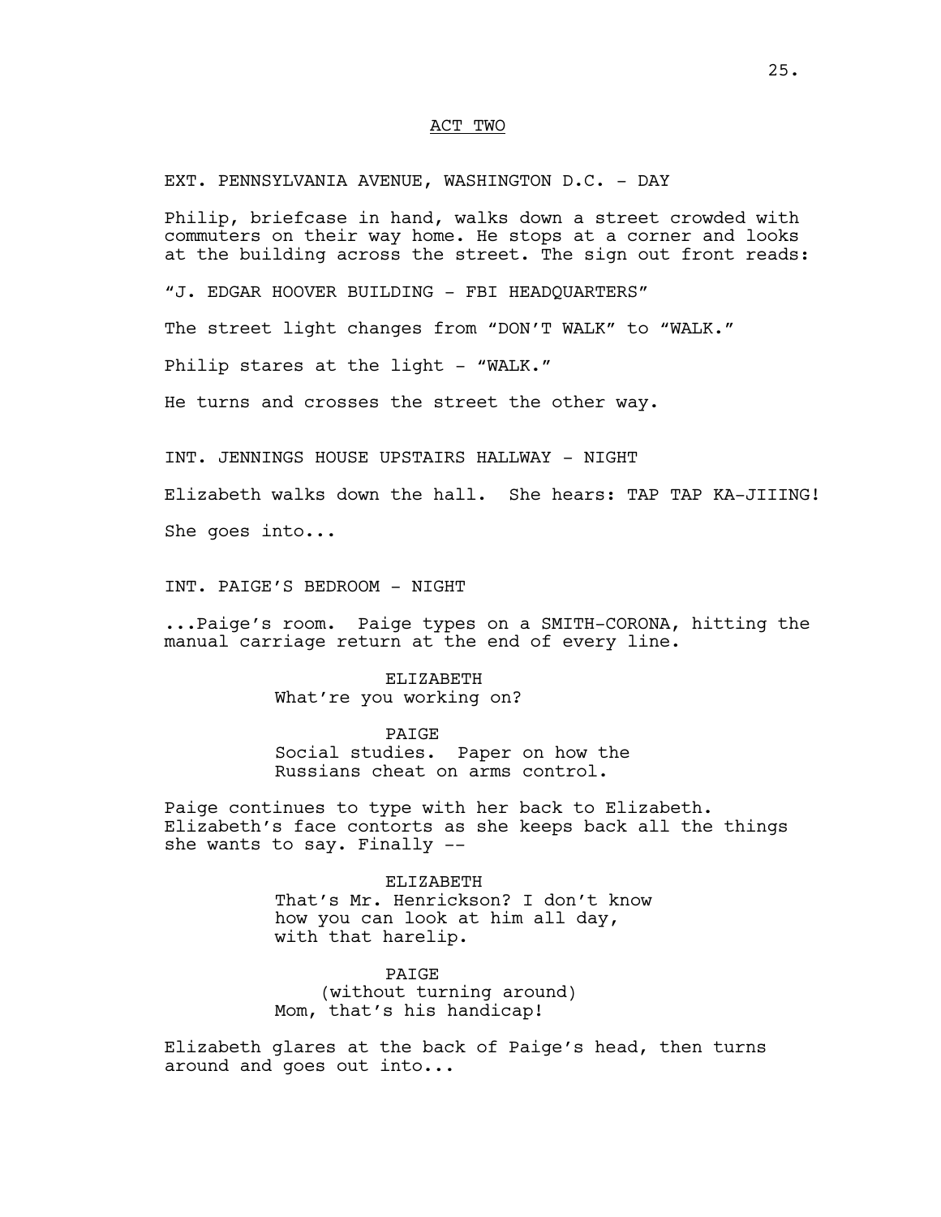ACT TWO

EXT. PENNSYLVANIA AVENUE, WASHINGTON D.C. - DAY

Philip, briefcase in hand, walks down a street crowded with commuters on their way home. He stops at a corner and looks at the building across the street. The sign out front reads:

"J. EDGAR HOOVER BUILDING - FBI HEADQUARTERS"

The street light changes from "DON'T WALK" to "WALK."

Philip stares at the light - "WALK."

He turns and crosses the street the other way.

INT. JENNINGS HOUSE UPSTAIRS HALLWAY - NIGHT

Elizabeth walks down the hall. She hears: TAP TAP KA-JIIING!

She goes into...

INT. PAIGE'S BEDROOM - NIGHT

...Paige's room. Paige types on a SMITH-CORONA, hitting the manual carriage return at the end of every line.

ELIZABETH
What're you working on?

PAIGE
Social studies. Paper on how the Russians cheat on arms control.

Paige continues to type with her back to Elizabeth. Elizabeth's face contorts as she keeps back all the things she wants to say. Finally --

ELIZABETH
That's Mr. Henrickson? I don't know how you can look at him all day, with that harelip.

PAIGE
(without turning around)
Mom, that's his handicap!

Elizabeth glares at the back of Paige's head, then turns around and goes out into...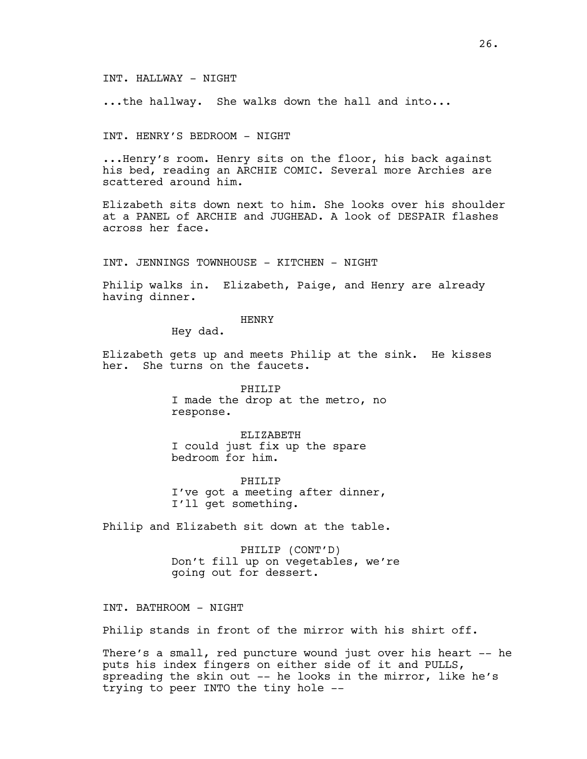INT. HALLWAY - NIGHT

...the hallway. She walks down the hall and into...

INT. HENRY'S BEDROOM - NIGHT

...Henry's room. Henry sits on the floor, his back against his bed, reading an ARCHIE COMIC. Several more Archies are scattered around him.

Elizabeth sits down next to him. She looks over his shoulder at a PANEL of ARCHIE and JUGHEAD. A look of DESPAIR flashes across her face.

INT. JENNINGS TOWNHOUSE - KITCHEN - NIGHT

Philip walks in. Elizabeth, Paige, and Henry are already having dinner.

HENRY
Hey dad.

Elizabeth gets up and meets Philip at the sink. He kisses her. She turns on the faucets.

PHILIP
I made the drop at the metro, no response.

ELIZABETH
I could just fix up the spare bedroom for him.

PHILIP
I've got a meeting after dinner, I'll get something.

Philip and Elizabeth sit down at the table.

PHILIP (CONT'D)
Don't fill up on vegetables, we're going out for dessert.

INT. BATHROOM - NIGHT

Philip stands in front of the mirror with his shirt off.

There's a small, red puncture wound just over his heart -- he puts his index fingers on either side of it and PULLS, spreading the skin out -- he looks in the mirror, like he's trying to peer INTO the tiny hole --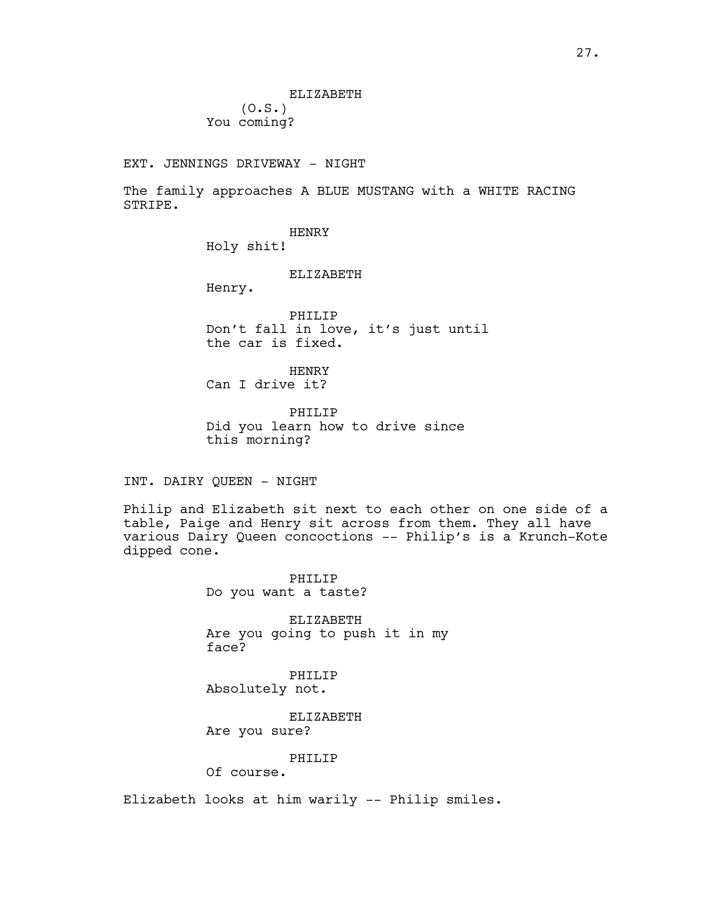ELIZABETH
(O.S.)
You coming?

EXT. JENNINGS DRIVEWAY - NIGHT

The family approaches A BLUE MUSTANG with a WHITE RACING STRIPE.

HENRY
Holy shit!

ELIZABETH
Henry.

PHILIP
Don't fall in love, it's just until the car is fixed.

HENRY
Can I drive it?

PHILIP
Did you learn how to drive since this morning?

INT. DAIRY QUEEN - NIGHT

Philip and Elizabeth sit next to each other on one side of a table, Paige and Henry sit across from them. They all have various Dairy Queen concoctions -- Philip's is a Krunch-Kote dipped cone.

PHILIP
Do you want a taste?

ELIZABETH
Are you going to push it in my face?

PHILIP
Absolutely not.

ELIZABETH
Are you sure?

PHILIP
Of course.

Elizabeth looks at him warily -- Philip smiles.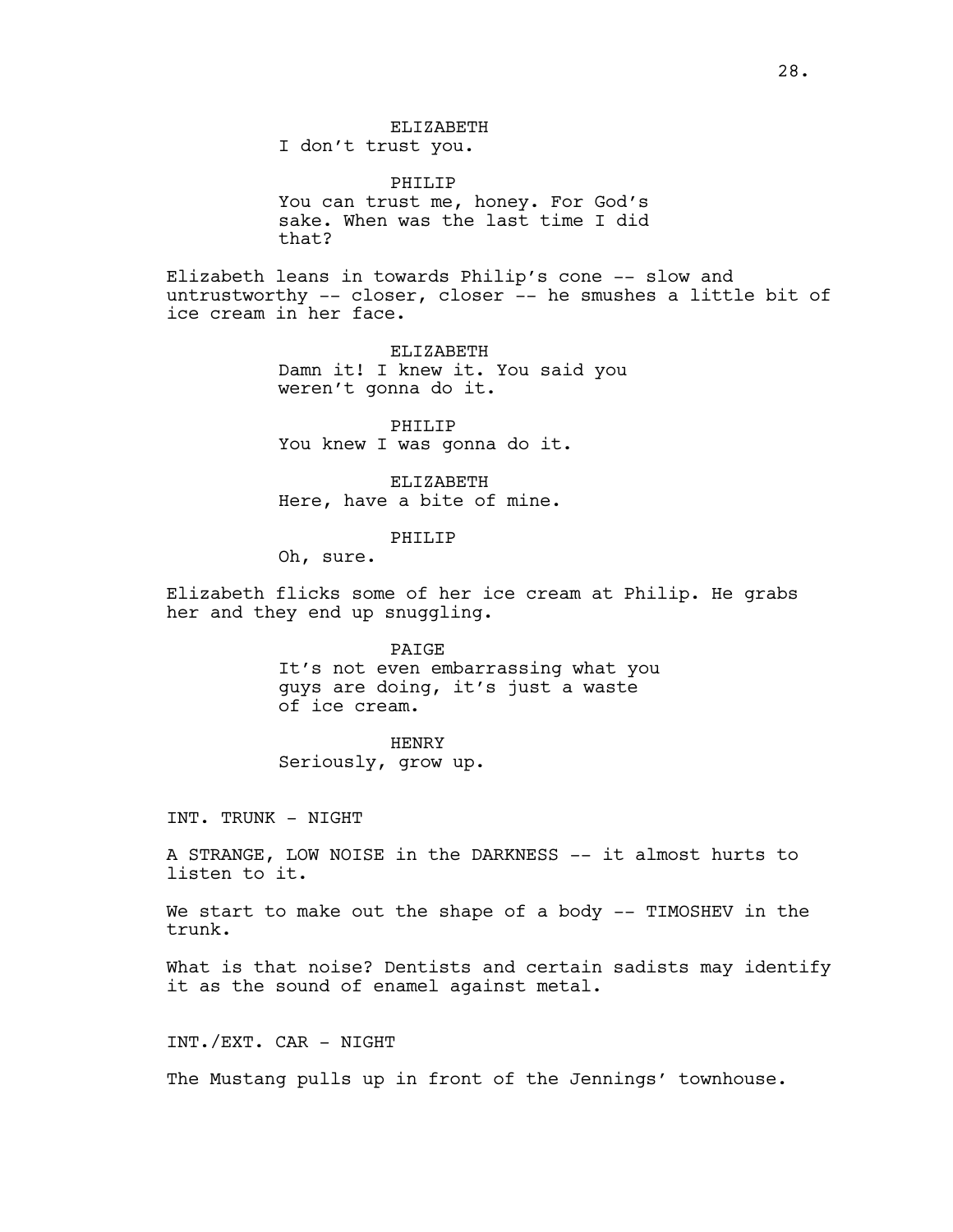ELIZABETH
I don't trust you.

PHILIP
You can trust me, honey. For God's sake. When was the last time I did that?

Elizabeth leans in towards Philip's cone -- slow and untrustworthy -- closer, closer -- he smushes a little bit of ice cream in her face.

ELIZABETH
Damn it! I knew it. You said you weren't gonna do it.

PHILIP
You knew I was gonna do it.

ELIZABETH
Here, have a bite of mine.

PHILIP
Oh, sure.

Elizabeth flicks some of her ice cream at Philip. He grabs her and they end up snuggling.

PAIGE
It's not even embarrassing what you guys are doing, it's just a waste of ice cream.

HENRY
Seriously, grow up.

INT. TRUNK - NIGHT

A STRANGE, LOW NOISE in the DARKNESS -- it almost hurts to listen to it.

We start to make out the shape of a body -- TIMOSHEV in the trunk.

What is that noise? Dentists and certain sadists may identify it as the sound of enamel against metal.

INT./EXT. CAR - NIGHT

The Mustang pulls up in front of the Jennings' townhouse.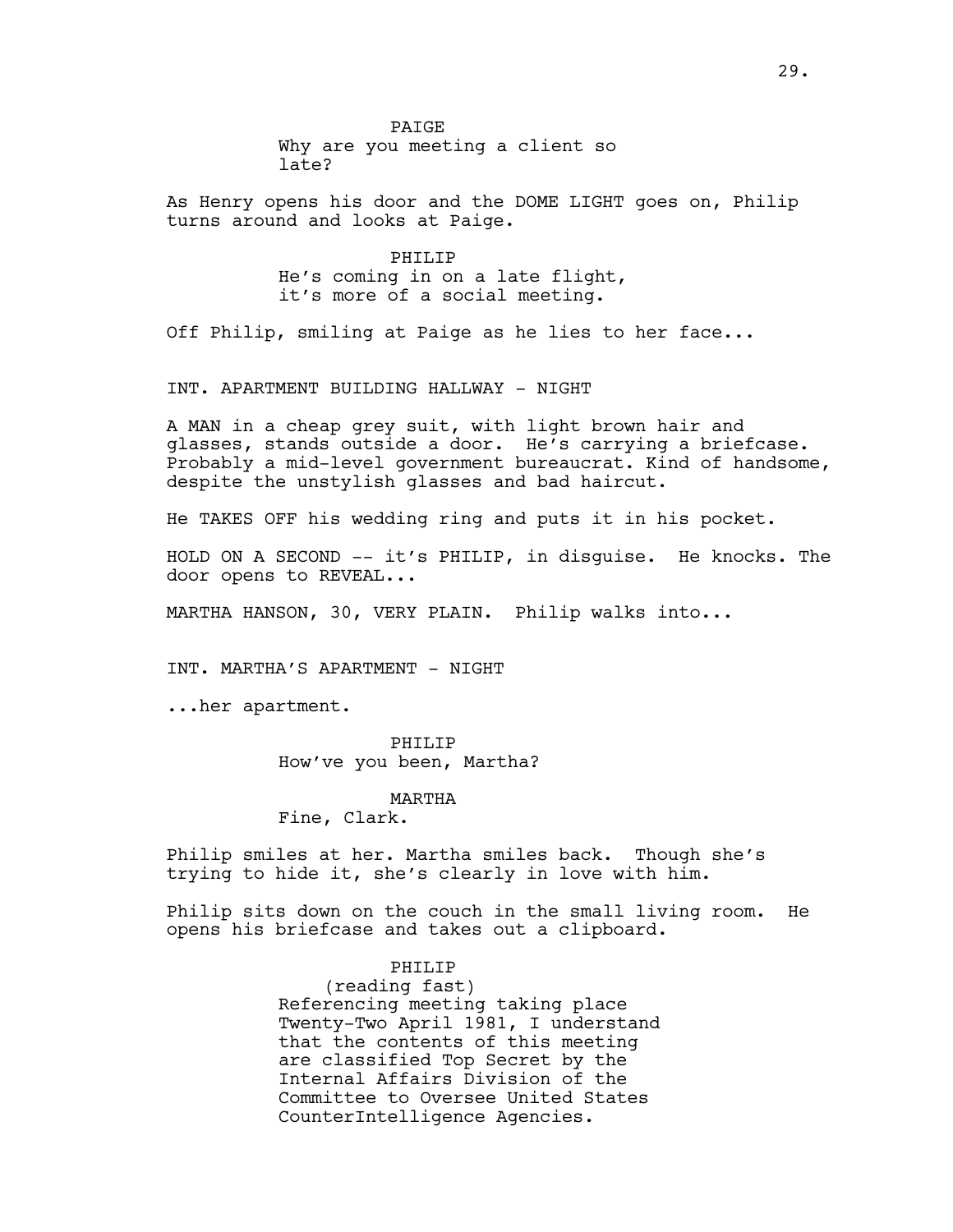PAIGE
Why are you meeting a client so late?

As Henry opens his door and the DOME LIGHT goes on, Philip turns around and looks at Paige.

PHILIP
He's coming in on a late flight, it's more of a social meeting.

Off Philip, smiling at Paige as he lies to her face...

INT. APARTMENT BUILDING HALLWAY - NIGHT

A MAN in a cheap grey suit, with light brown hair and glasses, stands outside a door. He's carrying a briefcase. Probably a mid-level government bureaucrat. Kind of handsome, despite the unstylish glasses and bad haircut.

He TAKES OFF his wedding ring and puts it in his pocket.

HOLD ON A SECOND -- it's PHILIP, in disguise. He knocks. The door opens to REVEAL...

MARTHA HANSON, 30, VERY PLAIN. Philip walks into...

INT. MARTHA'S APARTMENT - NIGHT

...her apartment.

PHILIP
How've you been, Martha?

MARTHA
Fine, Clark.

Philip smiles at her. Martha smiles back. Though she's trying to hide it, she's clearly in love with him.

Philip sits down on the couch in the small living room. He opens his briefcase and takes out a clipboard.

PHILIP
(reading fast)
Referencing meeting taking place Twenty-Two April 1981, I understand that the contents of this meeting are classified Top Secret by the Internal Affairs Division of the Committee to Oversee United States CounterIntelligence Agencies.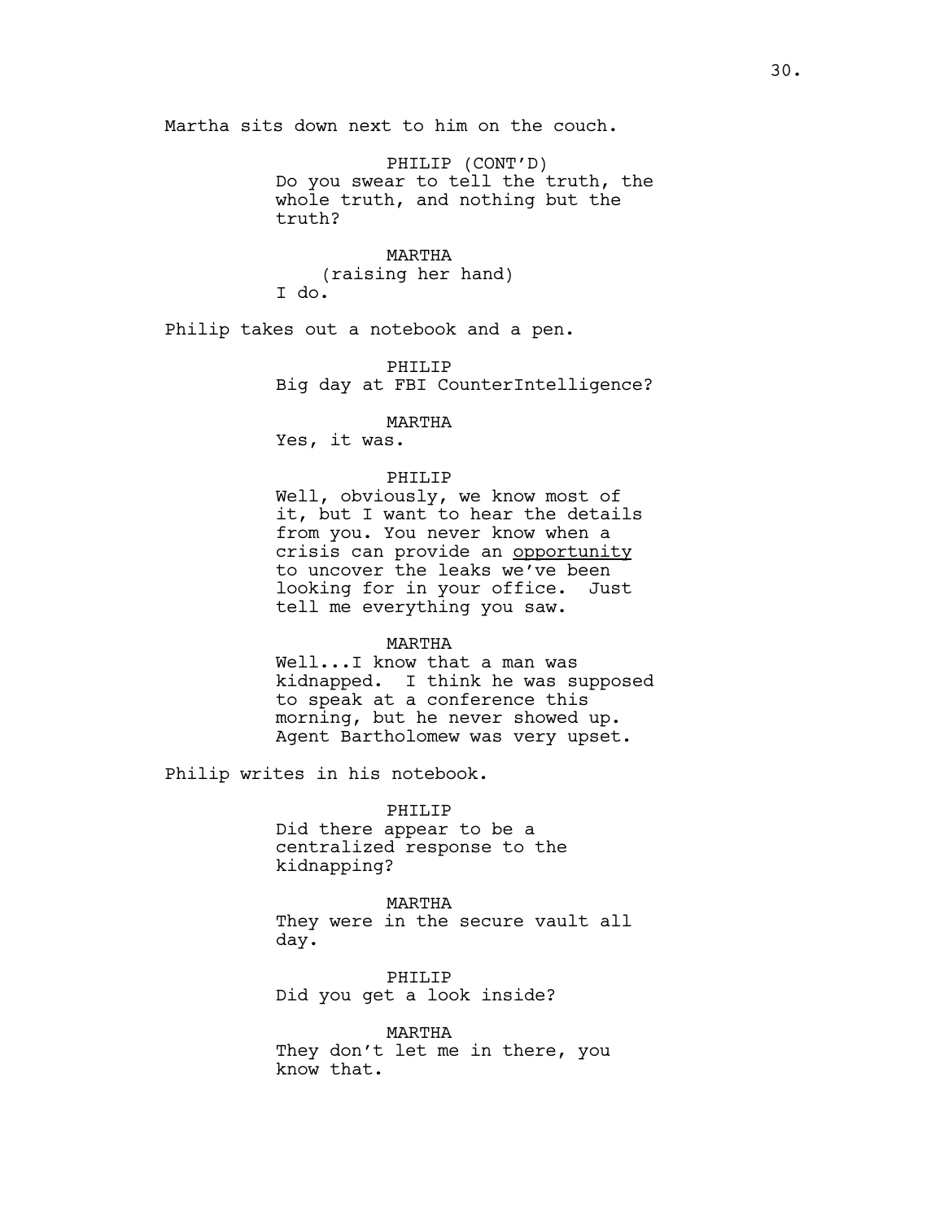Martha sits down next to him on the couch.

PHILIP (CONT'D)
Do you swear to tell the truth, the whole truth, and nothing but the truth?

MARTHA
(raising her hand)
I do.

Philip takes out a notebook and a pen.

PHILIP
Big day at FBI CounterIntelligence?

MARTHA
Yes, it was.

PHILIP
Well, obviously, we know most of it, but I want to hear the details from you. You never know when a crisis can provide an <u>opportunity</u> to uncover the leaks we've been looking for in your office. Just tell me everything you saw.

MARTHA
Well...I know that a man was kidnapped. I think he was supposed to speak at a conference this morning, but he never showed up. Agent Bartholomew was very upset.

Philip writes in his notebook.

PHILIP
Did there appear to be a centralized response to the kidnapping?

MARTHA
They were in the secure vault all day.

PHILIP
Did you get a look inside?

MARTHA
They don't let me in there, you know that.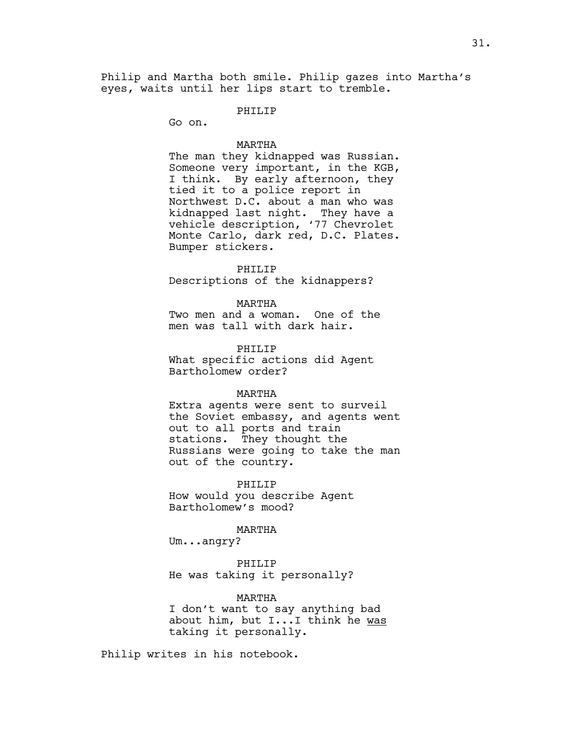Philip and Martha both smile. Philip gazes into Martha's eyes, waits until her lips start to tremble.

PHILIP
Go on.

MARTHA
The man they kidnapped was Russian. Someone very important, in the KGB, I think. By early afternoon, they tied it to a police report in Northwest D.C. about a man who was kidnapped last night. They have a vehicle description, '77 Chevrolet Monte Carlo, dark red, D.C. Plates. Bumper stickers.

PHILIP
Descriptions of the kidnappers?

MARTHA
Two men and a woman. One of the men was tall with dark hair.

PHILIP
What specific actions did Agent Bartholomew order?

MARTHA
Extra agents were sent to surveil the Soviet embassy, and agents went out to all ports and train stations. They thought the Russians were going to take the man out of the country.

PHILIP
How would you describe Agent Bartholomew's mood?

MARTHA
Um...angry?

PHILIP
He was taking it personally?

MARTHA
I don't want to say anything bad about him, but I...I think he <u>was</u> taking it personally.

Philip writes in his notebook.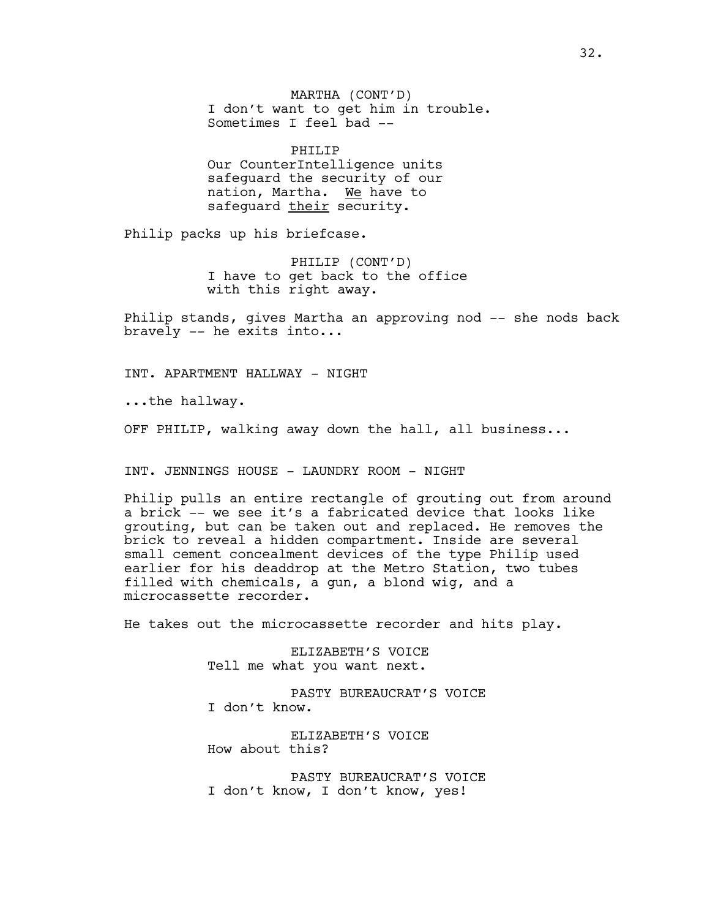MARTHA (CONT'D)
I don't want to get him in trouble.
Sometimes I feel bad --

PHILIP
Our CounterIntelligence units
safeguard the security of our
nation, Martha. We have to
safeguard their security.

Philip packs up his briefcase.

PHILIP (CONT'D)
I have to get back to the office
with this right away.

Philip stands, gives Martha an approving nod -- she nods back bravely -- he exits into...

INT. APARTMENT HALLWAY - NIGHT

...the hallway.

OFF PHILIP, walking away down the hall, all business...

INT. JENNINGS HOUSE - LAUNDRY ROOM - NIGHT

Philip pulls an entire rectangle of grouting out from around a brick -- we see it's a fabricated device that looks like grouting, but can be taken out and replaced. He removes the brick to reveal a hidden compartment. Inside are several small cement concealment devices of the type Philip used earlier for his deaddrop at the Metro Station, two tubes filled with chemicals, a gun, a blond wig, and a microcassette recorder.

He takes out the microcassette recorder and hits play.

ELIZABETH'S VOICE
Tell me what you want next.

PASTY BUREAUCRAT'S VOICE
I don't know.

ELIZABETH'S VOICE
How about this?

PASTY BUREAUCRAT'S VOICE
I don't know, I don't know, yes!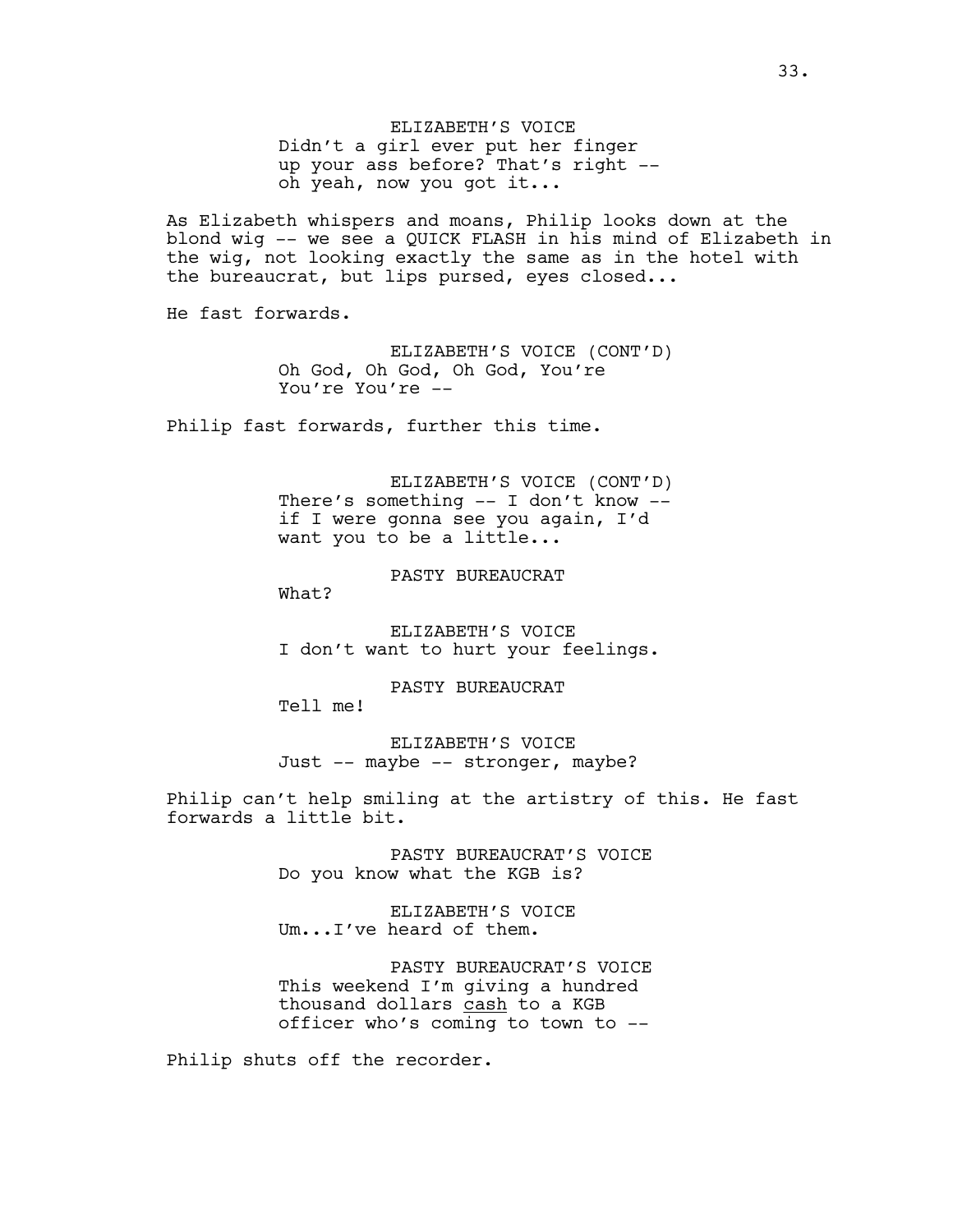ELIZABETH'S VOICE
Didn't a girl ever put her finger up your ass before? That's right -- oh yeah, now you got it...

As Elizabeth whispers and moans, Philip looks down at the blond wig -- we see a QUICK FLASH in his mind of Elizabeth in the wig, not looking exactly the same as in the hotel with the bureaucrat, but lips pursed, eyes closed...

He fast forwards.

ELIZABETH'S VOICE (CONT'D)
Oh God, Oh God, Oh God, You're You're You're --

Philip fast forwards, further this time.

ELIZABETH'S VOICE (CONT'D)
There's something -- I don't know -- if I were gonna see you again, I'd want you to be a little...

PASTY BUREAUCRAT
What?

ELIZABETH'S VOICE
I don't want to hurt your feelings.

PASTY BUREAUCRAT
Tell me!

ELIZABETH'S VOICE
Just -- maybe -- stronger, maybe?

Philip can't help smiling at the artistry of this. He fast forwards a little bit.

PASTY BUREAUCRAT'S VOICE
Do you know what the KGB is?

ELIZABETH'S VOICE
Um...I've heard of them.

PASTY BUREAUCRAT'S VOICE
This weekend I'm giving a hundred thousand dollars <u>cash</u> to a KGB officer who's coming to town to --

Philip shuts off the recorder.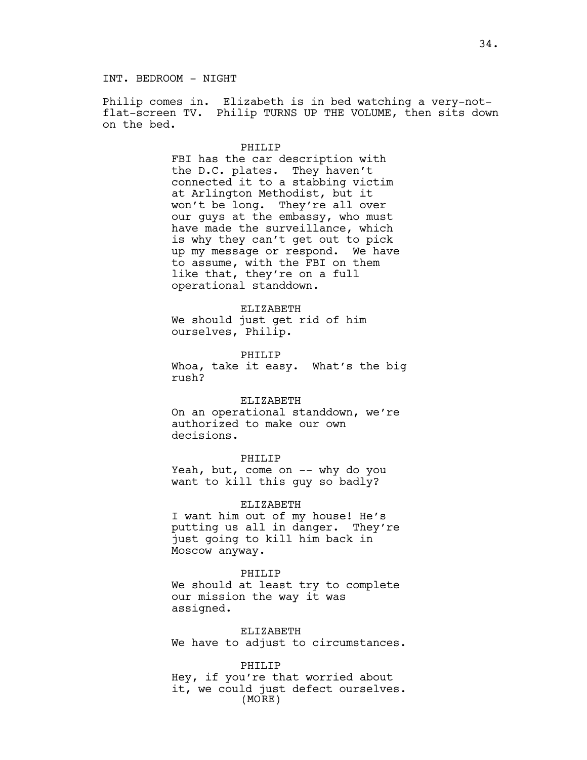INT. BEDROOM - NIGHT

Philip comes in. Elizabeth is in bed watching a very-not-flat-screen TV. Philip TURNS UP THE VOLUME, then sits down on the bed.

PHILIP

FBI has the car description with the D.C. plates. They haven't connected it to a stabbing victim at Arlington Methodist, but it won't be long. They're all over our guys at the embassy, who must have made the surveillance, which is why they can't get out to pick up my message or respond. We have to assume, with the FBI on them like that, they're on a full operational standdown.

ELIZABETH

We should just get rid of him ourselves, Philip.

PHILIP

Whoa, take it easy. What's the big rush?

ELIZABETH

On an operational standdown, we're authorized to make our own decisions.

PHILIP

Yeah, but, come on -- why do you want to kill this guy so badly?

ELIZABETH

I want him out of my house! He's putting us all in danger. They're just going to kill him back in Moscow anyway.

PHILIP

We should at least try to complete our mission the way it was assigned.

ELIZABETH

We have to adjust to circumstances.

PHILIP

Hey, if you're that worried about it, we could just defect ourselves.

(MORE)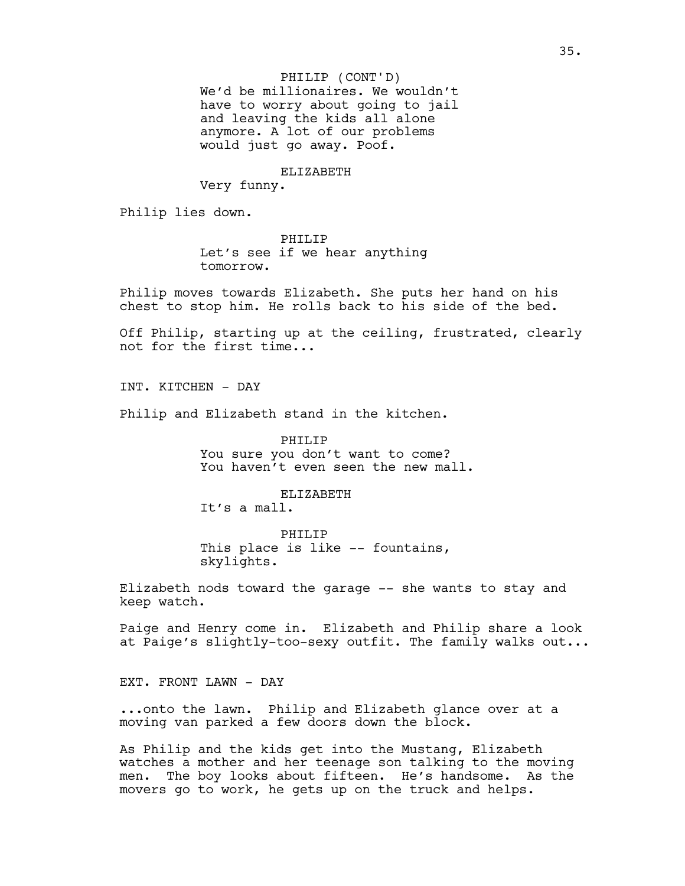PHILIP (CONT'D)
We'd be millionaires. We wouldn't have to worry about going to jail and leaving the kids all alone anymore. A lot of our problems would just go away. Poof.

ELIZABETH
Very funny.

Philip lies down.

PHILIP
Let's see if we hear anything tomorrow.

Philip moves towards Elizabeth. She puts her hand on his chest to stop him. He rolls back to his side of the bed.

Off Philip, starting up at the ceiling, frustrated, clearly not for the first time...

INT. KITCHEN - DAY

Philip and Elizabeth stand in the kitchen.

PHILIP
You sure you don't want to come? You haven't even seen the new mall.

ELIZABETH
It's a mall.

PHILIP
This place is like -- fountains, skylights.

Elizabeth nods toward the garage -- she wants to stay and keep watch.

Paige and Henry come in. Elizabeth and Philip share a look at Paige's slightly-too-sexy outfit. The family walks out...

EXT. FRONT LAWN - DAY

...onto the lawn. Philip and Elizabeth glance over at a moving van parked a few doors down the block.

As Philip and the kids get into the Mustang, Elizabeth watches a mother and her teenage son talking to the moving men. The boy looks about fifteen. He's handsome. As the movers go to work, he gets up on the truck and helps.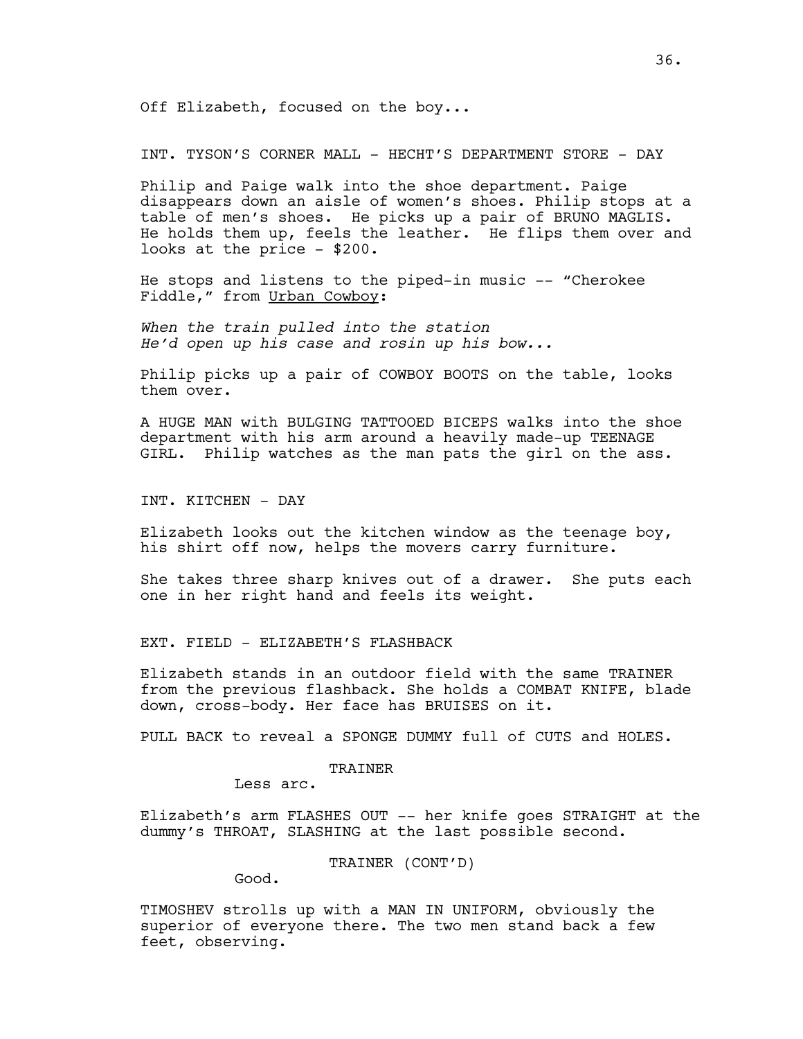Off Elizabeth, focused on the boy...

INT. TYSON'S CORNER MALL - HECHT'S DEPARTMENT STORE - DAY

Philip and Paige walk into the shoe department. Paige disappears down an aisle of women's shoes. Philip stops at a table of men's shoes. He picks up a pair of BRUNO MAGLIS. He holds them up, feels the leather. He flips them over and looks at the price - $200.

He stops and listens to the piped-in music -- "Cherokee Fiddle," from Urban Cowboy:

*When the train pulled into the station*
*He'd open up his case and rosin up his bow...*

Philip picks up a pair of COWBOY BOOTS on the table, looks them over.

A HUGE MAN with BULGING TATTOOED BICEPS walks into the shoe department with his arm around a heavily made-up TEENAGE GIRL. Philip watches as the man pats the girl on the ass.

INT. KITCHEN - DAY

Elizabeth looks out the kitchen window as the teenage boy, his shirt off now, helps the movers carry furniture.

She takes three sharp knives out of a drawer. She puts each one in her right hand and feels its weight.

EXT. FIELD - ELIZABETH'S FLASHBACK

Elizabeth stands in an outdoor field with the same TRAINER from the previous flashback. She holds a COMBAT KNIFE, blade down, cross-body. Her face has BRUISES on it.

PULL BACK to reveal a SPONGE DUMMY full of CUTS and HOLES.

TRAINER
Less arc.

Elizabeth's arm FLASHES OUT -- her knife goes STRAIGHT at the dummy's THROAT, SLASHING at the last possible second.

TRAINER (CONT'D)
Good.

TIMOSHEV strolls up with a MAN IN UNIFORM, obviously the superior of everyone there. The two men stand back a few feet, observing.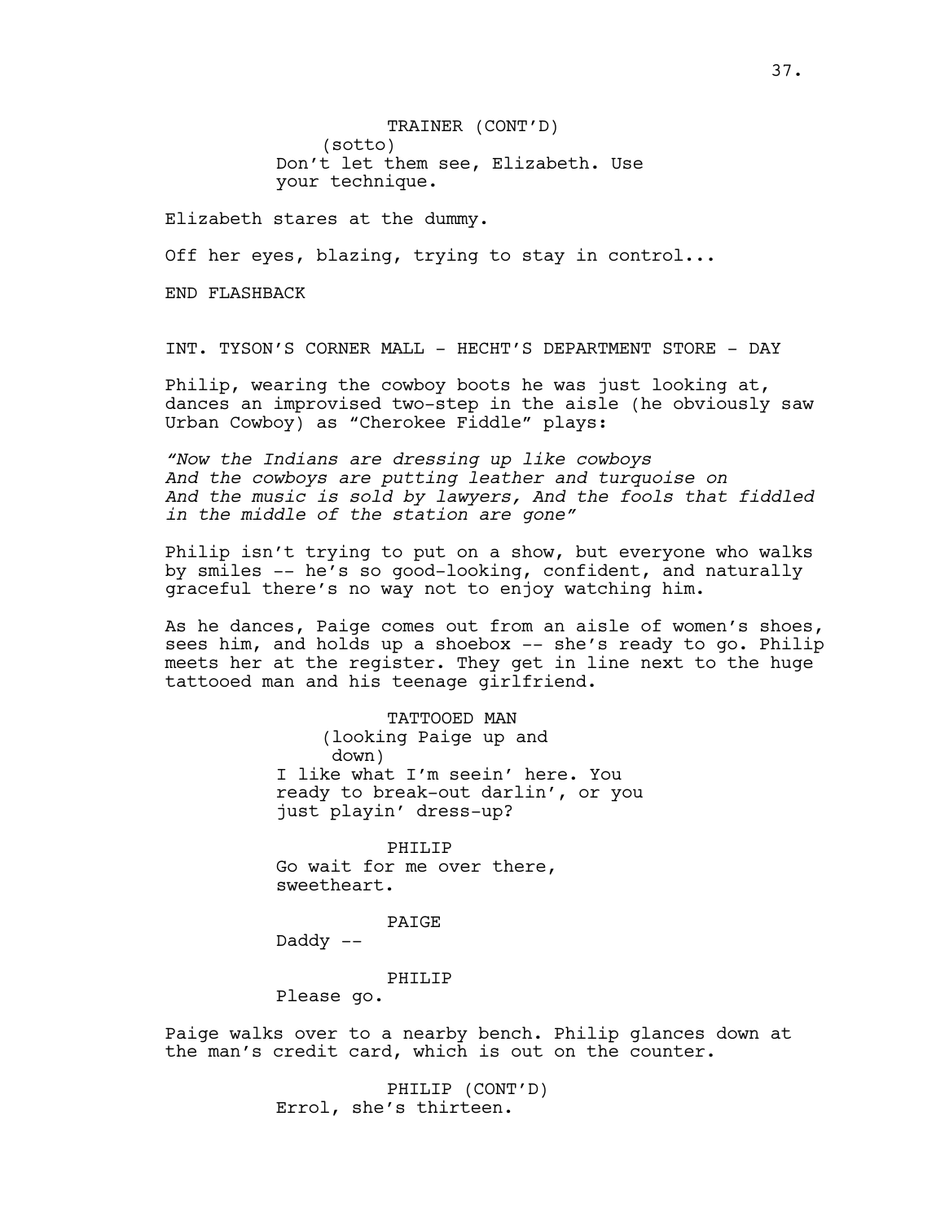TRAINER (CONT'D)
(sotto)
Don't let them see, Elizabeth. Use your technique.

Elizabeth stares at the dummy.

Off her eyes, blazing, trying to stay in control...

END FLASHBACK

INT. TYSON'S CORNER MALL - HECHT'S DEPARTMENT STORE - DAY

Philip, wearing the cowboy boots he was just looking at, dances an improvised two-step in the aisle (he obviously saw Urban Cowboy) as "Cherokee Fiddle" plays:

*"Now the Indians are dressing up like cowboys*
*And the cowboys are putting leather and turquoise on*
*And the music is sold by lawyers, And the fools that fiddled in the middle of the station are gone"*

Philip isn't trying to put on a show, but everyone who walks by smiles -- he's so good-looking, confident, and naturally graceful there's no way not to enjoy watching him.

As he dances, Paige comes out from an aisle of women's shoes, sees him, and holds up a shoebox -- she's ready to go. Philip meets her at the register. They get in line next to the huge tattooed man and his teenage girlfriend.

TATTOOED MAN
(looking Paige up and down)
I like what I'm seein' here. You ready to break-out darlin', or you just playin' dress-up?

PHILIP
Go wait for me over there, sweetheart.

PAIGE
Daddy --

PHILIP
Please go.

Paige walks over to a nearby bench. Philip glances down at the man's credit card, which is out on the counter.

PHILIP (CONT'D)
Errol, she's thirteen.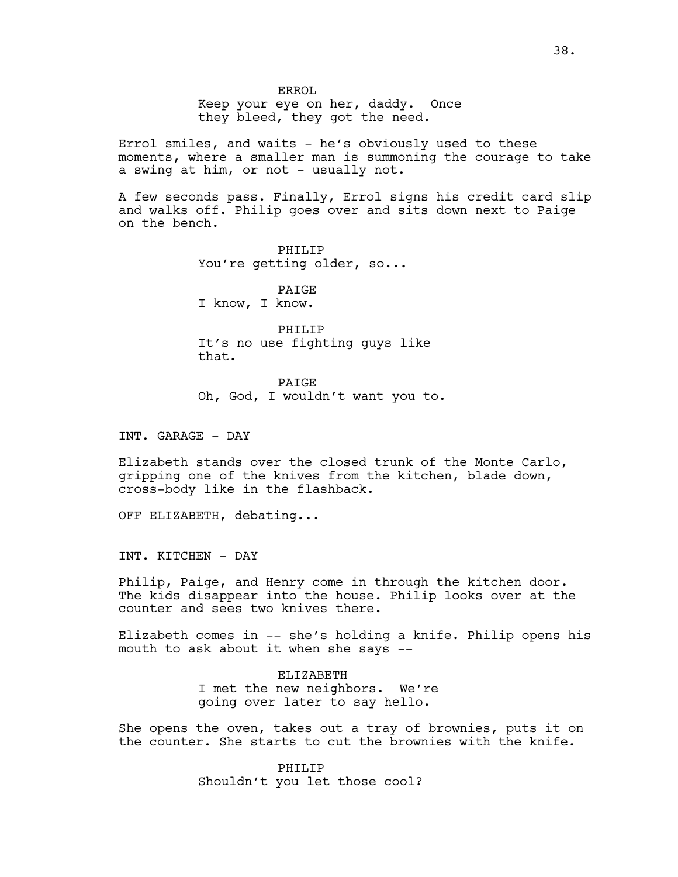ERROL

Keep your eye on her, daddy. Once they bleed, they got the need.

Errol smiles, and waits - he's obviously used to these moments, where a smaller man is summoning the courage to take a swing at him, or not - usually not.

A few seconds pass. Finally, Errol signs his credit card slip and walks off. Philip goes over and sits down next to Paige on the bench.

PHILIP

You're getting older, so...

PAIGE

I know, I know.

PHILIP

It's no use fighting guys like that.

PAIGE

Oh, God, I wouldn't want you to.

INT. GARAGE - DAY

Elizabeth stands over the closed trunk of the Monte Carlo, gripping one of the knives from the kitchen, blade down, cross-body like in the flashback.

OFF ELIZABETH, debating...

INT. KITCHEN - DAY

Philip, Paige, and Henry come in through the kitchen door. The kids disappear into the house. Philip looks over at the counter and sees two knives there.

Elizabeth comes in -- she's holding a knife. Philip opens his mouth to ask about it when she says --

ELIZABETH

I met the new neighbors. We're going over later to say hello.

She opens the oven, takes out a tray of brownies, puts it on the counter. She starts to cut the brownies with the knife.

PHILIP

Shouldn't you let those cool?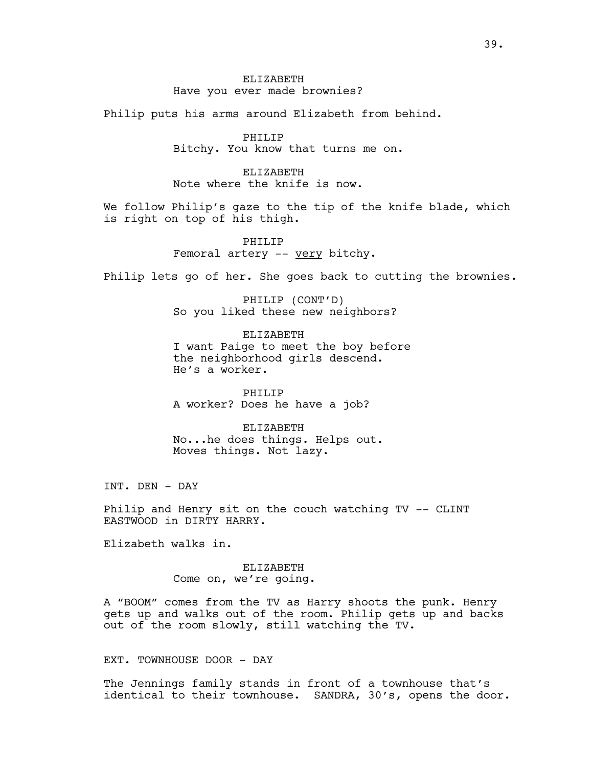ELIZABETH
Have you ever made brownies?

Philip puts his arms around Elizabeth from behind.

PHILIP
Bitchy. You know that turns me on.

ELIZABETH
Note where the knife is now.

We follow Philip's gaze to the tip of the knife blade, which is right on top of his thigh.

PHILIP
Femoral artery -- <u>very</u> bitchy.

Philip lets go of her. She goes back to cutting the brownies.

PHILIP (CONT'D)
So you liked these new neighbors?

ELIZABETH
I want Paige to meet the boy before the neighborhood girls descend. He's a worker.

PHILIP
A worker? Does he have a job?

ELIZABETH
No...he does things. Helps out. Moves things. Not lazy.

INT. DEN - DAY

Philip and Henry sit on the couch watching TV -- CLINT EASTWOOD in DIRTY HARRY.

Elizabeth walks in.

ELIZABETH
Come on, we're going.

A "BOOM" comes from the TV as Harry shoots the punk. Henry gets up and walks out of the room. Philip gets up and backs out of the room slowly, still watching the TV.

EXT. TOWNHOUSE DOOR - DAY

The Jennings family stands in front of a townhouse that's identical to their townhouse. SANDRA, 30's, opens the door.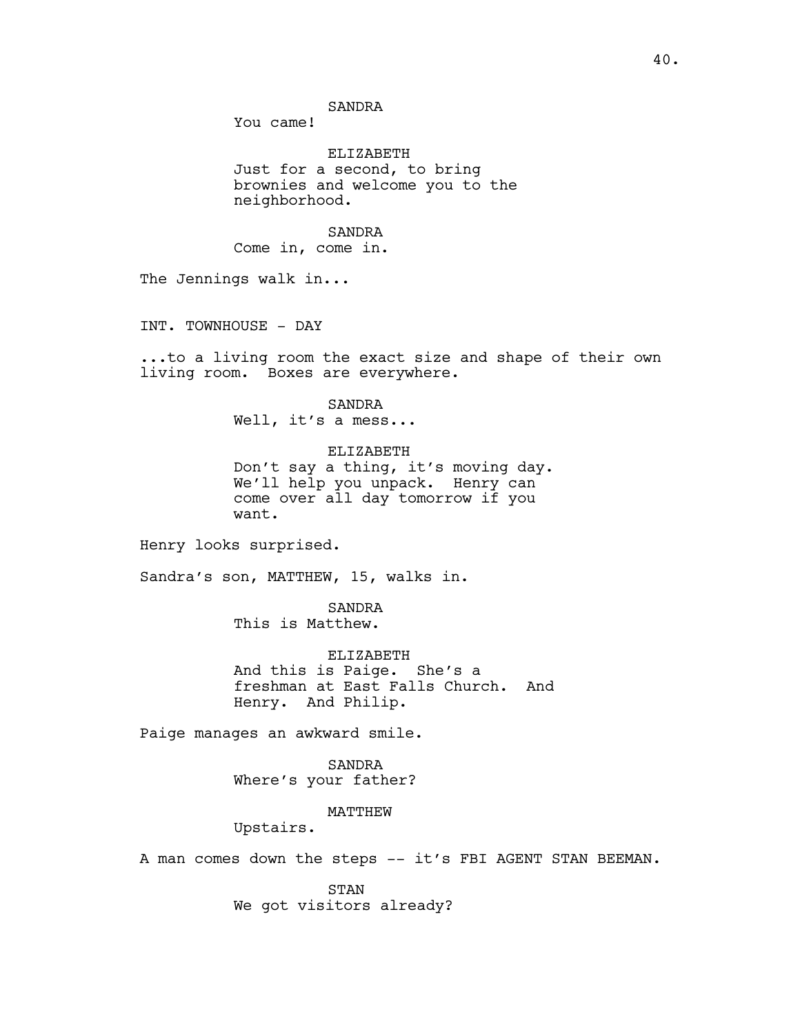SANDRA
You came!

ELIZABETH
Just for a second, to bring brownies and welcome you to the neighborhood.

SANDRA
Come in, come in.

The Jennings walk in...

INT. TOWNHOUSE - DAY

...to a living room the exact size and shape of their own living room. Boxes are everywhere.

SANDRA
Well, it's a mess...

ELIZABETH
Don't say a thing, it's moving day. We'll help you unpack. Henry can come over all day tomorrow if you want.

Henry looks surprised.

Sandra's son, MATTHEW, 15, walks in.

SANDRA
This is Matthew.

ELIZABETH
And this is Paige. She's a freshman at East Falls Church. And Henry. And Philip.

Paige manages an awkward smile.

SANDRA
Where's your father?

MATTHEW
Upstairs.

A man comes down the steps -- it's FBI AGENT STAN BEEMAN.

STAN
We got visitors already?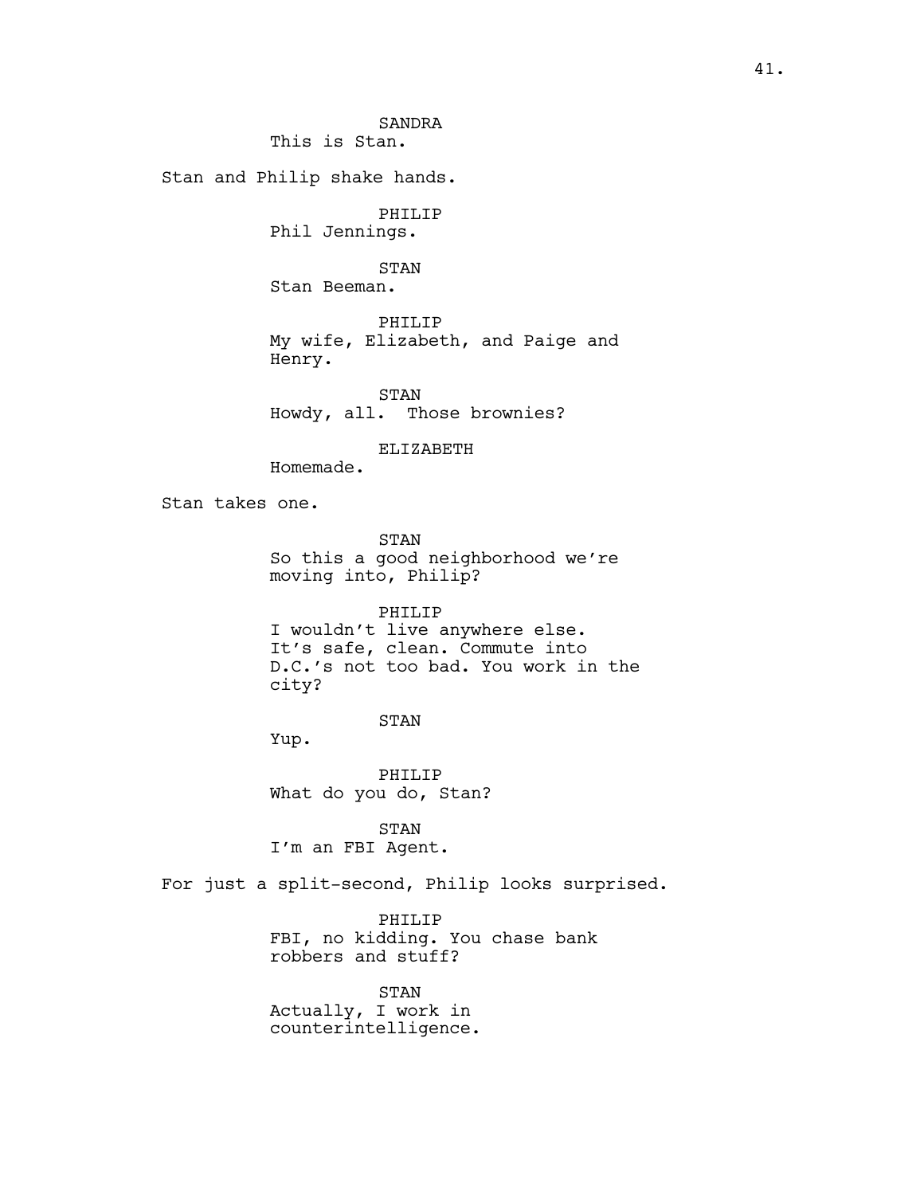SANDRA
This is Stan.

Stan and Philip shake hands.

PHILIP
Phil Jennings.

STAN
Stan Beeman.

PHILIP
My wife, Elizabeth, and Paige and Henry.

STAN
Howdy, all. Those brownies?

ELIZABETH
Homemade.

Stan takes one.

STAN
So this a good neighborhood we're moving into, Philip?

PHILIP
I wouldn't live anywhere else. It's safe, clean. Commute into D.C.'s not too bad. You work in the city?

STAN
Yup.

PHILIP
What do you do, Stan?

STAN
I'm an FBI Agent.

For just a split-second, Philip looks surprised.

PHILIP
FBI, no kidding. You chase bank robbers and stuff?

STAN
Actually, I work in counterintelligence.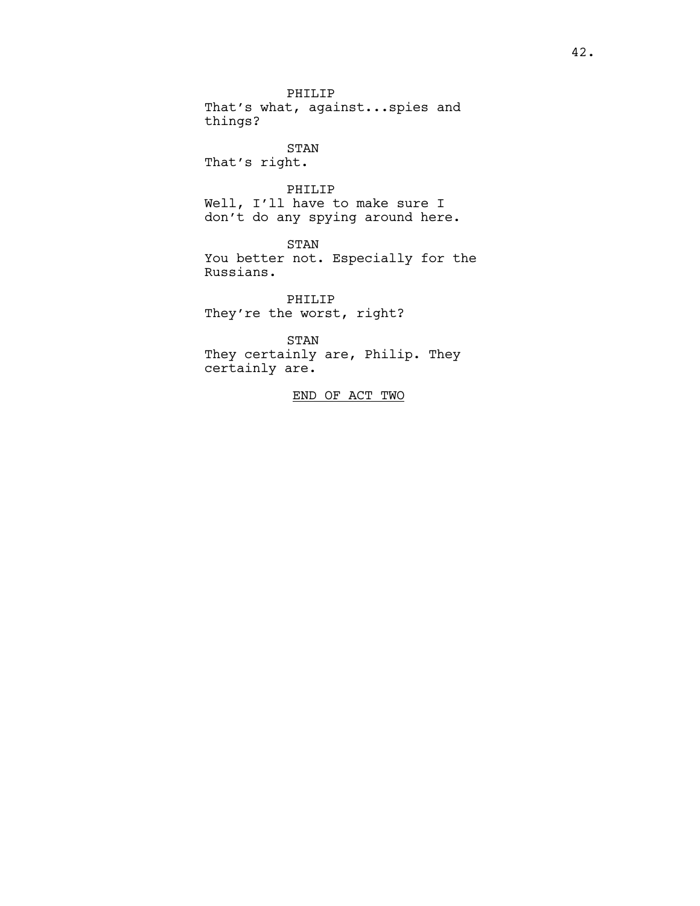PHILIP

That's what, against...spies and things?

STAN

That's right.

PHILIP

Well, I'll have to make sure I don't do any spying around here.

STAN

You better not. Especially for the Russians.

PHILIP

They're the worst, right?

STAN

They certainly are, Philip. They certainly are.

<u>END OF ACT TWO</u>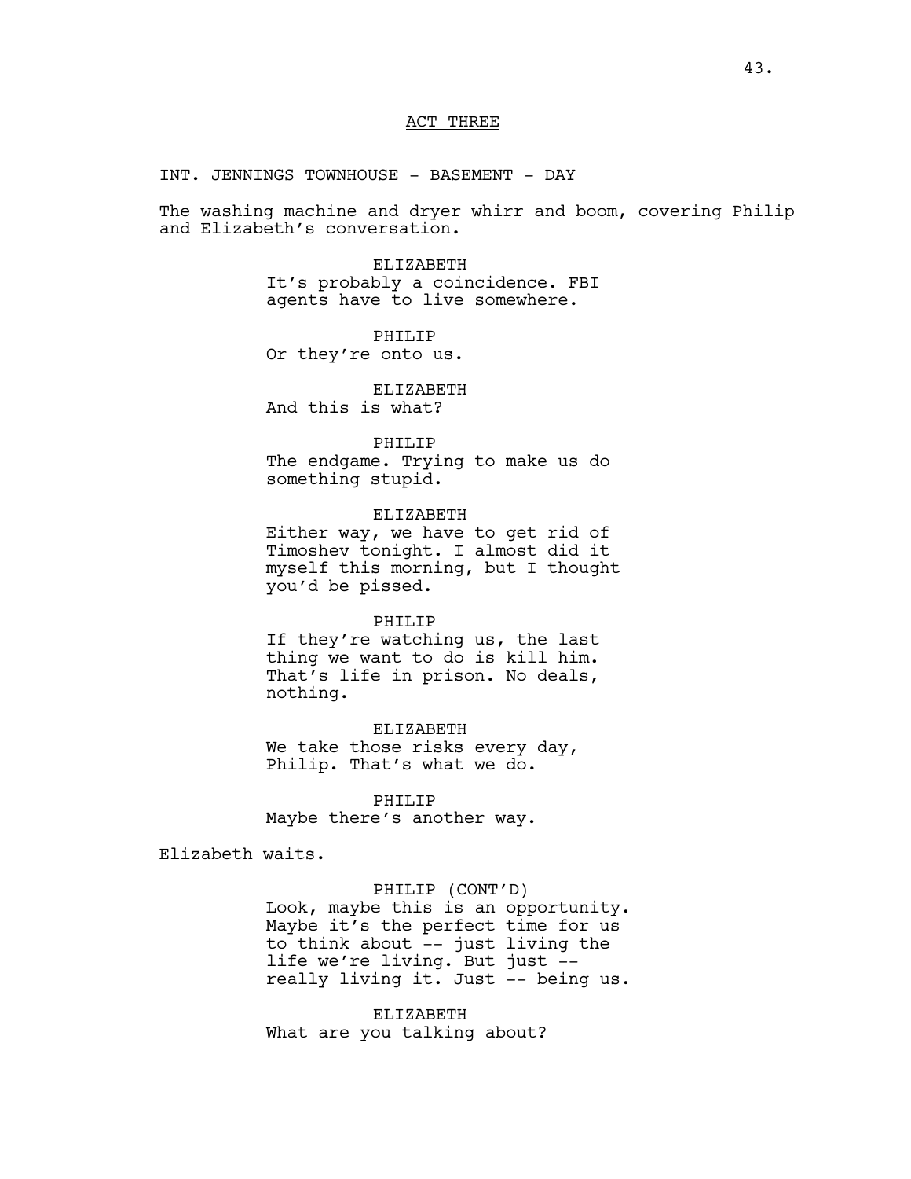ACT THREE

INT. JENNINGS TOWNHOUSE - BASEMENT - DAY

The washing machine and dryer whirr and boom, covering Philip and Elizabeth's conversation.

ELIZABETH
It's probably a coincidence. FBI agents have to live somewhere.

PHILIP
Or they're onto us.

ELIZABETH
And this is what?

PHILIP
The endgame. Trying to make us do something stupid.

ELIZABETH
Either way, we have to get rid of Timoshev tonight. I almost did it myself this morning, but I thought you'd be pissed.

PHILIP
If they're watching us, the last thing we want to do is kill him. That's life in prison. No deals, nothing.

ELIZABETH
We take those risks every day, Philip. That's what we do.

PHILIP
Maybe there's another way.

Elizabeth waits.

PHILIP (CONT'D)
Look, maybe this is an opportunity. Maybe it's the perfect time for us to think about -- just living the life we're living. But just -- really living it. Just -- being us.

ELIZABETH
What are you talking about?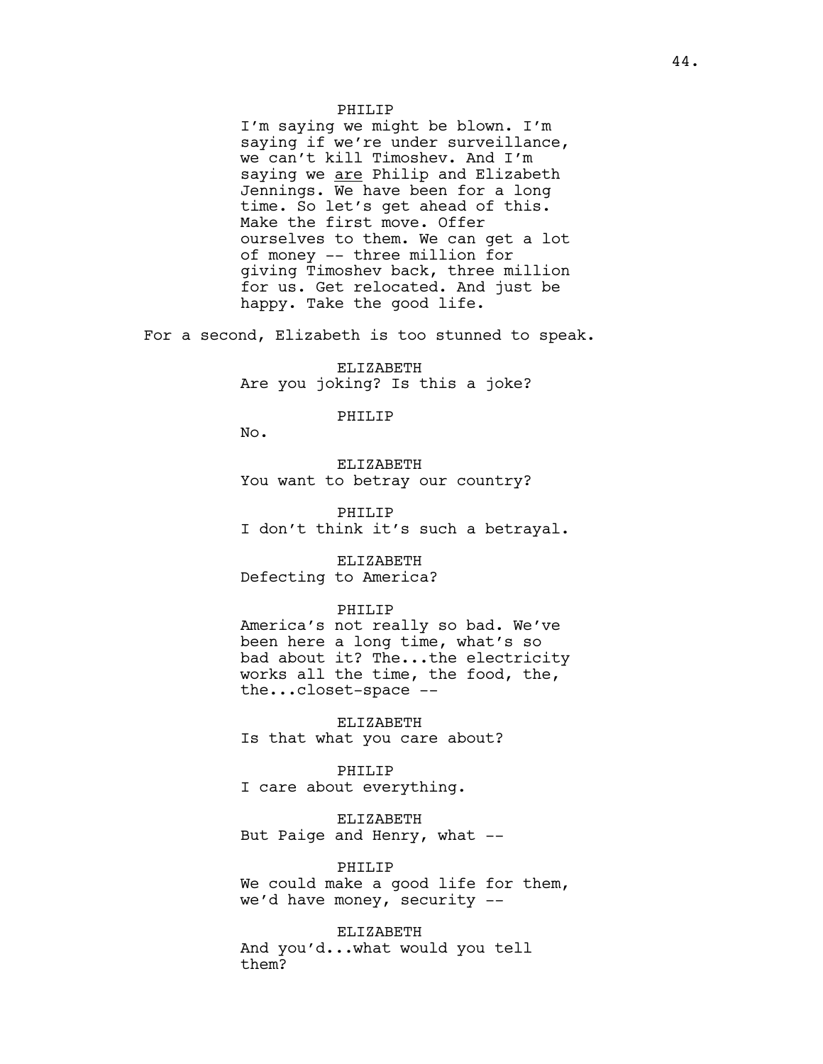PHILIP

I'm saying we might be blown. I'm saying if we're under surveillance, we can't kill Timoshev. And I'm saying we <u>are</u> Philip and Elizabeth Jennings. We have been for a long time. So let's get ahead of this. Make the first move. Offer ourselves to them. We can get a lot of money -- three million for giving Timoshev back, three million for us. Get relocated. And just be happy. Take the good life.

For a second, Elizabeth is too stunned to speak.

ELIZABETH

Are you joking? Is this a joke?

PHILIP

No.

ELIZABETH

You want to betray our country?

PHILIP

I don't think it's such a betrayal.

ELIZABETH

Defecting to America?

PHILIP

America's not really so bad. We've been here a long time, what's so bad about it? The...the electricity works all the time, the food, the, the...closet-space --

ELIZABETH

Is that what you care about?

PHILIP

I care about everything.

ELIZABETH

But Paige and Henry, what --

PHILIP

We could make a good life for them, we'd have money, security --

ELIZABETH

And you'd...what would you tell them?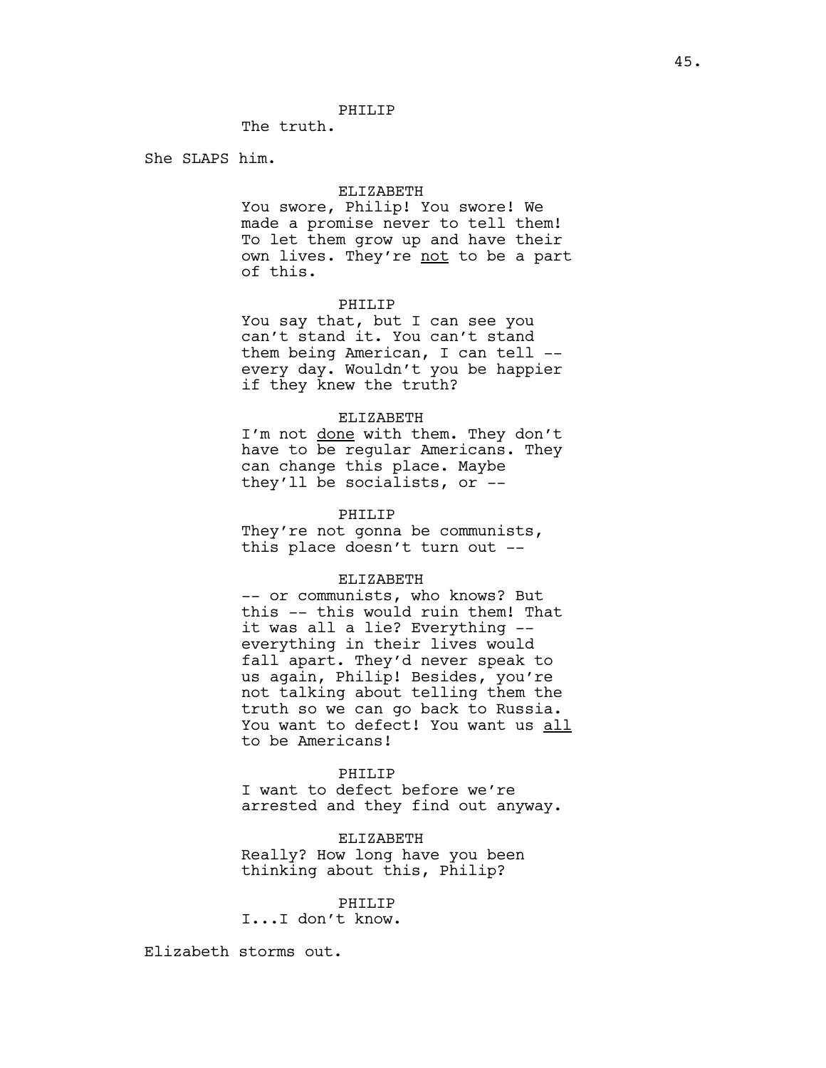PHILIP
The truth.

She SLAPS him.

ELIZABETH
You swore, Philip! You swore! We made a promise never to tell them! To let them grow up and have their own lives. They're _not_ to be a part of this.

PHILIP
You say that, but I can see you can't stand it. You can't stand them being American, I can tell -- every day. Wouldn't you be happier if they knew the truth?

ELIZABETH
I'm not _done_ with them. They don't have to be regular Americans. They can change this place. Maybe they'll be socialists, or --

PHILIP
They're not gonna be communists, this place doesn't turn out --

ELIZABETH
-- or communists, who knows? But this -- this would ruin them! That it was all a lie? Everything -- everything in their lives would fall apart. They'd never speak to us again, Philip! Besides, you're not talking about telling them the truth so we can go back to Russia. You want to defect! You want us _all_ to be Americans!

PHILIP
I want to defect before we're arrested and they find out anyway.

ELIZABETH
Really? How long have you been thinking about this, Philip?

PHILIP
I...I don't know.

Elizabeth storms out.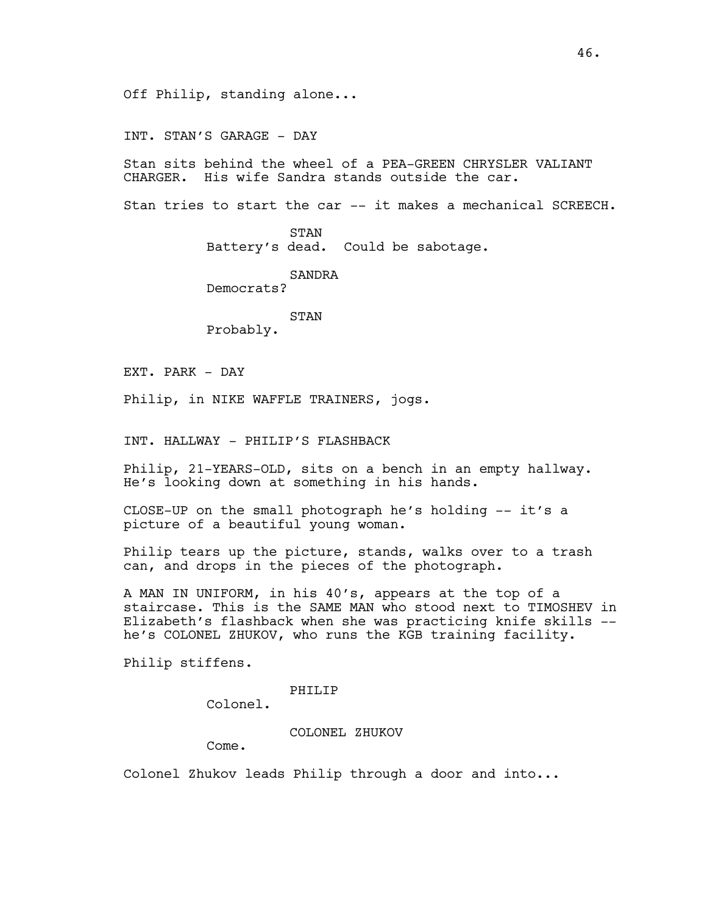Off Philip, standing alone...

INT. STAN'S GARAGE - DAY

Stan sits behind the wheel of a PEA-GREEN CHRYSLER VALIANT CHARGER. His wife Sandra stands outside the car.

Stan tries to start the car -- it makes a mechanical SCREECH.

STAN
Battery's dead. Could be sabotage.

SANDRA
Democrats?

STAN
Probably.

EXT. PARK - DAY

Philip, in NIKE WAFFLE TRAINERS, jogs.

INT. HALLWAY - PHILIP'S FLASHBACK

Philip, 21-YEARS-OLD, sits on a bench in an empty hallway. He's looking down at something in his hands.

CLOSE-UP on the small photograph he's holding -- it's a picture of a beautiful young woman.

Philip tears up the picture, stands, walks over to a trash can, and drops in the pieces of the photograph.

A MAN IN UNIFORM, in his 40's, appears at the top of a staircase. This is the SAME MAN who stood next to TIMOSHEV in Elizabeth's flashback when she was practicing knife skills -- he's COLONEL ZHUKOV, who runs the KGB training facility.

Philip stiffens.

PHILIP
Colonel.

COLONEL ZHUKOV
Come.

Colonel Zhukov leads Philip through a door and into...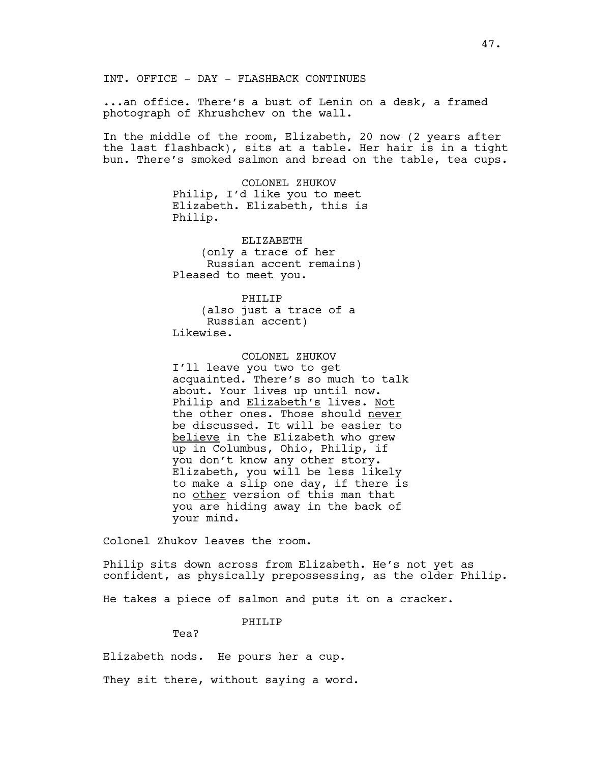INT. OFFICE - DAY - FLASHBACK CONTINUES

...an office. There's a bust of Lenin on a desk, a framed photograph of Khrushchev on the wall.

In the middle of the room, Elizabeth, 20 now (2 years after the last flashback), sits at a table. Her hair is in a tight bun. There's smoked salmon and bread on the table, tea cups.

COLONEL ZHUKOV
Philip, I'd like you to meet Elizabeth. Elizabeth, this is Philip.

ELIZABETH
(only a trace of her Russian accent remains)
Pleased to meet you.

PHILIP
(also just a trace of a Russian accent)
Likewise.

COLONEL ZHUKOV
I'll leave you two to get acquainted. There's so much to talk about. Your lives up until now. Philip and Elizabeth's lives. Not the other ones. Those should never be discussed. It will be easier to believe in the Elizabeth who grew up in Columbus, Ohio, Philip, if you don't know any other story. Elizabeth, you will be less likely to make a slip one day, if there is no other version of this man that you are hiding away in the back of your mind.

Colonel Zhukov leaves the room.

Philip sits down across from Elizabeth. He's not yet as confident, as physically prepossessing, as the older Philip.

He takes a piece of salmon and puts it on a cracker.

PHILIP
Tea?

Elizabeth nods. He pours her a cup.

They sit there, without saying a word.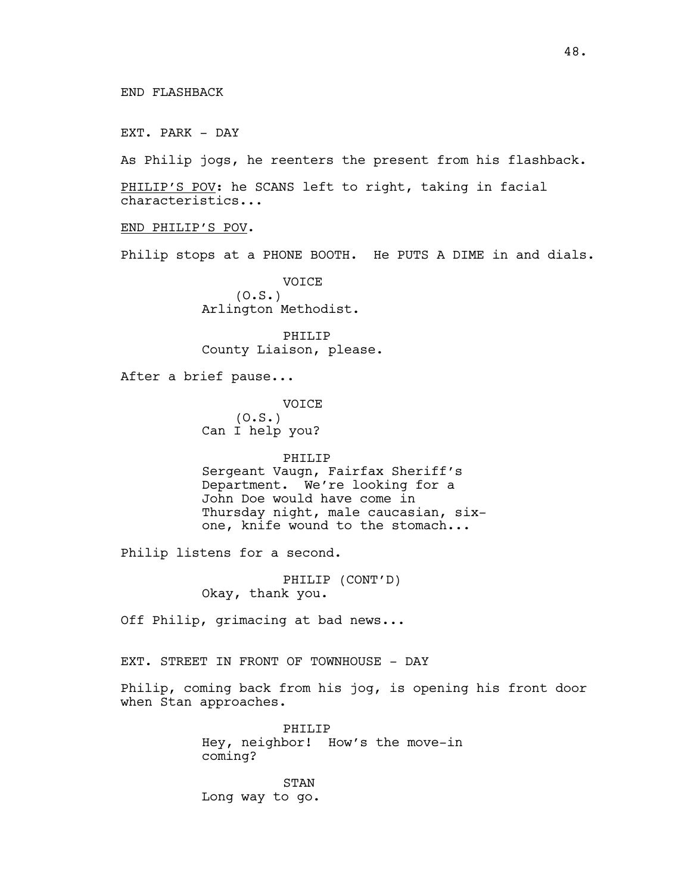END FLASHBACK

EXT. PARK - DAY

As Philip jogs, he reenters the present from his flashback.

<u>PHILIP'S POV</u>: he SCANS left to right, taking in facial characteristics...

<u>END PHILIP'S POV</u>.

Philip stops at a PHONE BOOTH. He PUTS A DIME in and dials.

VOICE
(O.S.)
Arlington Methodist.

PHILIP
County Liaison, please.

After a brief pause...

VOICE
(O.S.)
Can I help you?

PHILIP
Sergeant Vaugn, Fairfax Sheriff's Department. We're looking for a John Doe would have come in Thursday night, male caucasian, six-one, knife wound to the stomach...

Philip listens for a second.

PHILIP (CONT'D)
Okay, thank you.

Off Philip, grimacing at bad news...

EXT. STREET IN FRONT OF TOWNHOUSE - DAY

Philip, coming back from his jog, is opening his front door when Stan approaches.

PHILIP
Hey, neighbor! How's the move-in coming?

STAN
Long way to go.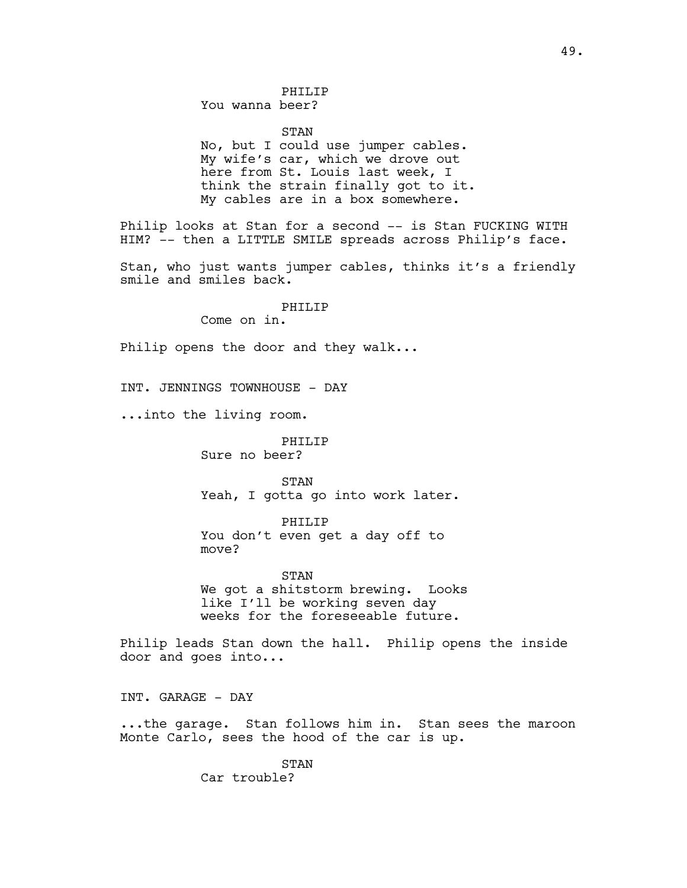PHILIP
You wanna beer?

STAN
No, but I could use jumper cables. My wife's car, which we drove out here from St. Louis last week, I think the strain finally got to it. My cables are in a box somewhere.

Philip looks at Stan for a second -- is Stan FUCKING WITH HIM? -- then a LITTLE SMILE spreads across Philip's face.

Stan, who just wants jumper cables, thinks it's a friendly smile and smiles back.

PHILIP
Come on in.

Philip opens the door and they walk...

INT. JENNINGS TOWNHOUSE - DAY

...into the living room.

PHILIP
Sure no beer?

STAN
Yeah, I gotta go into work later.

PHILIP
You don't even get a day off to move?

STAN
We got a shitstorm brewing. Looks like I'll be working seven day weeks for the foreseeable future.

Philip leads Stan down the hall. Philip opens the inside door and goes into...

INT. GARAGE - DAY

...the garage. Stan follows him in. Stan sees the maroon Monte Carlo, sees the hood of the car is up.

STAN
Car trouble?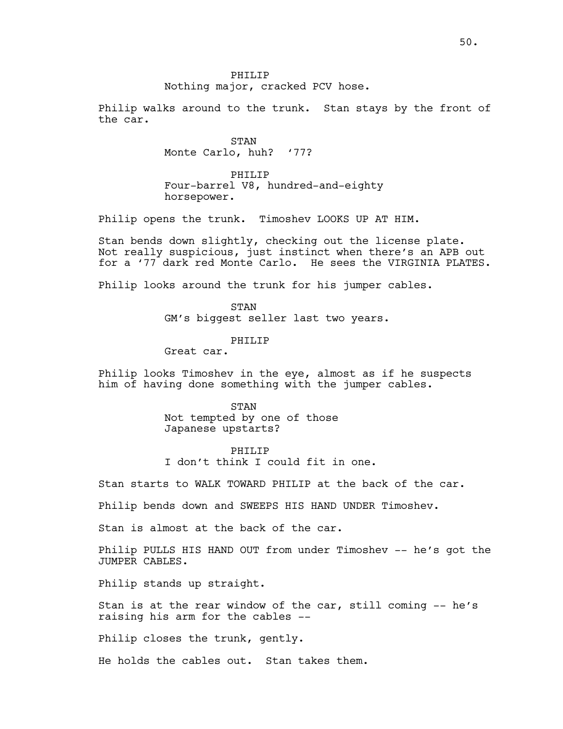PHILIP
Nothing major, cracked PCV hose.

Philip walks around to the trunk. Stan stays by the front of the car.

STAN
Monte Carlo, huh? '77?

PHILIP
Four-barrel V8, hundred-and-eighty horsepower.

Philip opens the trunk. Timoshev LOOKS UP AT HIM.

Stan bends down slightly, checking out the license plate. Not really suspicious, just instinct when there's an APB out for a '77 dark red Monte Carlo. He sees the VIRGINIA PLATES.

Philip looks around the trunk for his jumper cables.

STAN
GM's biggest seller last two years.

PHILIP
Great car.

Philip looks Timoshev in the eye, almost as if he suspects him of having done something with the jumper cables.

STAN
Not tempted by one of those Japanese upstarts?

PHILIP
I don't think I could fit in one.

Stan starts to WALK TOWARD PHILIP at the back of the car.

Philip bends down and SWEEPS HIS HAND UNDER Timoshev.

Stan is almost at the back of the car.

Philip PULLS HIS HAND OUT from under Timoshev -- he's got the JUMPER CABLES.

Philip stands up straight.

Stan is at the rear window of the car, still coming -- he's raising his arm for the cables --

Philip closes the trunk, gently.

He holds the cables out. Stan takes them.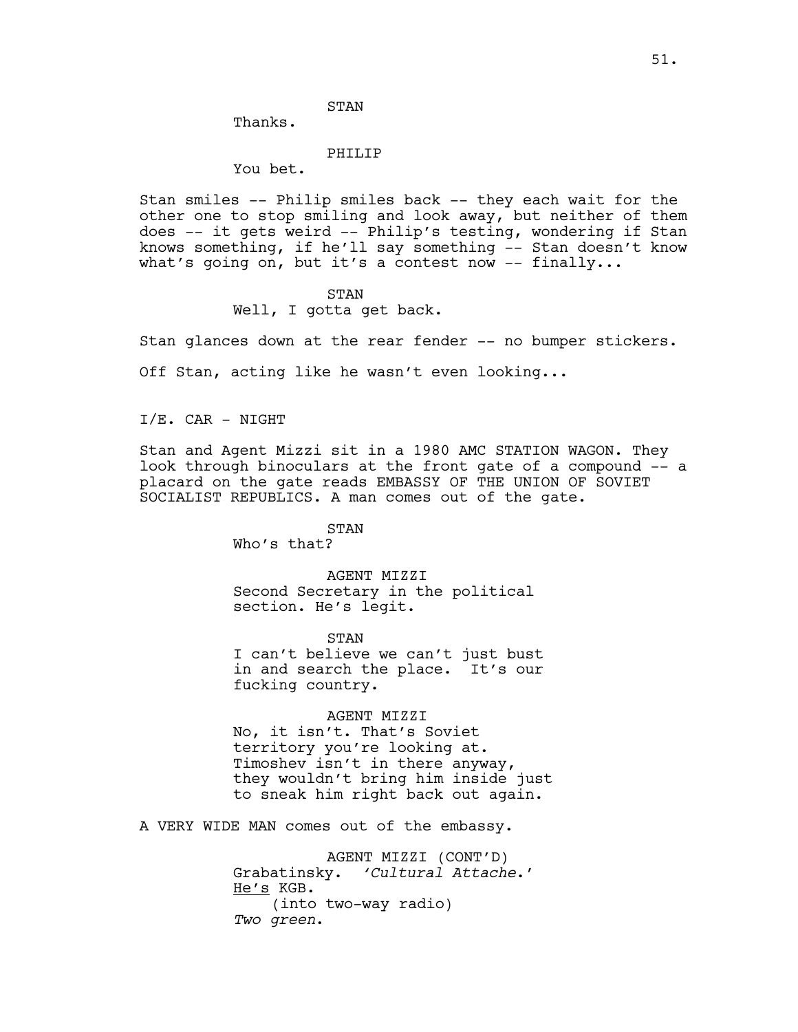STAN

Thanks.

PHILIP

You bet.

Stan smiles -- Philip smiles back -- they each wait for the other one to stop smiling and look away, but neither of them does -- it gets weird -- Philip's testing, wondering if Stan knows something, if he'll say something -- Stan doesn't know what's going on, but it's a contest now -- finally...

STAN

Well, I gotta get back.

Stan glances down at the rear fender -- no bumper stickers.

Off Stan, acting like he wasn't even looking...

I/E. CAR - NIGHT

Stan and Agent Mizzi sit in a 1980 AMC STATION WAGON. They look through binoculars at the front gate of a compound -- a placard on the gate reads EMBASSY OF THE UNION OF SOVIET SOCIALIST REPUBLICS. A man comes out of the gate.

STAN

Who's that?

AGENT MIZZI

Second Secretary in the political section. He's legit.

STAN

I can't believe we can't just bust in and search the place. It's our fucking country.

AGENT MIZZI

No, it isn't. That's Soviet territory you're looking at. Timoshev isn't in there anyway, they wouldn't bring him inside just to sneak him right back out again.

A VERY WIDE MAN comes out of the embassy.

AGENT MIZZI (CONT'D)

Grabatinsky. *'Cultural Attache.'* He's KGB.

(into two-way radio)

*Two green.*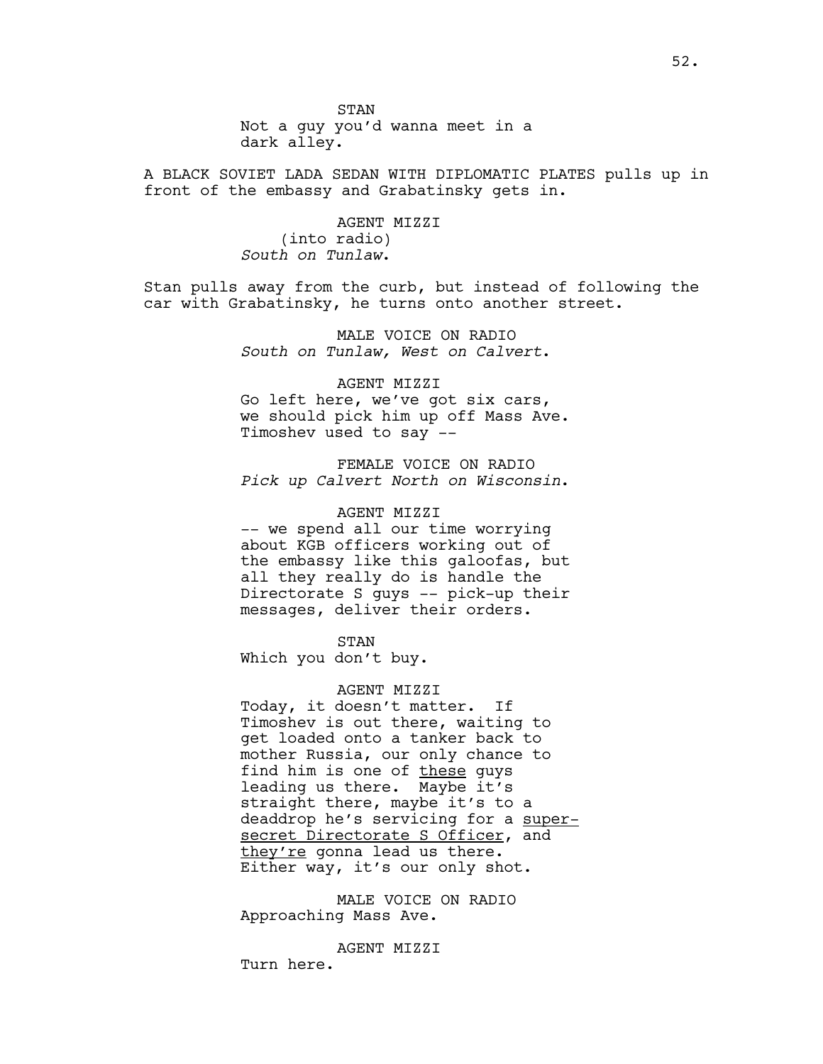STAN

Not a guy you'd wanna meet in a dark alley.

A BLACK SOVIET LADA SEDAN WITH DIPLOMATIC PLATES pulls up in front of the embassy and Grabatinsky gets in.

AGENT MIZZI

(into radio)

*South on Tunlaw.*

Stan pulls away from the curb, but instead of following the car with Grabatinsky, he turns onto another street.

MALE VOICE ON RADIO

*South on Tunlaw, West on Calvert.*

AGENT MIZZI

Go left here, we've got six cars, we should pick him up off Mass Ave. Timoshev used to say --

FEMALE VOICE ON RADIO

*Pick up Calvert North on Wisconsin.*

AGENT MIZZI

-- we spend all our time worrying about KGB officers working out of the embassy like this galoofas, but all they really do is handle the Directorate S guys -- pick-up their messages, deliver their orders.

STAN

Which you don't buy.

AGENT MIZZI

Today, it doesn't matter. If Timoshev is out there, waiting to get loaded onto a tanker back to mother Russia, our only chance to find him is one of <u>these</u> guys leading us there. Maybe it's straight there, maybe it's to a deaddrop he's servicing for a <u>super-secret Directorate S Officer</u>, and <u>they're</u> gonna lead us there. Either way, it's our only shot.

MALE VOICE ON RADIO

Approaching Mass Ave.

AGENT MIZZI

Turn here.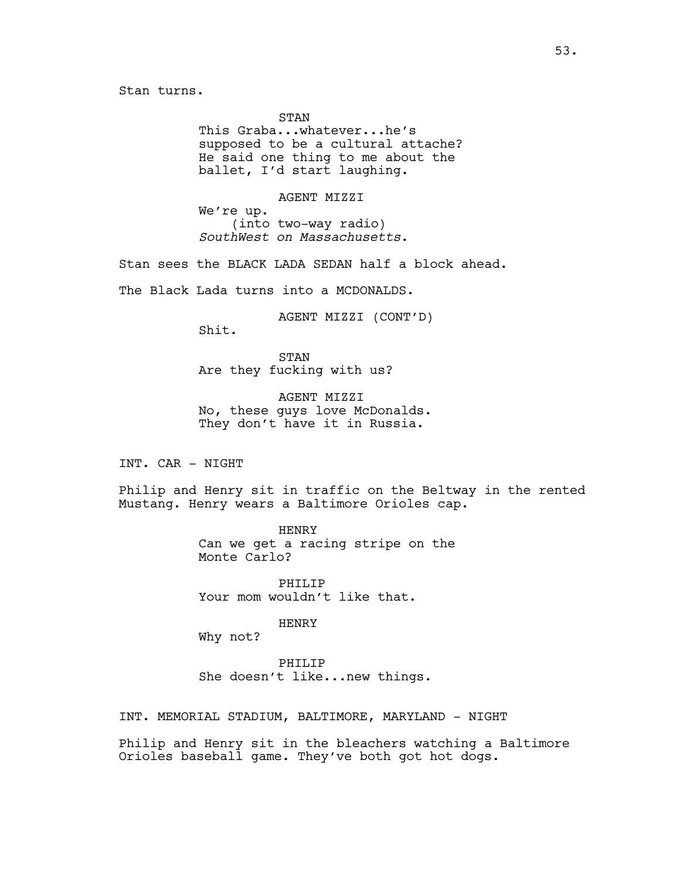Stan turns.

STAN
This Graba...whatever...he's supposed to be a cultural attache? He said one thing to me about the ballet, I'd start laughing.

AGENT MIZZI
We're up.
(into two-way radio)
*SouthWest on Massachusetts.*

Stan sees the BLACK LADA SEDAN half a block ahead.

The Black Lada turns into a MCDONALDS.

AGENT MIZZI (CONT'D)
Shit.

STAN
Are they fucking with us?

AGENT MIZZI
No, these guys love McDonalds. They don't have it in Russia.

INT. CAR - NIGHT

Philip and Henry sit in traffic on the Beltway in the rented Mustang. Henry wears a Baltimore Orioles cap.

HENRY
Can we get a racing stripe on the Monte Carlo?

PHILIP
Your mom wouldn't like that.

HENRY
Why not?

PHILIP
She doesn't like...new things.

INT. MEMORIAL STADIUM, BALTIMORE, MARYLAND - NIGHT

Philip and Henry sit in the bleachers watching a Baltimore Orioles baseball game. They've both got hot dogs.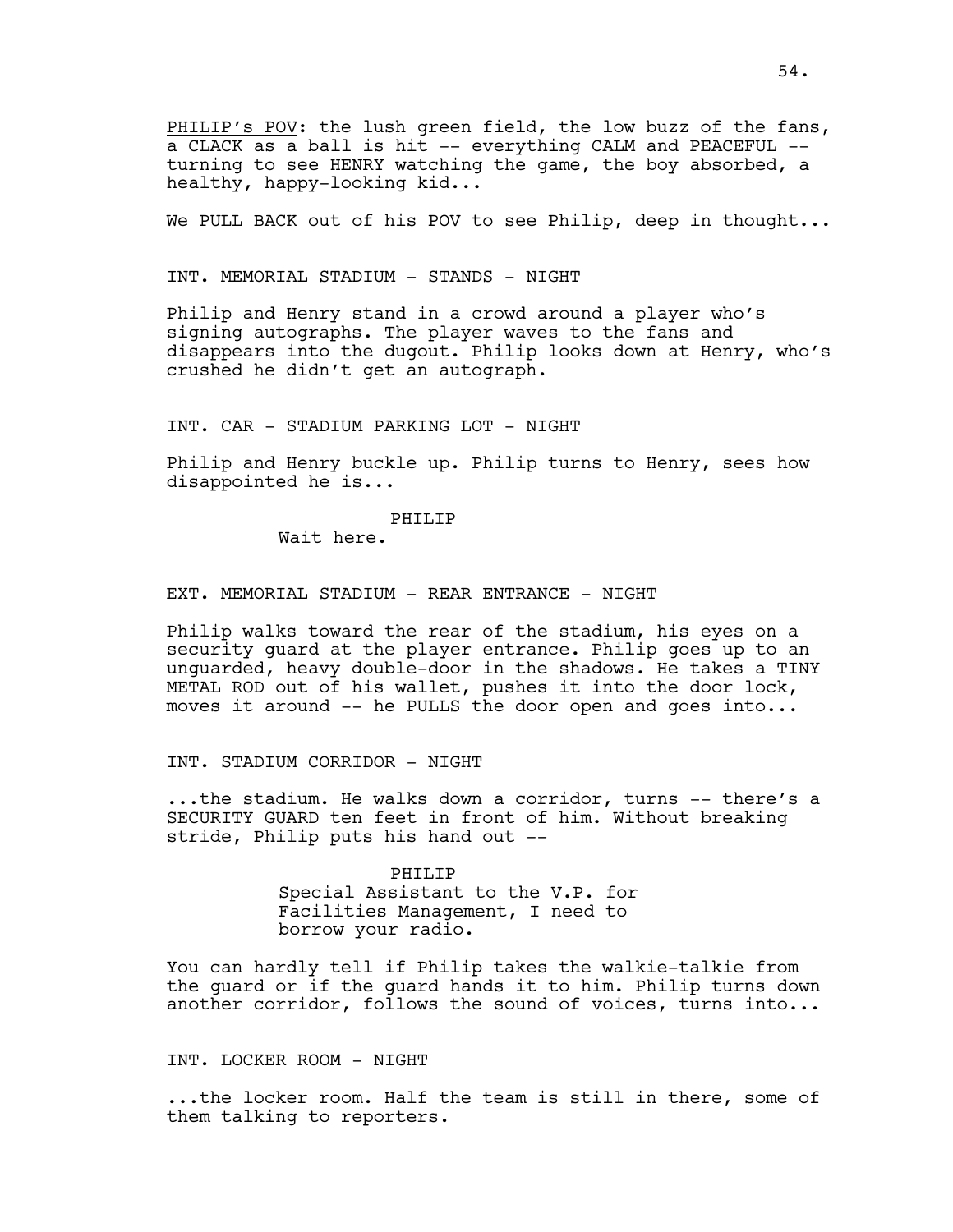<u>PHILIP's POV</u>: the lush green field, the low buzz of the fans, a CLACK as a ball is hit -- everything CALM and PEACEFUL -- turning to see HENRY watching the game, the boy absorbed, a healthy, happy-looking kid...

We PULL BACK out of his POV to see Philip, deep in thought...

INT. MEMORIAL STADIUM - STANDS - NIGHT

Philip and Henry stand in a crowd around a player who's signing autographs. The player waves to the fans and disappears into the dugout. Philip looks down at Henry, who's crushed he didn't get an autograph.

INT. CAR - STADIUM PARKING LOT - NIGHT

Philip and Henry buckle up. Philip turns to Henry, sees how disappointed he is...

PHILIP
Wait here.

EXT. MEMORIAL STADIUM - REAR ENTRANCE - NIGHT

Philip walks toward the rear of the stadium, his eyes on a security guard at the player entrance. Philip goes up to an unguarded, heavy double-door in the shadows. He takes a TINY METAL ROD out of his wallet, pushes it into the door lock, moves it around -- he PULLS the door open and goes into...

INT. STADIUM CORRIDOR - NIGHT

...the stadium. He walks down a corridor, turns -- there's a SECURITY GUARD ten feet in front of him. Without breaking stride, Philip puts his hand out --

PHILIP
Special Assistant to the V.P. for Facilities Management, I need to borrow your radio.

You can hardly tell if Philip takes the walkie-talkie from the guard or if the guard hands it to him. Philip turns down another corridor, follows the sound of voices, turns into...

INT. LOCKER ROOM - NIGHT

...the locker room. Half the team is still in there, some of them talking to reporters.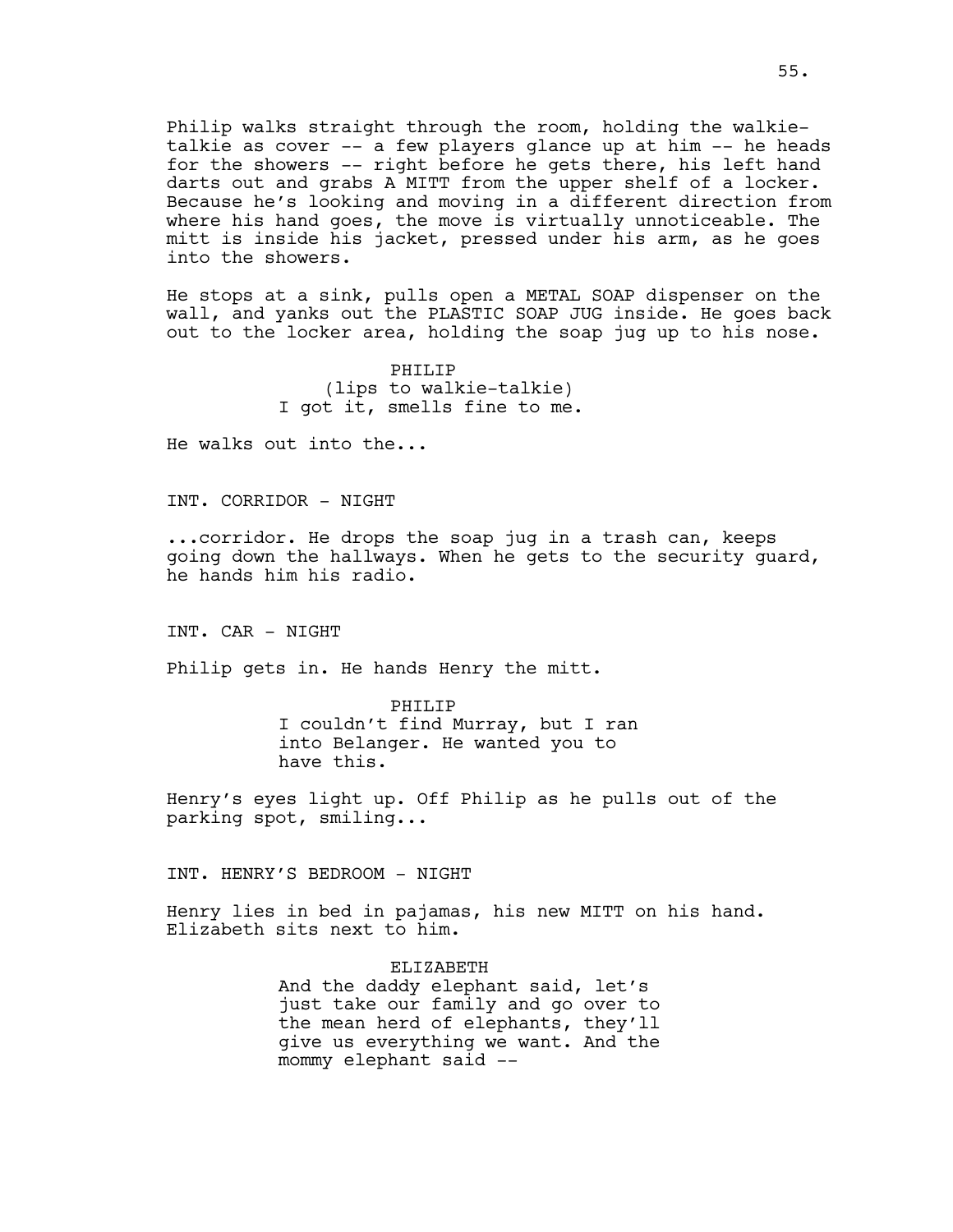Philip walks straight through the room, holding the walkie-talkie as cover -- a few players glance up at him -- he heads for the showers -- right before he gets there, his left hand darts out and grabs A MITT from the upper shelf of a locker. Because he's looking and moving in a different direction from where his hand goes, the move is virtually unnoticeable. The mitt is inside his jacket, pressed under his arm, as he goes into the showers.

He stops at a sink, pulls open a METAL SOAP dispenser on the wall, and yanks out the PLASTIC SOAP JUG inside. He goes back out to the locker area, holding the soap jug up to his nose.

PHILIP
(lips to walkie-talkie)
I got it, smells fine to me.

He walks out into the...

INT. CORRIDOR - NIGHT

...corridor. He drops the soap jug in a trash can, keeps going down the hallways. When he gets to the security guard, he hands him his radio.

INT. CAR - NIGHT

Philip gets in. He hands Henry the mitt.

PHILIP
I couldn't find Murray, but I ran into Belanger. He wanted you to have this.

Henry's eyes light up. Off Philip as he pulls out of the parking spot, smiling...

INT. HENRY'S BEDROOM - NIGHT

Henry lies in bed in pajamas, his new MITT on his hand. Elizabeth sits next to him.

ELIZABETH
And the daddy elephant said, let's just take our family and go over to the mean herd of elephants, they'll give us everything we want. And the mommy elephant said --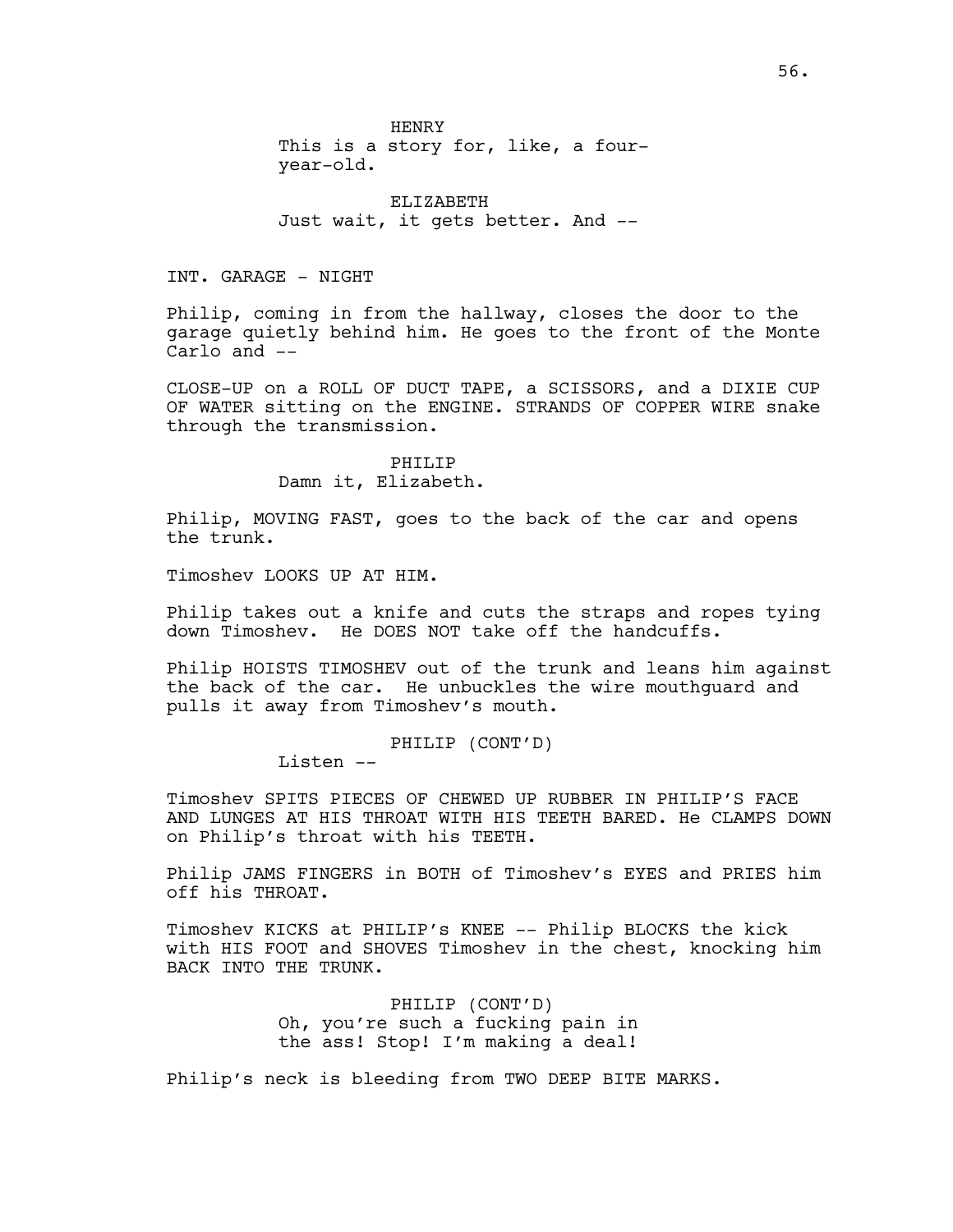HENRY
This is a story for, like, a four-year-old.

ELIZABETH
Just wait, it gets better. And --

INT. GARAGE - NIGHT

Philip, coming in from the hallway, closes the door to the garage quietly behind him. He goes to the front of the Monte Carlo and --

CLOSE-UP on a ROLL OF DUCT TAPE, a SCISSORS, and a DIXIE CUP OF WATER sitting on the ENGINE. STRANDS OF COPPER WIRE snake through the transmission.

PHILIP
Damn it, Elizabeth.

Philip, MOVING FAST, goes to the back of the car and opens the trunk.

Timoshev LOOKS UP AT HIM.

Philip takes out a knife and cuts the straps and ropes tying down Timoshev. He DOES NOT take off the handcuffs.

Philip HOISTS TIMOSHEV out of the trunk and leans him against the back of the car. He unbuckles the wire mouthguard and pulls it away from Timoshev's mouth.

PHILIP (CONT'D)
Listen --

Timoshev SPITS PIECES OF CHEWED UP RUBBER IN PHILIP'S FACE AND LUNGES AT HIS THROAT WITH HIS TEETH BARED. He CLAMPS DOWN on Philip's throat with his TEETH.

Philip JAMS FINGERS in BOTH of Timoshev's EYES and PRIES him off his THROAT.

Timoshev KICKS at PHILIP's KNEE -- Philip BLOCKS the kick with HIS FOOT and SHOVES Timoshev in the chest, knocking him BACK INTO THE TRUNK.

PHILIP (CONT'D)
Oh, you're such a fucking pain in the ass! Stop! I'm making a deal!

Philip's neck is bleeding from TWO DEEP BITE MARKS.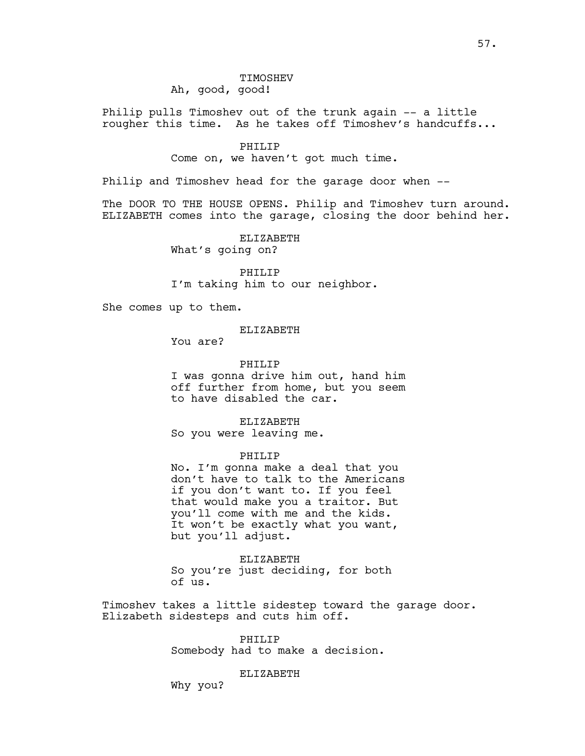TIMOSHEV

Ah, good, good!

Philip pulls Timoshev out of the trunk again -- a little rougher this time. As he takes off Timoshev's handcuffs...

PHILIP

Come on, we haven't got much time.

Philip and Timoshev head for the garage door when --

The DOOR TO THE HOUSE OPENS. Philip and Timoshev turn around. ELIZABETH comes into the garage, closing the door behind her.

ELIZABETH

What's going on?

PHILIP

I'm taking him to our neighbor.

She comes up to them.

ELIZABETH

You are?

PHILIP

I was gonna drive him out, hand him off further from home, but you seem to have disabled the car.

ELIZABETH

So you were leaving me.

PHILIP

No. I'm gonna make a deal that you don't have to talk to the Americans if you don't want to. If you feel that would make you a traitor. But you'll come with me and the kids. It won't be exactly what you want, but you'll adjust.

ELIZABETH

So you're just deciding, for both of us.

Timoshev takes a little sidestep toward the garage door. Elizabeth sidesteps and cuts him off.

PHILIP

Somebody had to make a decision.

ELIZABETH

Why you?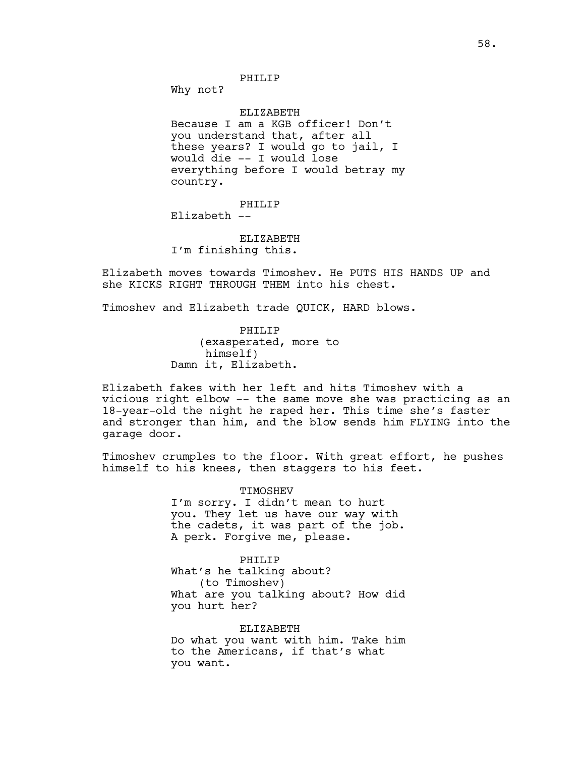PHILIP

Why not?

ELIZABETH

Because I am a KGB officer! Don't you understand that, after all these years? I would go to jail, I would die -- I would lose everything before I would betray my country.

PHILIP

Elizabeth --

ELIZABETH

I'm finishing this.

Elizabeth moves towards Timoshev. He PUTS HIS HANDS UP and she KICKS RIGHT THROUGH THEM into his chest.

Timoshev and Elizabeth trade QUICK, HARD blows.

PHILIP

(exasperated, more to himself)

Damn it, Elizabeth.

Elizabeth fakes with her left and hits Timoshev with a vicious right elbow -- the same move she was practicing as an 18-year-old the night he raped her. This time she's faster and stronger than him, and the blow sends him FLYING into the garage door.

Timoshev crumples to the floor. With great effort, he pushes himself to his knees, then staggers to his feet.

TIMOSHEV

I'm sorry. I didn't mean to hurt you. They let us have our way with the cadets, it was part of the job. A perk. Forgive me, please.

PHILIP

What's he talking about?

(to Timoshev)

What are you talking about? How did you hurt her?

ELIZABETH

Do what you want with him. Take him to the Americans, if that's what you want.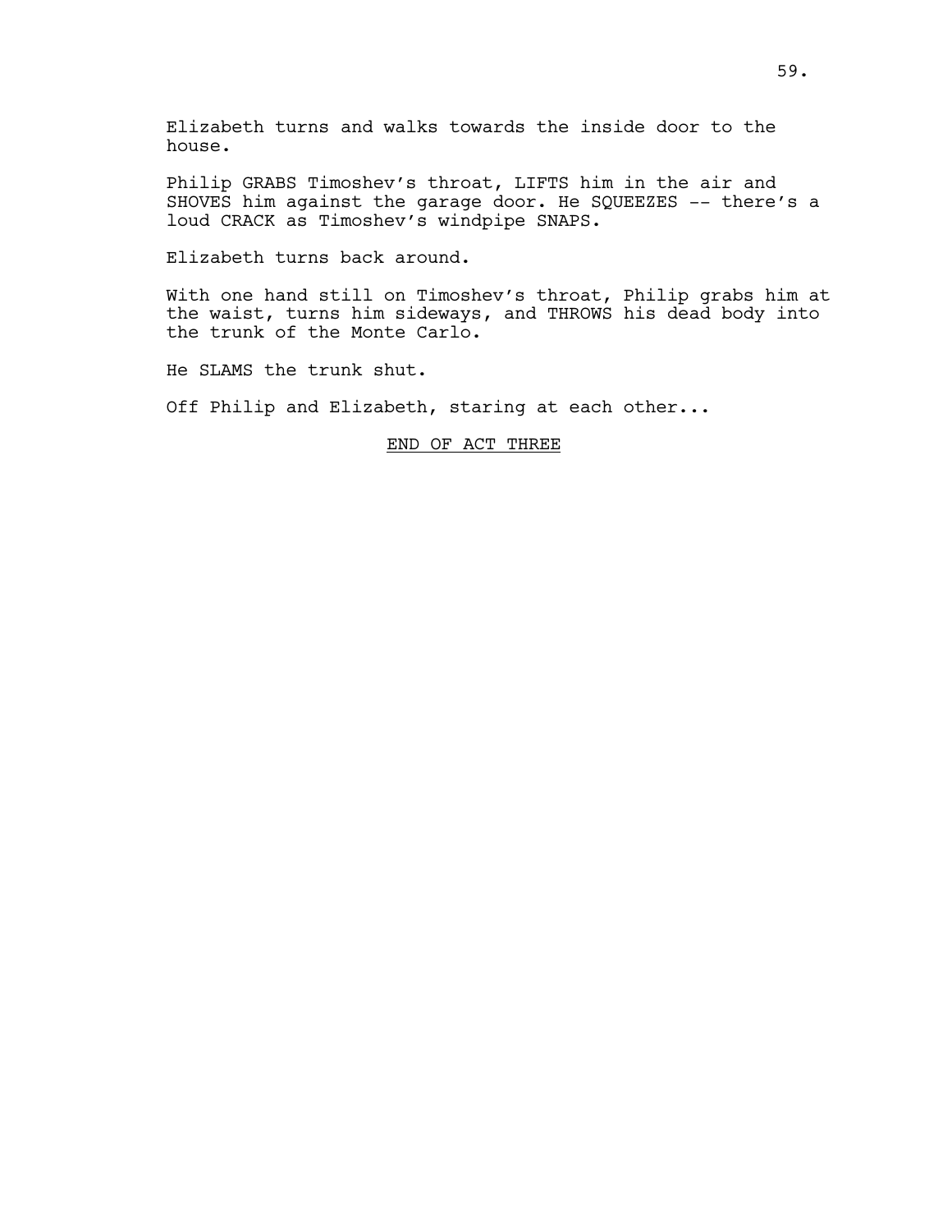Elizabeth turns and walks towards the inside door to the house.

Philip GRABS Timoshev's throat, LIFTS him in the air and SHOVES him against the garage door. He SQUEEZES -- there's a loud CRACK as Timoshev's windpipe SNAPS.

Elizabeth turns back around.

With one hand still on Timoshev's throat, Philip grabs him at the waist, turns him sideways, and THROWS his dead body into the trunk of the Monte Carlo.

He SLAMS the trunk shut.

Off Philip and Elizabeth, staring at each other...

END OF ACT THREE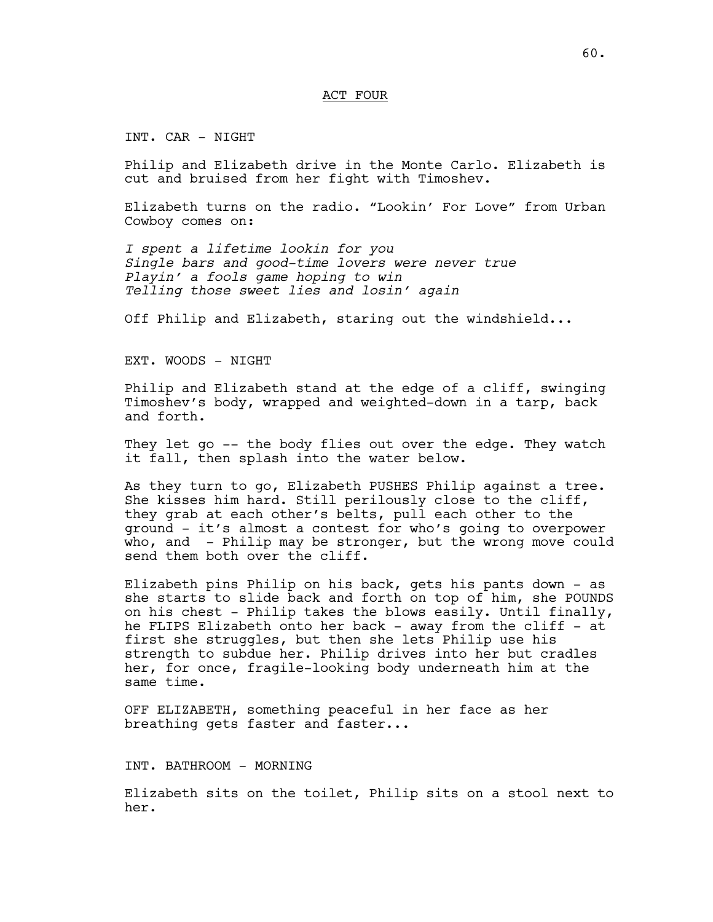ACT FOUR

INT. CAR - NIGHT

Philip and Elizabeth drive in the Monte Carlo. Elizabeth is cut and bruised from her fight with Timoshev.

Elizabeth turns on the radio. “Lookin’ For Love” from Urban Cowboy comes on:

*I spent a lifetime lookin for you*
*Single bars and good-time lovers were never true*
*Playin’ a fools game hoping to win*
*Telling those sweet lies and losin’ again*

Off Philip and Elizabeth, staring out the windshield...

EXT. WOODS - NIGHT

Philip and Elizabeth stand at the edge of a cliff, swinging Timoshev’s body, wrapped and weighted-down in a tarp, back and forth.

They let go -- the body flies out over the edge. They watch it fall, then splash into the water below.

As they turn to go, Elizabeth PUSHES Philip against a tree. She kisses him hard. Still perilously close to the cliff, they grab at each other’s belts, pull each other to the ground - it’s almost a contest for who’s going to overpower who, and - Philip may be stronger, but the wrong move could send them both over the cliff.

Elizabeth pins Philip on his back, gets his pants down - as she starts to slide back and forth on top of him, she POUNDS on his chest - Philip takes the blows easily. Until finally, he FLIPS Elizabeth onto her back - away from the cliff - at first she struggles, but then she lets Philip use his strength to subdue her. Philip drives into her but cradles her, for once, fragile-looking body underneath him at the same time.

OFF ELIZABETH, something peaceful in her face as her breathing gets faster and faster...

INT. BATHROOM - MORNING

Elizabeth sits on the toilet, Philip sits on a stool next to her.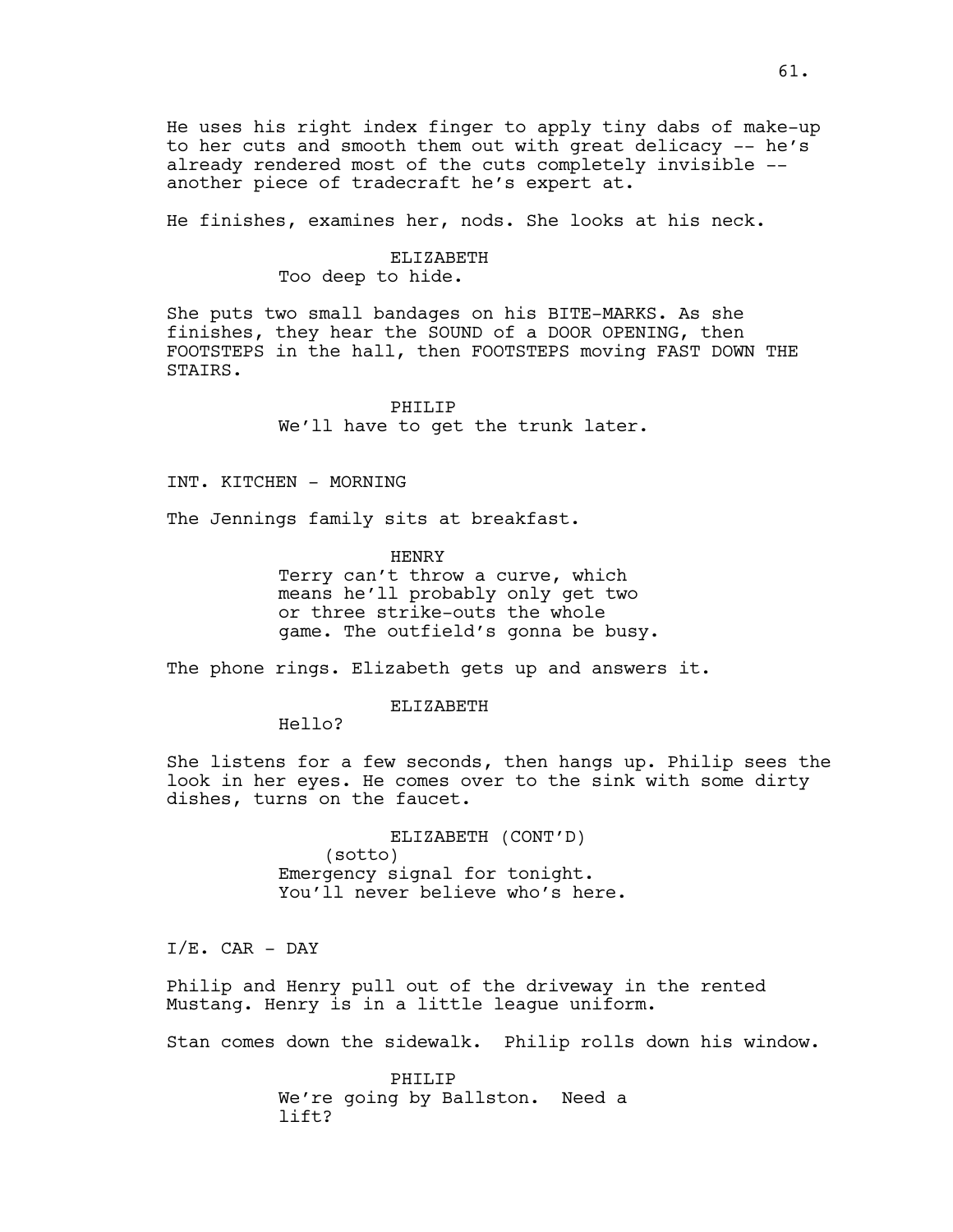He uses his right index finger to apply tiny dabs of make-up to her cuts and smooth them out with great delicacy -- he's already rendered most of the cuts completely invisible -- another piece of tradecraft he's expert at.

He finishes, examines her, nods. She looks at his neck.

ELIZABETH
Too deep to hide.

She puts two small bandages on his BITE-MARKS. As she finishes, they hear the SOUND of a DOOR OPENING, then FOOTSTEPS in the hall, then FOOTSTEPS moving FAST DOWN THE STAIRS.

PHILIP
We'll have to get the trunk later.

INT. KITCHEN - MORNING

The Jennings family sits at breakfast.

HENRY
Terry can't throw a curve, which means he'll probably only get two or three strike-outs the whole game. The outfield's gonna be busy.

The phone rings. Elizabeth gets up and answers it.

ELIZABETH
Hello?

She listens for a few seconds, then hangs up. Philip sees the look in her eyes. He comes over to the sink with some dirty dishes, turns on the faucet.

ELIZABETH (CONT'D)
(sotto)
Emergency signal for tonight. You'll never believe who's here.

I/E. CAR - DAY

Philip and Henry pull out of the driveway in the rented Mustang. Henry is in a little league uniform.

Stan comes down the sidewalk. Philip rolls down his window.

PHILIP
We're going by Ballston. Need a lift?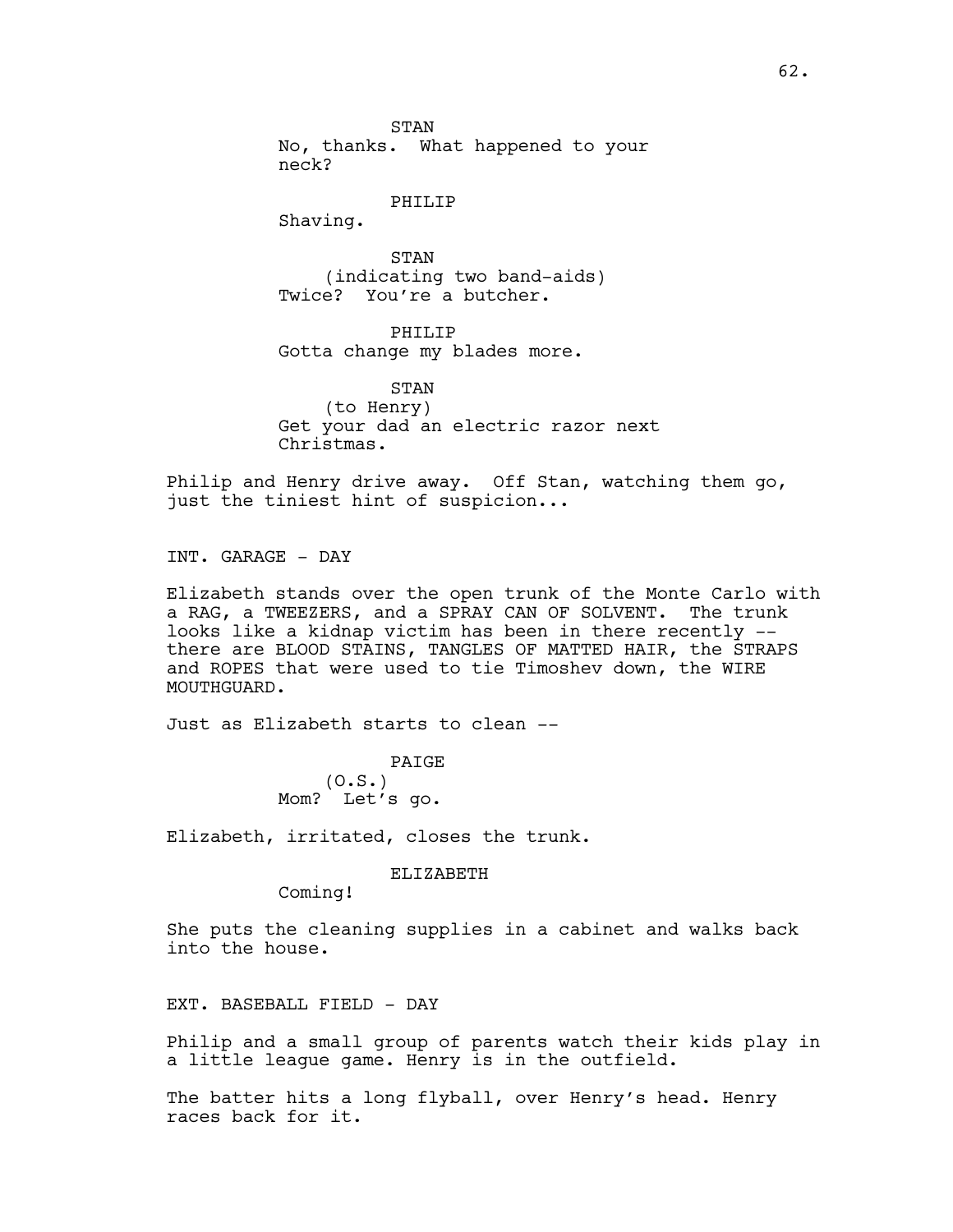STAN
No, thanks. What happened to your neck?

PHILIP
Shaving.

STAN
(indicating two band-aids)
Twice? You're a butcher.

PHILIP
Gotta change my blades more.

STAN
(to Henry)
Get your dad an electric razor next Christmas.

Philip and Henry drive away. Off Stan, watching them go, just the tiniest hint of suspicion...

INT. GARAGE - DAY

Elizabeth stands over the open trunk of the Monte Carlo with a RAG, a TWEEZERS, and a SPRAY CAN OF SOLVENT. The trunk looks like a kidnap victim has been in there recently -- there are BLOOD STAINS, TANGLES OF MATTED HAIR, the STRAPS and ROPES that were used to tie Timoshev down, the WIRE MOUTHGUARD.

Just as Elizabeth starts to clean --

PAIGE
(O.S.)
Mom? Let's go.

Elizabeth, irritated, closes the trunk.

ELIZABETH
Coming!

She puts the cleaning supplies in a cabinet and walks back into the house.

EXT. BASEBALL FIELD - DAY

Philip and a small group of parents watch their kids play in a little league game. Henry is in the outfield.

The batter hits a long flyball, over Henry's head. Henry races back for it.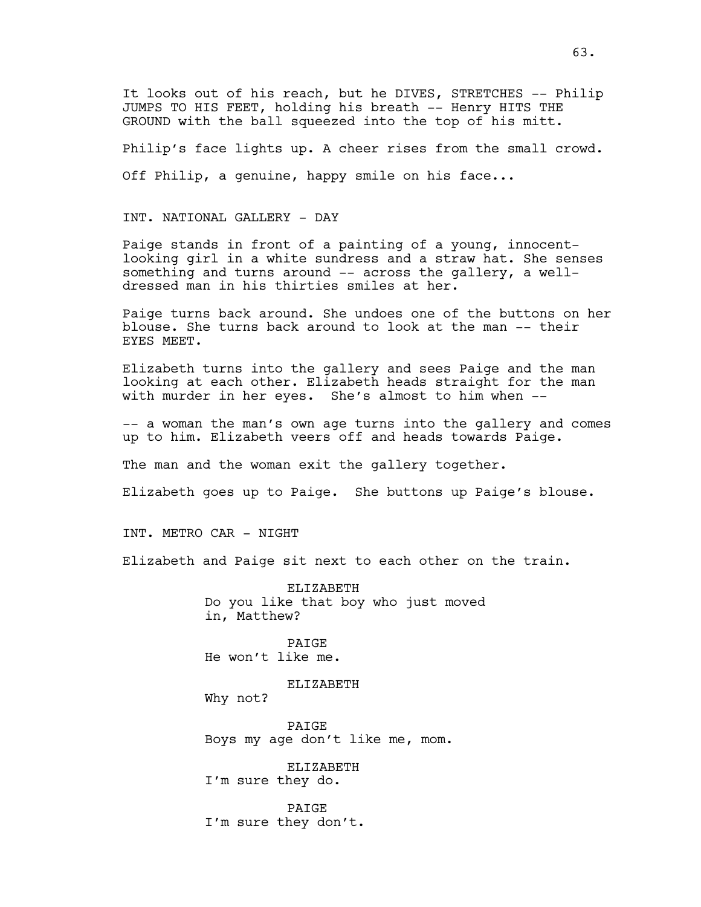It looks out of his reach, but he DIVES, STRETCHES -- Philip JUMPS TO HIS FEET, holding his breath -- Henry HITS THE GROUND with the ball squeezed into the top of his mitt.

Philip's face lights up. A cheer rises from the small crowd.

Off Philip, a genuine, happy smile on his face...

INT. NATIONAL GALLERY - DAY

Paige stands in front of a painting of a young, innocent-looking girl in a white sundress and a straw hat. She senses something and turns around -- across the gallery, a well-dressed man in his thirties smiles at her.

Paige turns back around. She undoes one of the buttons on her blouse. She turns back around to look at the man -- their EYES MEET.

Elizabeth turns into the gallery and sees Paige and the man looking at each other. Elizabeth heads straight for the man with murder in her eyes. She's almost to him when --

-- a woman the man's own age turns into the gallery and comes up to him. Elizabeth veers off and heads towards Paige.

The man and the woman exit the gallery together.

Elizabeth goes up to Paige. She buttons up Paige's blouse.

INT. METRO CAR - NIGHT

Elizabeth and Paige sit next to each other on the train.

ELIZABETH
Do you like that boy who just moved in, Matthew?

PAIGE
He won't like me.

ELIZABETH
Why not?

PAIGE
Boys my age don't like me, mom.

ELIZABETH
I'm sure they do.

PAIGE
I'm sure they don't.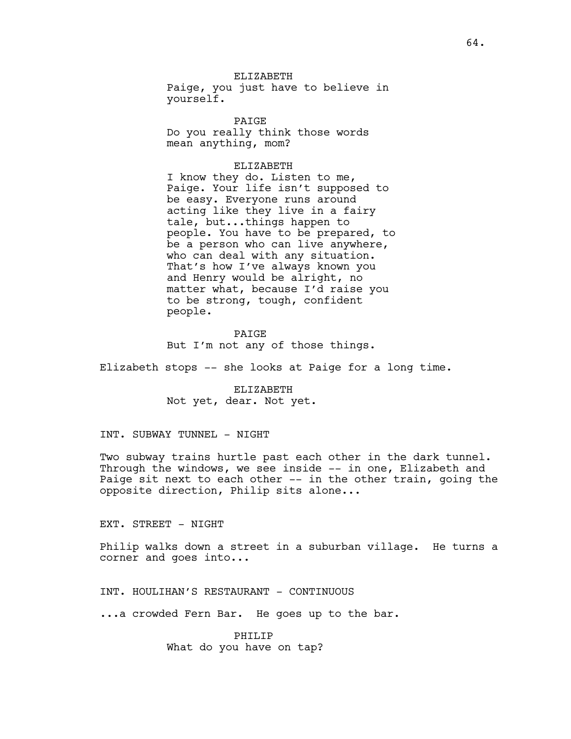ELIZABETH
Paige, you just have to believe in yourself.

PAIGE
Do you really think those words mean anything, mom?

ELIZABETH
I know they do. Listen to me, Paige. Your life isn't supposed to be easy. Everyone runs around acting like they live in a fairy tale, but...things happen to people. You have to be prepared, to be a person who can live anywhere, who can deal with any situation. That's how I've always known you and Henry would be alright, no matter what, because I'd raise you to be strong, tough, confident people.

PAIGE
But I'm not any of those things.

Elizabeth stops -- she looks at Paige for a long time.

ELIZABETH
Not yet, dear. Not yet.

INT. SUBWAY TUNNEL - NIGHT

Two subway trains hurtle past each other in the dark tunnel. Through the windows, we see inside -- in one, Elizabeth and Paige sit next to each other -- in the other train, going the opposite direction, Philip sits alone...

EXT. STREET - NIGHT

Philip walks down a street in a suburban village. He turns a corner and goes into...

INT. HOULIHAN'S RESTAURANT - CONTINUOUS

...a crowded Fern Bar. He goes up to the bar.

PHILIP
What do you have on tap?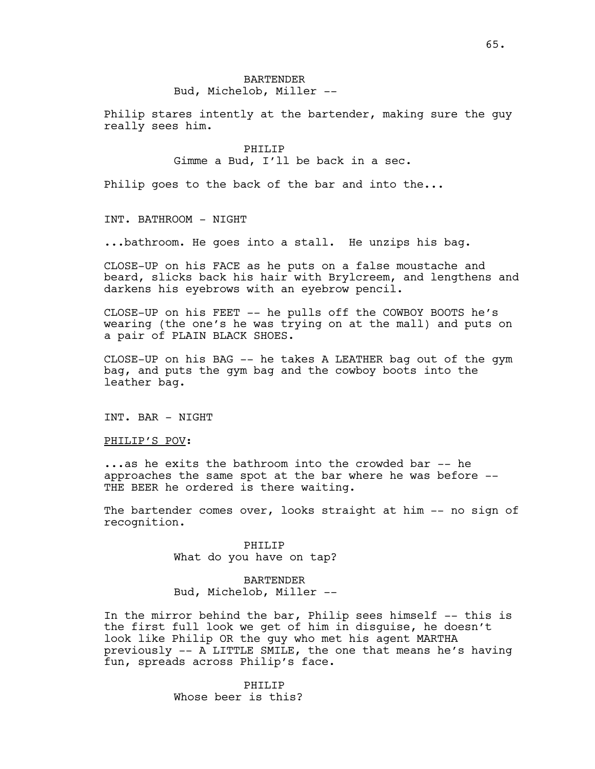BARTENDER
Bud, Michelob, Miller --

Philip stares intently at the bartender, making sure the guy really sees him.

PHILIP
Gimme a Bud, I'll be back in a sec.

Philip goes to the back of the bar and into the...

INT. BATHROOM - NIGHT

...bathroom. He goes into a stall. He unzips his bag.

CLOSE-UP on his FACE as he puts on a false moustache and beard, slicks back his hair with Brylcreem, and lengthens and darkens his eyebrows with an eyebrow pencil.

CLOSE-UP on his FEET -- he pulls off the COWBOY BOOTS he's wearing (the one's he was trying on at the mall) and puts on a pair of PLAIN BLACK SHOES.

CLOSE-UP on his BAG -- he takes A LEATHER bag out of the gym bag, and puts the gym bag and the cowboy boots into the leather bag.

INT. BAR - NIGHT

PHILIP'S POV:

...as he exits the bathroom into the crowded bar -- he approaches the same spot at the bar where he was before -- THE BEER he ordered is there waiting.

The bartender comes over, looks straight at him -- no sign of recognition.

PHILIP
What do you have on tap?

BARTENDER
Bud, Michelob, Miller --

In the mirror behind the bar, Philip sees himself -- this is the first full look we get of him in disguise, he doesn't look like Philip OR the guy who met his agent MARTHA previously -- A LITTLE SMILE, the one that means he's having fun, spreads across Philip's face.

PHILIP
Whose beer is this?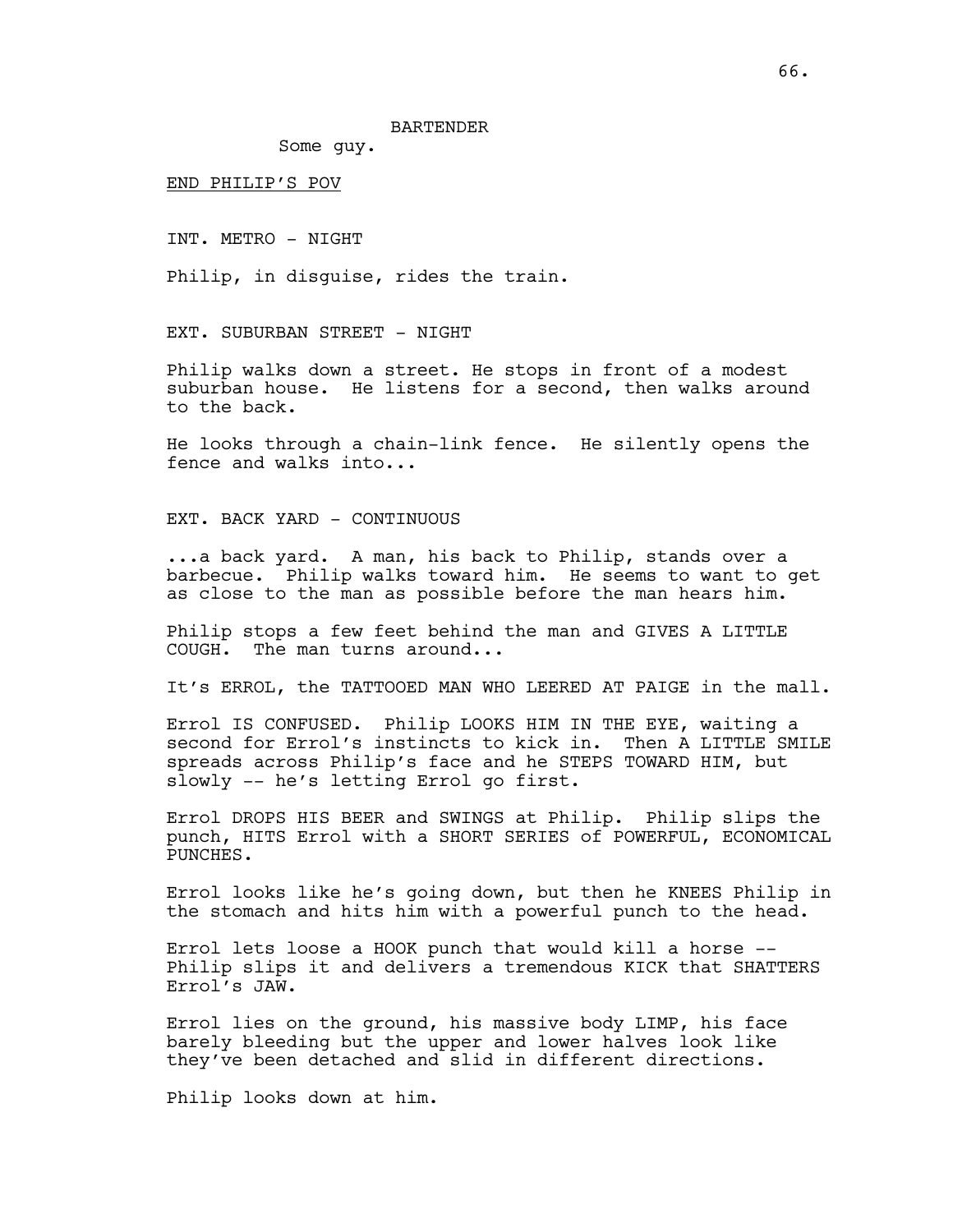BARTENDER

Some guy.

END PHILIP'S POV

INT. METRO - NIGHT

Philip, in disguise, rides the train.

EXT. SUBURBAN STREET - NIGHT

Philip walks down a street. He stops in front of a modest suburban house. He listens for a second, then walks around to the back.

He looks through a chain-link fence. He silently opens the fence and walks into...

EXT. BACK YARD - CONTINUOUS

...a back yard. A man, his back to Philip, stands over a barbecue. Philip walks toward him. He seems to want to get as close to the man as possible before the man hears him.

Philip stops a few feet behind the man and GIVES A LITTLE COUGH. The man turns around...

It's ERROL, the TATTOOED MAN WHO LEERED AT PAIGE in the mall.

Errol IS CONFUSED. Philip LOOKS HIM IN THE EYE, waiting a second for Errol's instincts to kick in. Then A LITTLE SMILE spreads across Philip's face and he STEPS TOWARD HIM, but slowly -- he's letting Errol go first.

Errol DROPS HIS BEER and SWINGS at Philip. Philip slips the punch, HITS Errol with a SHORT SERIES of POWERFUL, ECONOMICAL PUNCHES.

Errol looks like he's going down, but then he KNEES Philip in the stomach and hits him with a powerful punch to the head.

Errol lets loose a HOOK punch that would kill a horse -- Philip slips it and delivers a tremendous KICK that SHATTERS Errol's JAW.

Errol lies on the ground, his massive body LIMP, his face barely bleeding but the upper and lower halves look like they've been detached and slid in different directions.

Philip looks down at him.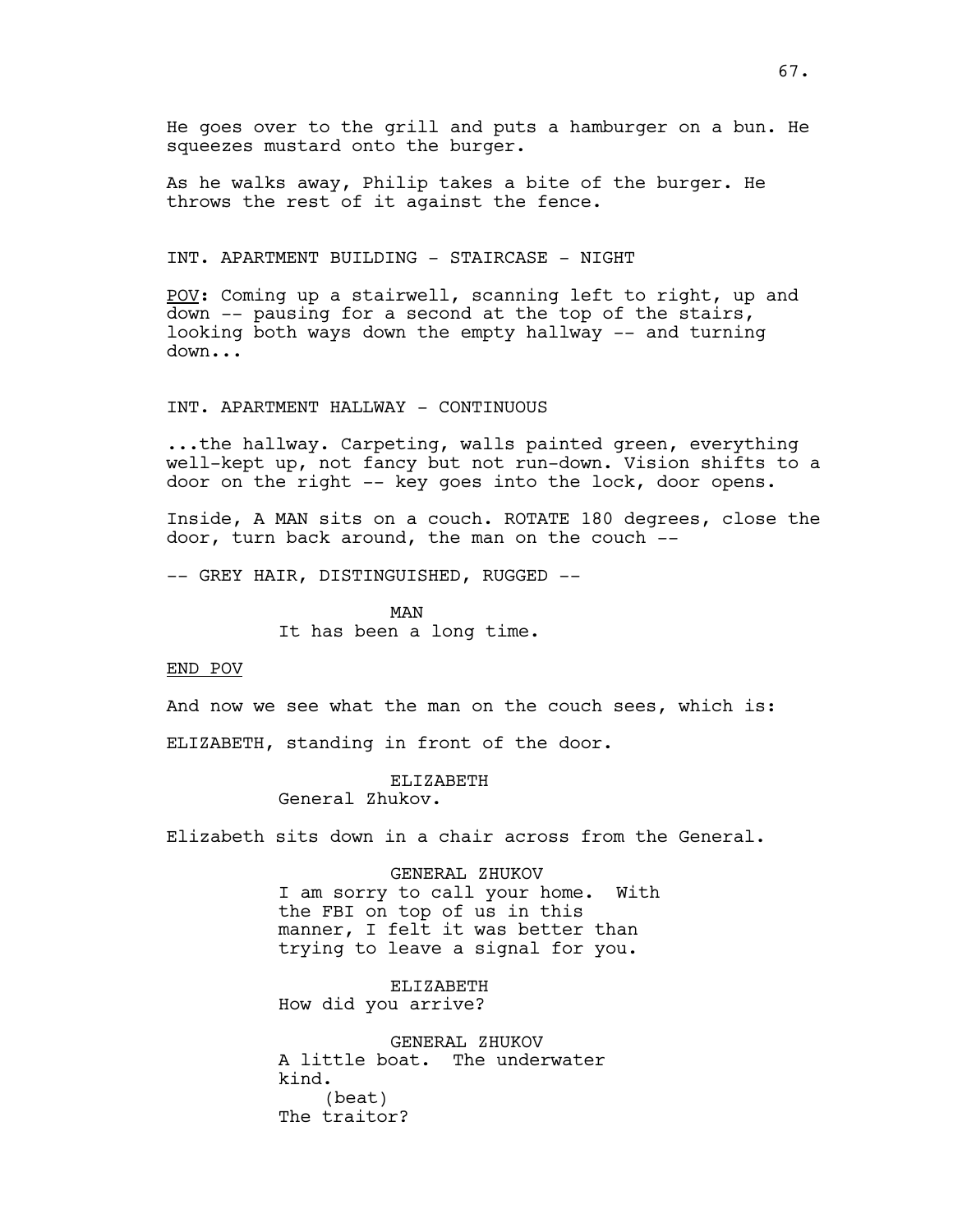He goes over to the grill and puts a hamburger on a bun. He squeezes mustard onto the burger.

As he walks away, Philip takes a bite of the burger. He throws the rest of it against the fence.

INT. APARTMENT BUILDING - STAIRCASE - NIGHT

POV: Coming up a stairwell, scanning left to right, up and down -- pausing for a second at the top of the stairs, looking both ways down the empty hallway -- and turning down...

INT. APARTMENT HALLWAY - CONTINUOUS

...the hallway. Carpeting, walls painted green, everything well-kept up, not fancy but not run-down. Vision shifts to a door on the right -- key goes into the lock, door opens.

Inside, A MAN sits on a couch. ROTATE 180 degrees, close the door, turn back around, the man on the couch --

-- GREY HAIR, DISTINGUISHED, RUGGED --

MAN
It has been a long time.

END POV

And now we see what the man on the couch sees, which is:

ELIZABETH, standing in front of the door.

ELIZABETH
General Zhukov.

Elizabeth sits down in a chair across from the General.

GENERAL ZHUKOV
I am sorry to call your home. With the FBI on top of us in this manner, I felt it was better than trying to leave a signal for you.

ELIZABETH
How did you arrive?

GENERAL ZHUKOV
A little boat. The underwater kind.
(beat)
The traitor?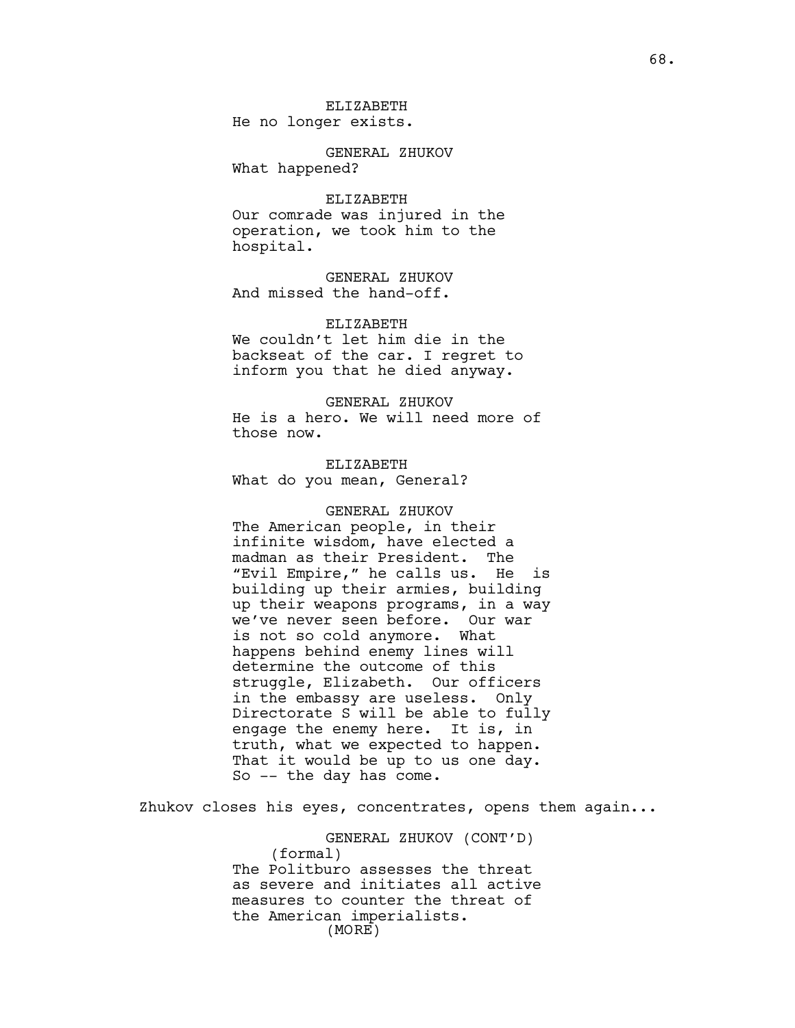ELIZABETH
He no longer exists.

GENERAL ZHUKOV
What happened?

ELIZABETH
Our comrade was injured in the operation, we took him to the hospital.

GENERAL ZHUKOV
And missed the hand-off.

ELIZABETH
We couldn't let him die in the backseat of the car. I regret to inform you that he died anyway.

GENERAL ZHUKOV
He is a hero. We will need more of those now.

ELIZABETH
What do you mean, General?

GENERAL ZHUKOV
The American people, in their infinite wisdom, have elected a madman as their President. The "Evil Empire," he calls us. He is building up their armies, building up their weapons programs, in a way we've never seen before. Our war is not so cold anymore. What happens behind enemy lines will determine the outcome of this struggle, Elizabeth. Our officers in the embassy are useless. Only Directorate S will be able to fully engage the enemy here. It is, in truth, what we expected to happen. That it would be up to us one day. So -- the day has come.

Zhukov closes his eyes, concentrates, opens them again...

GENERAL ZHUKOV (CONT'D)
(formal)
The Politburo assesses the threat as severe and initiates all active measures to counter the threat of the American imperialists.
(MORE)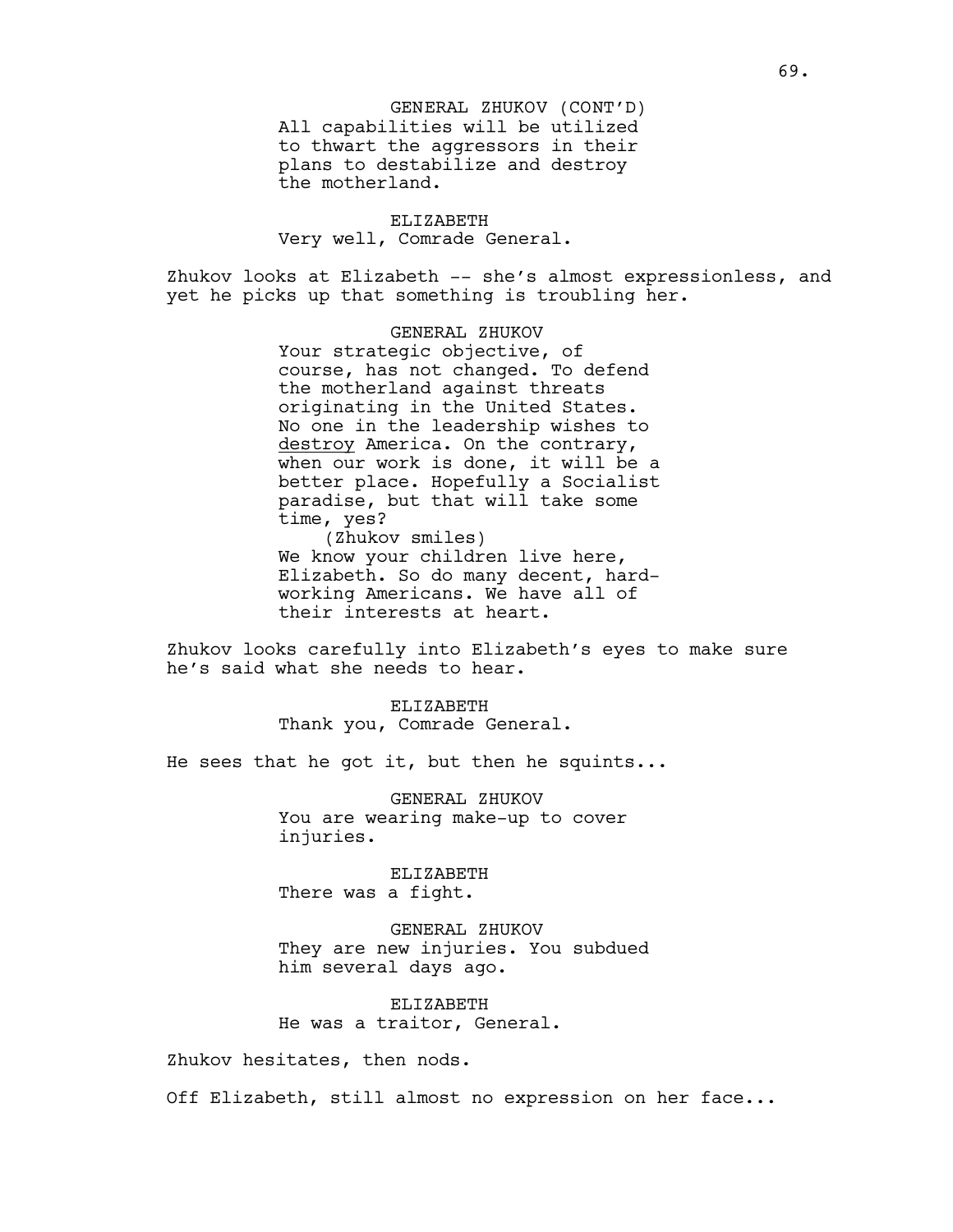GENERAL ZHUKOV (CONT'D)
All capabilities will be utilized to thwart the aggressors in their plans to destabilize and destroy the motherland.

ELIZABETH
Very well, Comrade General.

Zhukov looks at Elizabeth -- she's almost expressionless, and yet he picks up that something is troubling her.

GENERAL ZHUKOV
Your strategic objective, of course, has not changed. To defend the motherland against threats originating in the United States. No one in the leadership wishes to <u>destroy</u> America. On the contrary, when our work is done, it will be a better place. Hopefully a Socialist paradise, but that will take some time, yes?
(Zhukov smiles)
We know your children live here, Elizabeth. So do many decent, hard-working Americans. We have all of their interests at heart.

Zhukov looks carefully into Elizabeth's eyes to make sure he's said what she needs to hear.

ELIZABETH
Thank you, Comrade General.

He sees that he got it, but then he squints...

GENERAL ZHUKOV
You are wearing make-up to cover injuries.

ELIZABETH
There was a fight.

GENERAL ZHUKOV
They are new injuries. You subdued him several days ago.

ELIZABETH
He was a traitor, General.

Zhukov hesitates, then nods.

Off Elizabeth, still almost no expression on her face...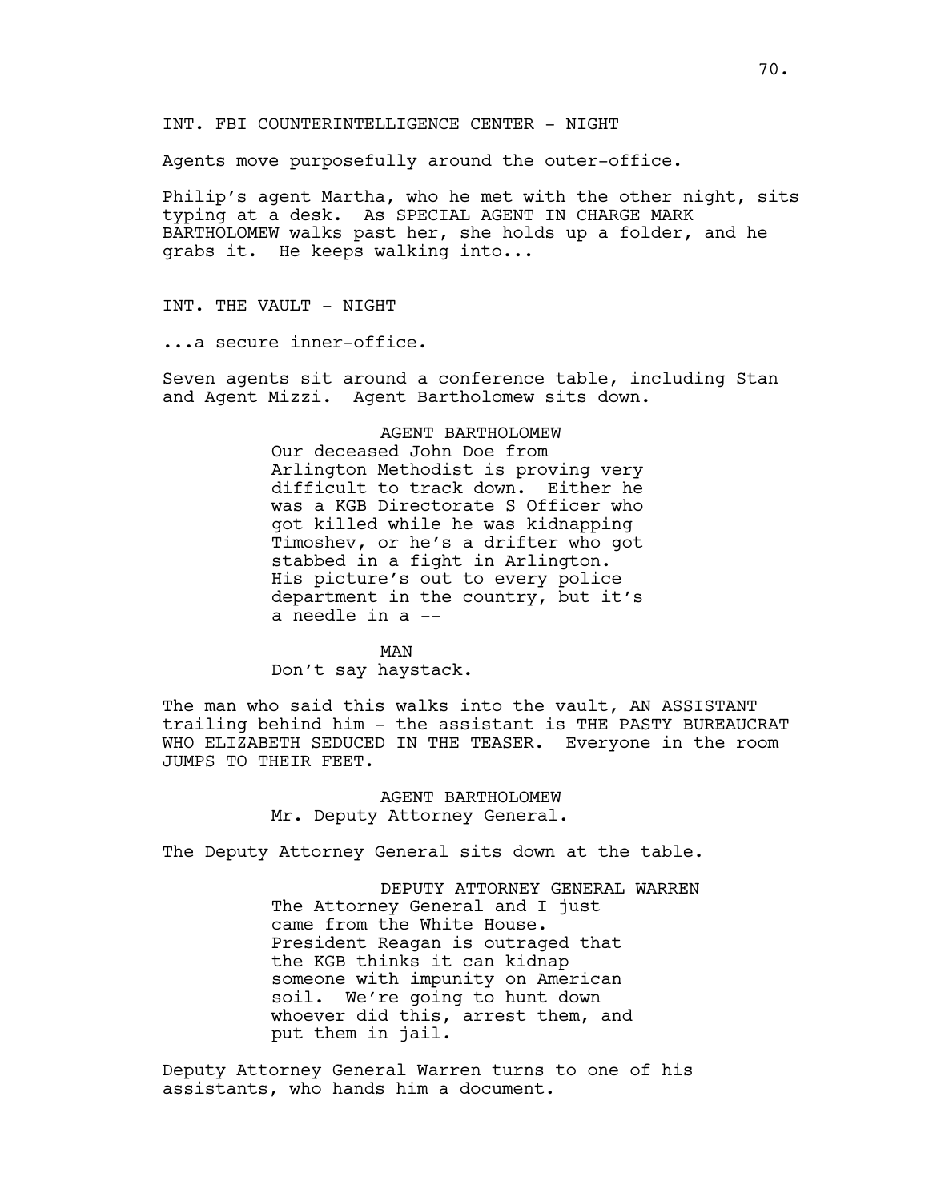INT. FBI COUNTERINTELLIGENCE CENTER - NIGHT

Agents move purposefully around the outer-office.

Philip's agent Martha, who he met with the other night, sits typing at a desk. As SPECIAL AGENT IN CHARGE MARK BARTHOLOMEW walks past her, she holds up a folder, and he grabs it. He keeps walking into...

INT. THE VAULT - NIGHT

...a secure inner-office.

Seven agents sit around a conference table, including Stan and Agent Mizzi. Agent Bartholomew sits down.

AGENT BARTHOLOMEW
Our deceased John Doe from Arlington Methodist is proving very difficult to track down. Either he was a KGB Directorate S Officer who got killed while he was kidnapping Timoshev, or he's a drifter who got stabbed in a fight in Arlington. His picture's out to every police department in the country, but it's a needle in a --

MAN
Don't say haystack.

The man who said this walks into the vault, AN ASSISTANT trailing behind him - the assistant is THE PASTY BUREAUCRAT WHO ELIZABETH SEDUCED IN THE TEASER. Everyone in the room JUMPS TO THEIR FEET.

AGENT BARTHOLOMEW
Mr. Deputy Attorney General.

The Deputy Attorney General sits down at the table.

DEPUTY ATTORNEY GENERAL WARREN
The Attorney General and I just came from the White House. President Reagan is outraged that the KGB thinks it can kidnap someone with impunity on American soil. We're going to hunt down whoever did this, arrest them, and put them in jail.

Deputy Attorney General Warren turns to one of his assistants, who hands him a document.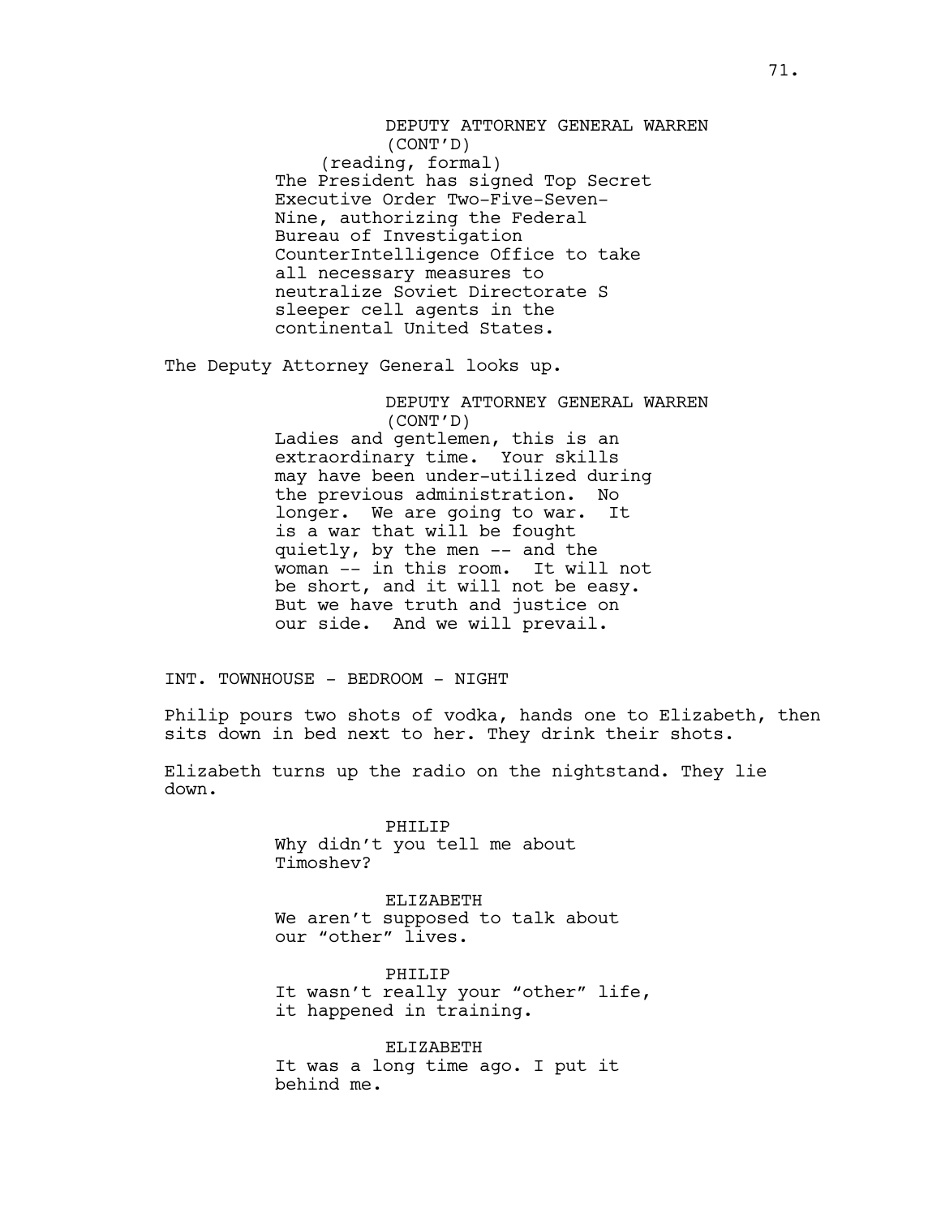DEPUTY ATTORNEY GENERAL WARREN
(CONT'D)
(reading, formal)
The President has signed Top Secret Executive Order Two-Five-Seven-Nine, authorizing the Federal Bureau of Investigation CounterIntelligence Office to take all necessary measures to neutralize Soviet Directorate S sleeper cell agents in the continental United States.

The Deputy Attorney General looks up.

DEPUTY ATTORNEY GENERAL WARREN
(CONT'D)
Ladies and gentlemen, this is an extraordinary time. Your skills may have been under-utilized during the previous administration. No longer. We are going to war. It is a war that will be fought quietly, by the men -- and the woman -- in this room. It will not be short, and it will not be easy. But we have truth and justice on our side. And we will prevail.

INT. TOWNHOUSE - BEDROOM - NIGHT

Philip pours two shots of vodka, hands one to Elizabeth, then sits down in bed next to her. They drink their shots.

Elizabeth turns up the radio on the nightstand. They lie down.

PHILIP
Why didn't you tell me about Timoshev?

ELIZABETH
We aren't supposed to talk about our "other" lives.

PHILIP
It wasn't really your "other" life, it happened in training.

ELIZABETH
It was a long time ago. I put it behind me.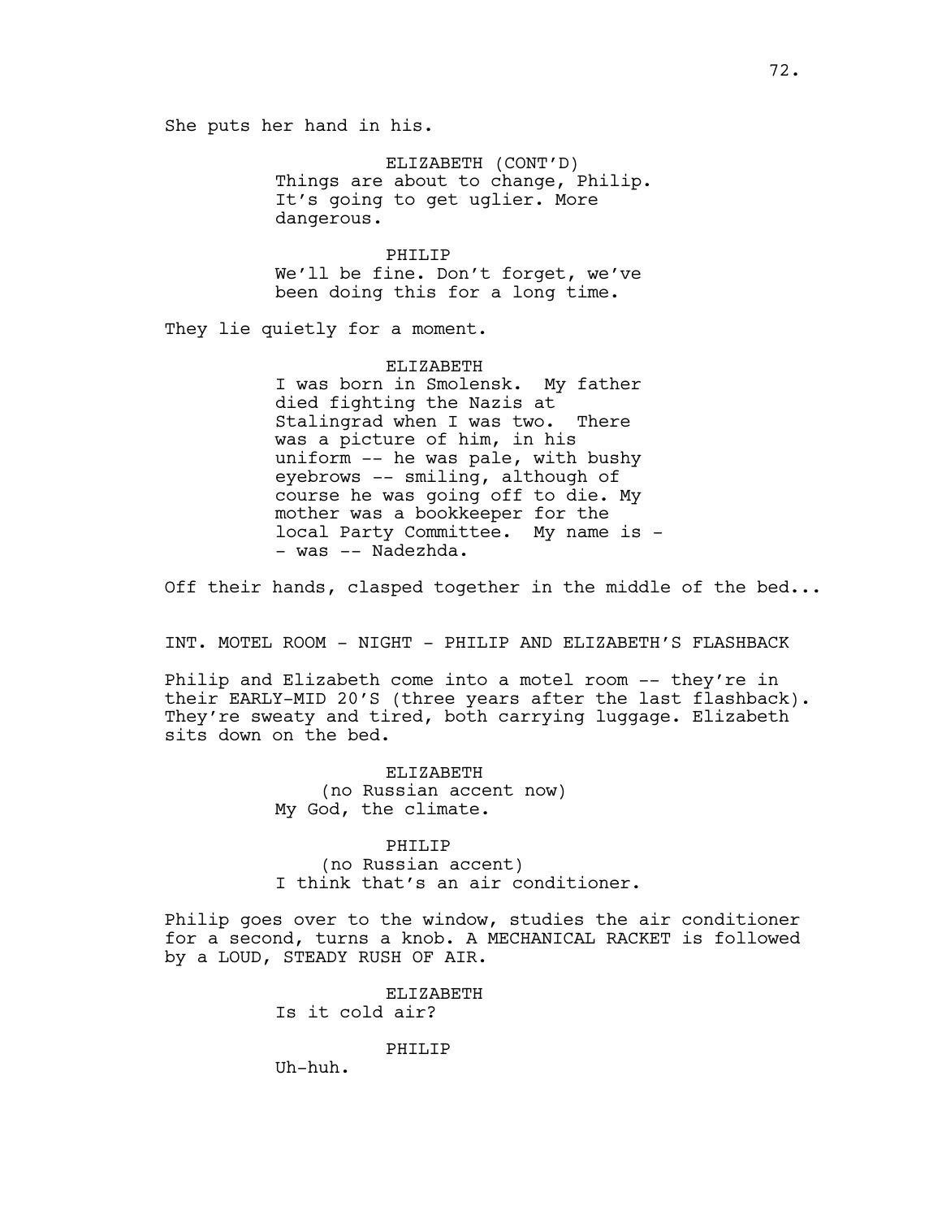She puts her hand in his.

ELIZABETH (CONT'D)
Things are about to change, Philip. It's going to get uglier. More dangerous.

PHILIP
We'll be fine. Don't forget, we've been doing this for a long time.

They lie quietly for a moment.

ELIZABETH
I was born in Smolensk. My father died fighting the Nazis at Stalingrad when I was two. There was a picture of him, in his uniform -- he was pale, with bushy eyebrows -- smiling, although of course he was going off to die. My mother was a bookkeeper for the local Party Committee. My name is -- was -- Nadezhda.

Off their hands, clasped together in the middle of the bed...

INT. MOTEL ROOM - NIGHT - PHILIP AND ELIZABETH'S FLASHBACK

Philip and Elizabeth come into a motel room -- they're in their EARLY-MID 20'S (three years after the last flashback). They're sweaty and tired, both carrying luggage. Elizabeth sits down on the bed.

ELIZABETH
(no Russian accent now)
My God, the climate.

PHILIP
(no Russian accent)
I think that's an air conditioner.

Philip goes over to the window, studies the air conditioner for a second, turns a knob. A MECHANICAL RACKET is followed by a LOUD, STEADY RUSH OF AIR.

ELIZABETH
Is it cold air?

PHILIP
Uh-huh.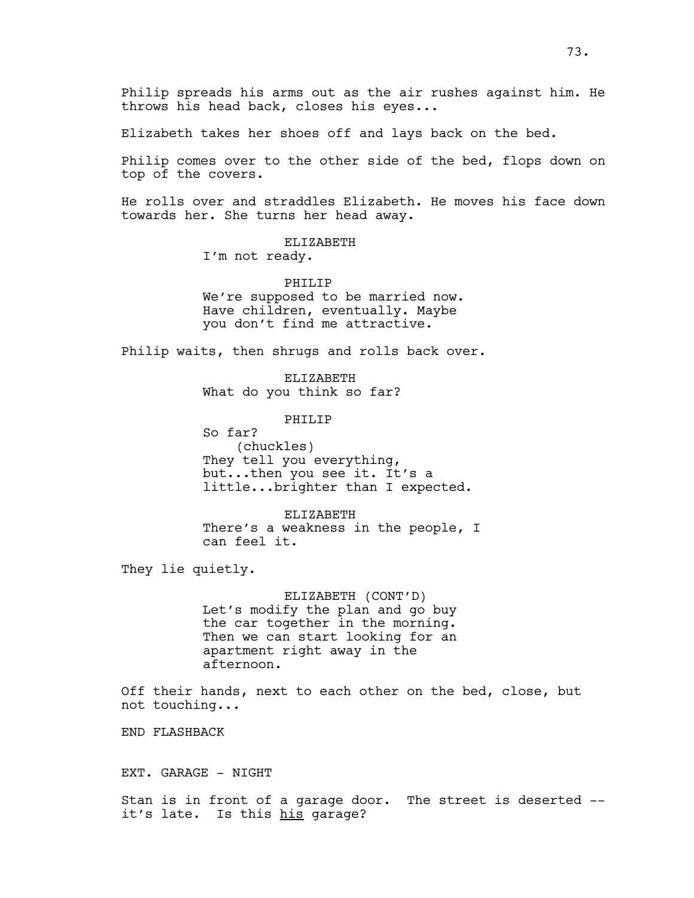Philip spreads his arms out as the air rushes against him. He throws his head back, closes his eyes...

Elizabeth takes her shoes off and lays back on the bed.

Philip comes over to the other side of the bed, flops down on top of the covers.

He rolls over and straddles Elizabeth. He moves his face down towards her. She turns her head away.

ELIZABETH
I'm not ready.

PHILIP
We're supposed to be married now. Have children, eventually. Maybe you don't find me attractive.

Philip waits, then shrugs and rolls back over.

ELIZABETH
What do you think so far?

PHILIP
So far?
(chuckles)
They tell you everything, but...then you see it. It's a little...brighter than I expected.

ELIZABETH
There's a weakness in the people, I can feel it.

They lie quietly.

ELIZABETH (CONT'D)
Let's modify the plan and go buy the car together in the morning. Then we can start looking for an apartment right away in the afternoon.

Off their hands, next to each other on the bed, close, but not touching...

END FLASHBACK

EXT. GARAGE - NIGHT

Stan is in front of a garage door. The street is deserted -- it's late. Is this <u>his</u> garage?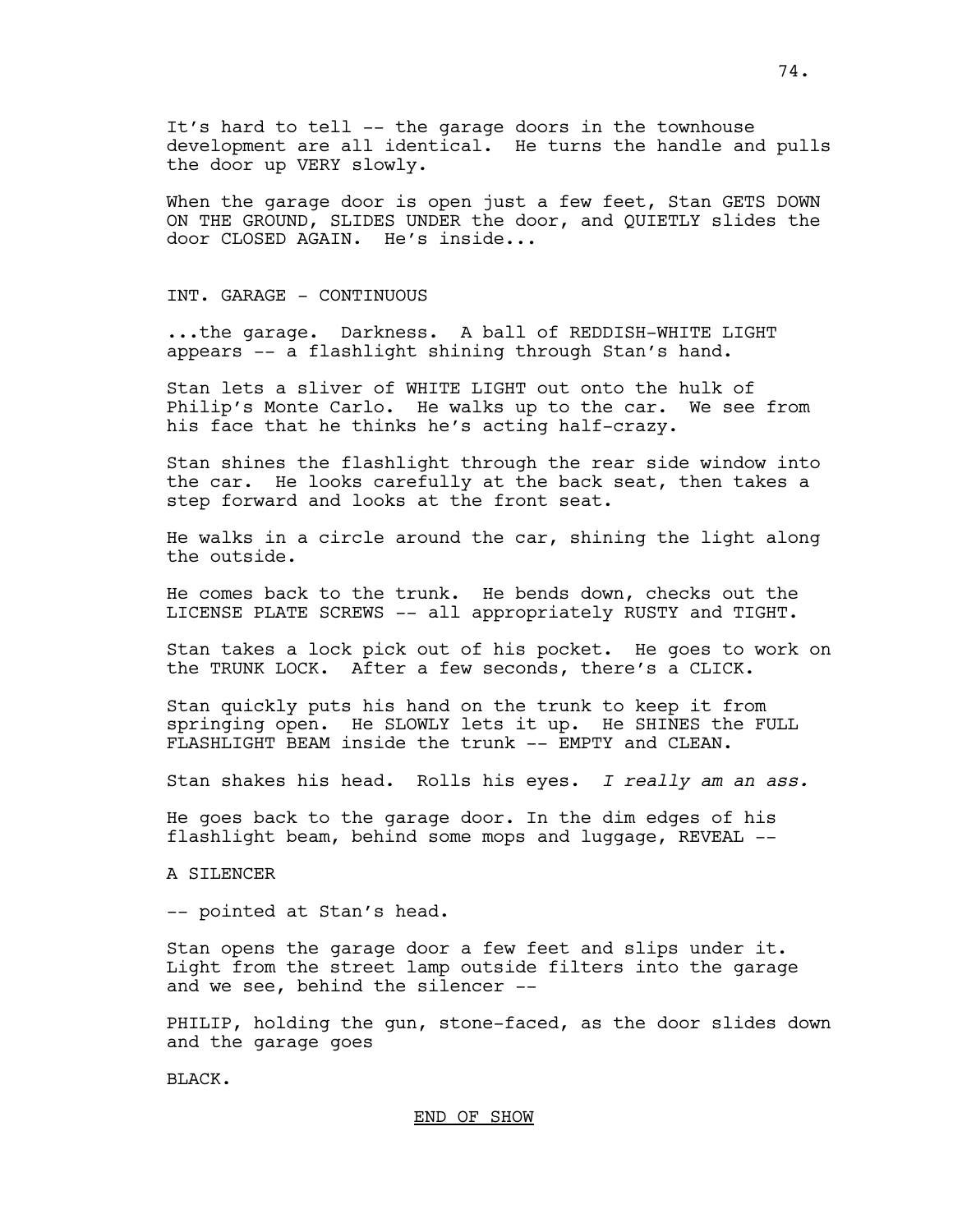It's hard to tell -- the garage doors in the townhouse development are all identical. He turns the handle and pulls the door up VERY slowly.

When the garage door is open just a few feet, Stan GETS DOWN ON THE GROUND, SLIDES UNDER the door, and QUIETLY slides the door CLOSED AGAIN. He's inside...

INT. GARAGE - CONTINUOUS

...the garage. Darkness. A ball of REDDISH-WHITE LIGHT appears -- a flashlight shining through Stan's hand.

Stan lets a sliver of WHITE LIGHT out onto the hulk of Philip's Monte Carlo. He walks up to the car. We see from his face that he thinks he's acting half-crazy.

Stan shines the flashlight through the rear side window into the car. He looks carefully at the back seat, then takes a step forward and looks at the front seat.

He walks in a circle around the car, shining the light along the outside.

He comes back to the trunk. He bends down, checks out the LICENSE PLATE SCREWS -- all appropriately RUSTY and TIGHT.

Stan takes a lock pick out of his pocket. He goes to work on the TRUNK LOCK. After a few seconds, there's a CLICK.

Stan quickly puts his hand on the trunk to keep it from springing open. He SLOWLY lets it up. He SHINES the FULL FLASHLIGHT BEAM inside the trunk -- EMPTY and CLEAN.

Stan shakes his head. Rolls his eyes. *I really am an ass.*

He goes back to the garage door. In the dim edges of his flashlight beam, behind some mops and luggage, REVEAL --

A SILENCER

-- pointed at Stan's head.

Stan opens the garage door a few feet and slips under it. Light from the street lamp outside filters into the garage and we see, behind the silencer --

PHILIP, holding the gun, stone-faced, as the door slides down and the garage goes

BLACK.

END OF SHOW